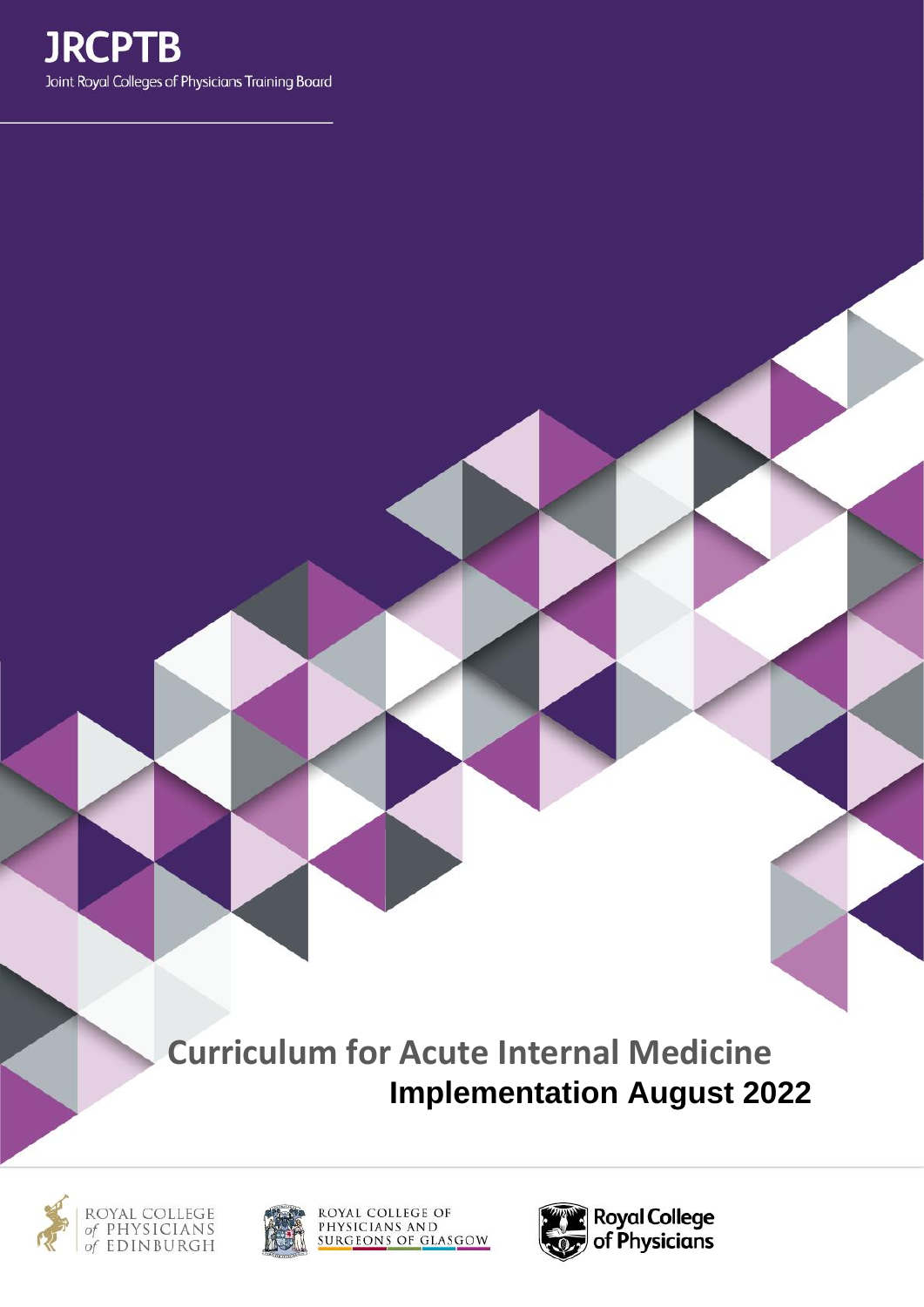**JRCPTB**

Joint Royal Colleges of Physicians Training Board

# Curriculum for Acute Internal Medicine

## Implementation August 2022

ROYAL COLLEGE of PHYSICIANS of EDINBURGH

ROYAL COLLEGE OF PHYSICIANS AND SURGEONS OF GLASGOW

Royal College of Physicians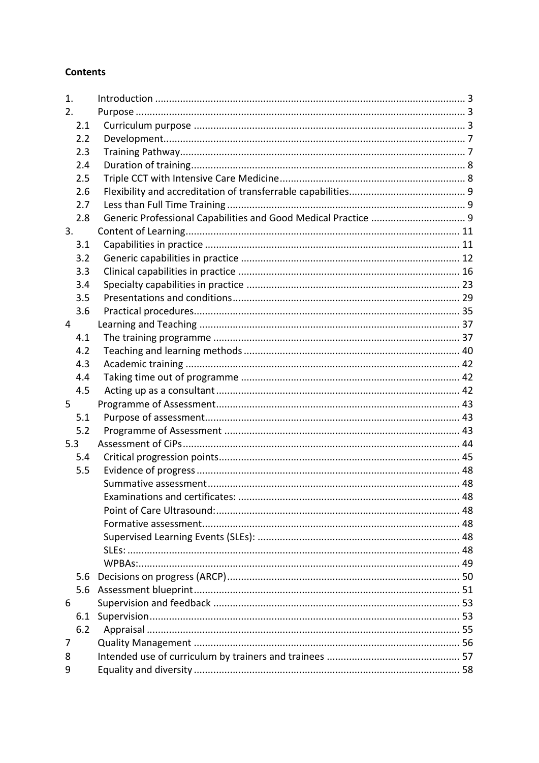**Contents**

| | | |
|---|---|---|
| 1. | Introduction | 3 |
| 2. | Purpose | 3 |
| 2.1 | Curriculum purpose | 3 |
| 2.2 | Development | 7 |
| 2.3 | Training Pathway | 7 |
| 2.4 | Duration of training | 8 |
| 2.5 | Triple CCT with Intensive Care Medicine | 8 |
| 2.6 | Flexibility and accreditation of transferrable capabilities | 9 |
| 2.7 | Less than Full Time Training | 9 |
| 2.8 | Generic Professional Capabilities and Good Medical Practice | 9 |
| 3. | Content of Learning | 11 |
| 3.1 | Capabilities in practice | 11 |
| 3.2 | Generic capabilities in practice | 12 |
| 3.3 | Clinical capabilities in practice | 16 |
| 3.4 | Specialty capabilities in practice | 23 |
| 3.5 | Presentations and conditions | 29 |
| 3.6 | Practical procedures | 35 |
| 4 | Learning and Teaching | 37 |
| 4.1 | The training programme | 37 |
| 4.2 | Teaching and learning methods | 40 |
| 4.3 | Academic training | 42 |
| 4.4 | Taking time out of programme | 42 |
| 4.5 | Acting up as a consultant | 42 |
| 5 | Programme of Assessment | 43 |
| 5.1 | Purpose of assessment | 43 |
| 5.2 | Programme of Assessment | 43 |
| 5.3 | Assessment of CiPs | 44 |
| 5.4 | Critical progression points | 45 |
| 5.5 | Evidence of progress | 48 |
| | Summative assessment | 48 |
| | Examinations and certificates: | 48 |
| | Point of Care Ultrasound: | 48 |
| | Formative assessment | 48 |
| | Supervised Learning Events (SLEs): | 48 |
| | SLEs: | 48 |
| | WPBAs: | 49 |
| 5.6 | Decisions on progress (ARCP) | 50 |
| 5.6 | Assessment blueprint | 51 |
| 6 | Supervision and feedback | 53 |
| 6.1 | Supervision | 53 |
| 6.2 | Appraisal | 55 |
| 7 | Quality Management | 56 |
| 8 | Intended use of curriculum by trainers and trainees | 57 |
| 9 | Equality and diversity | 58 |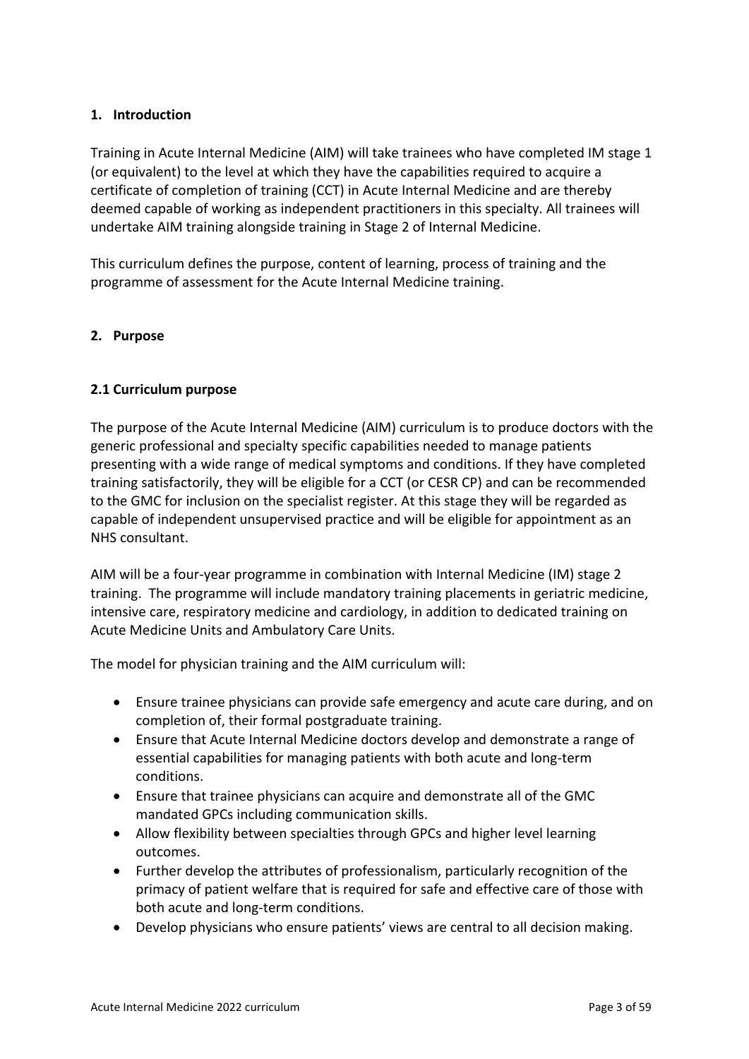## 1. Introduction

Training in Acute Internal Medicine (AIM) will take trainees who have completed IM stage 1 (or equivalent) to the level at which they have the capabilities required to acquire a certificate of completion of training (CCT) in Acute Internal Medicine and are thereby deemed capable of working as independent practitioners in this specialty. All trainees will undertake AIM training alongside training in Stage 2 of Internal Medicine.

This curriculum defines the purpose, content of learning, process of training and the programme of assessment for the Acute Internal Medicine training.

## 2. Purpose

### 2.1 Curriculum purpose

The purpose of the Acute Internal Medicine (AIM) curriculum is to produce doctors with the generic professional and specialty specific capabilities needed to manage patients presenting with a wide range of medical symptoms and conditions. If they have completed training satisfactorily, they will be eligible for a CCT (or CESR CP) and can be recommended to the GMC for inclusion on the specialist register. At this stage they will be regarded as capable of independent unsupervised practice and will be eligible for appointment as an NHS consultant.

AIM will be a four-year programme in combination with Internal Medicine (IM) stage 2 training. The programme will include mandatory training placements in geriatric medicine, intensive care, respiratory medicine and cardiology, in addition to dedicated training on Acute Medicine Units and Ambulatory Care Units.

The model for physician training and the AIM curriculum will:

- Ensure trainee physicians can provide safe emergency and acute care during, and on completion of, their formal postgraduate training.
- Ensure that Acute Internal Medicine doctors develop and demonstrate a range of essential capabilities for managing patients with both acute and long-term conditions.
- Ensure that trainee physicians can acquire and demonstrate all of the GMC mandated GPCs including communication skills.
- Allow flexibility between specialties through GPCs and higher level learning outcomes.
- Further develop the attributes of professionalism, particularly recognition of the primacy of patient welfare that is required for safe and effective care of those with both acute and long-term conditions.
- Develop physicians who ensure patients' views are central to all decision making.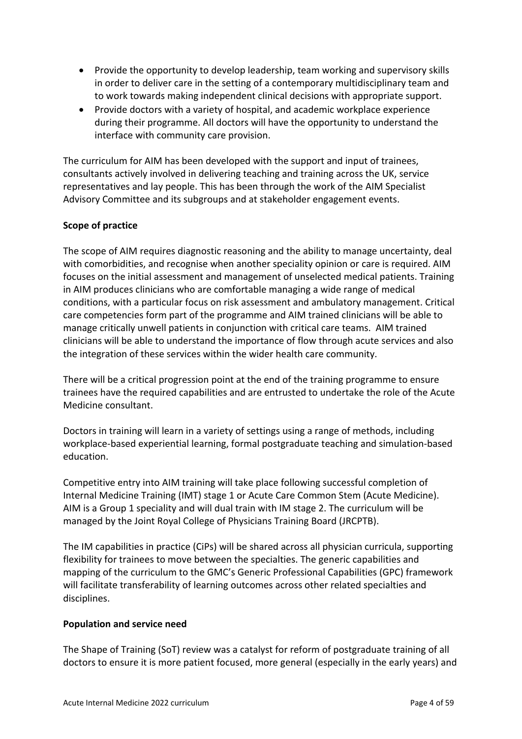- Provide the opportunity to develop leadership, team working and supervisory skills in order to deliver care in the setting of a contemporary multidisciplinary team and to work towards making independent clinical decisions with appropriate support.
- Provide doctors with a variety of hospital, and academic workplace experience during their programme. All doctors will have the opportunity to understand the interface with community care provision.

The curriculum for AIM has been developed with the support and input of trainees, consultants actively involved in delivering teaching and training across the UK, service representatives and lay people. This has been through the work of the AIM Specialist Advisory Committee and its subgroups and at stakeholder engagement events.

**Scope of practice**

The scope of AIM requires diagnostic reasoning and the ability to manage uncertainty, deal with comorbidities, and recognise when another speciality opinion or care is required. AIM focuses on the initial assessment and management of unselected medical patients. Training in AIM produces clinicians who are comfortable managing a wide range of medical conditions, with a particular focus on risk assessment and ambulatory management. Critical care competencies form part of the programme and AIM trained clinicians will be able to manage critically unwell patients in conjunction with critical care teams. AIM trained clinicians will be able to understand the importance of flow through acute services and also the integration of these services within the wider health care community.

There will be a critical progression point at the end of the training programme to ensure trainees have the required capabilities and are entrusted to undertake the role of the Acute Medicine consultant.

Doctors in training will learn in a variety of settings using a range of methods, including workplace-based experiential learning, formal postgraduate teaching and simulation-based education.

Competitive entry into AIM training will take place following successful completion of Internal Medicine Training (IMT) stage 1 or Acute Care Common Stem (Acute Medicine). AIM is a Group 1 speciality and will dual train with IM stage 2. The curriculum will be managed by the Joint Royal College of Physicians Training Board (JRCPTB).

The IM capabilities in practice (CiPs) will be shared across all physician curricula, supporting flexibility for trainees to move between the specialties. The generic capabilities and mapping of the curriculum to the GMC's Generic Professional Capabilities (GPC) framework will facilitate transferability of learning outcomes across other related specialties and disciplines.

**Population and service need**

The Shape of Training (SoT) review was a catalyst for reform of postgraduate training of all doctors to ensure it is more patient focused, more general (especially in the early years) and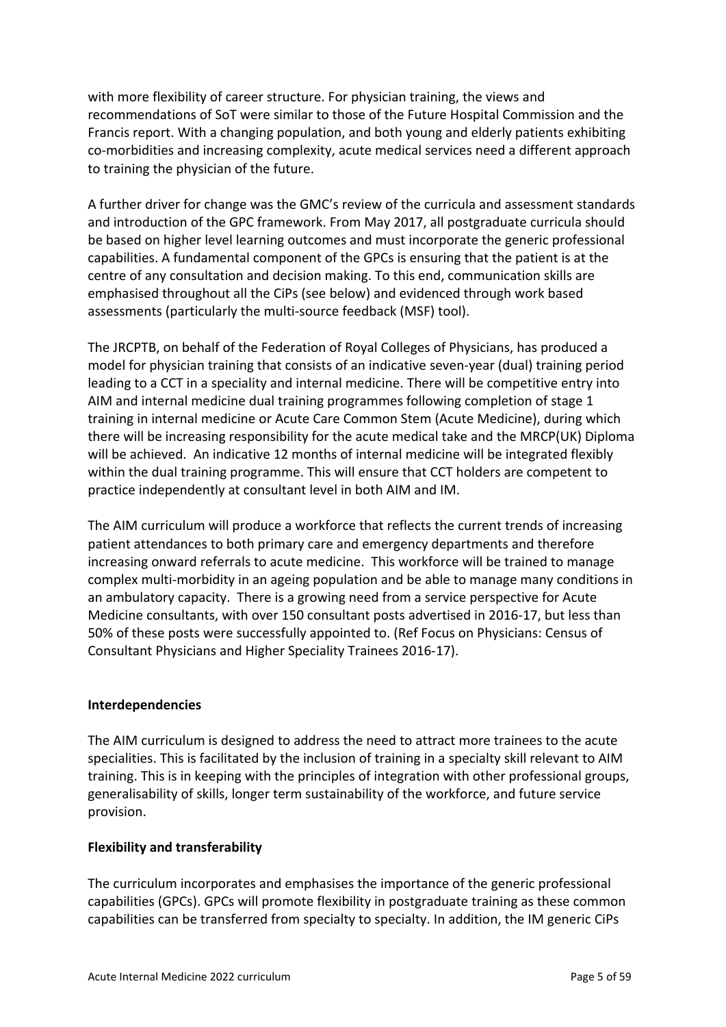with more flexibility of career structure. For physician training, the views and recommendations of SoT were similar to those of the Future Hospital Commission and the Francis report. With a changing population, and both young and elderly patients exhibiting co-morbidities and increasing complexity, acute medical services need a different approach to training the physician of the future.

A further driver for change was the GMC's review of the curricula and assessment standards and introduction of the GPC framework. From May 2017, all postgraduate curricula should be based on higher level learning outcomes and must incorporate the generic professional capabilities. A fundamental component of the GPCs is ensuring that the patient is at the centre of any consultation and decision making. To this end, communication skills are emphasised throughout all the CiPs (see below) and evidenced through work based assessments (particularly the multi-source feedback (MSF) tool).

The JRCPTB, on behalf of the Federation of Royal Colleges of Physicians, has produced a model for physician training that consists of an indicative seven-year (dual) training period leading to a CCT in a speciality and internal medicine. There will be competitive entry into AIM and internal medicine dual training programmes following completion of stage 1 training in internal medicine or Acute Care Common Stem (Acute Medicine), during which there will be increasing responsibility for the acute medical take and the MRCP(UK) Diploma will be achieved. An indicative 12 months of internal medicine will be integrated flexibly within the dual training programme. This will ensure that CCT holders are competent to practice independently at consultant level in both AIM and IM.

The AIM curriculum will produce a workforce that reflects the current trends of increasing patient attendances to both primary care and emergency departments and therefore increasing onward referrals to acute medicine. This workforce will be trained to manage complex multi-morbidity in an ageing population and be able to manage many conditions in an ambulatory capacity. There is a growing need from a service perspective for Acute Medicine consultants, with over 150 consultant posts advertised in 2016-17, but less than 50% of these posts were successfully appointed to. (Ref Focus on Physicians: Census of Consultant Physicians and Higher Speciality Trainees 2016-17).

**Interdependencies**

The AIM curriculum is designed to address the need to attract more trainees to the acute specialities. This is facilitated by the inclusion of training in a specialty skill relevant to AIM training. This is in keeping with the principles of integration with other professional groups, generalisability of skills, longer term sustainability of the workforce, and future service provision.

**Flexibility and transferability**

The curriculum incorporates and emphasises the importance of the generic professional capabilities (GPCs). GPCs will promote flexibility in postgraduate training as these common capabilities can be transferred from specialty to specialty. In addition, the IM generic CiPs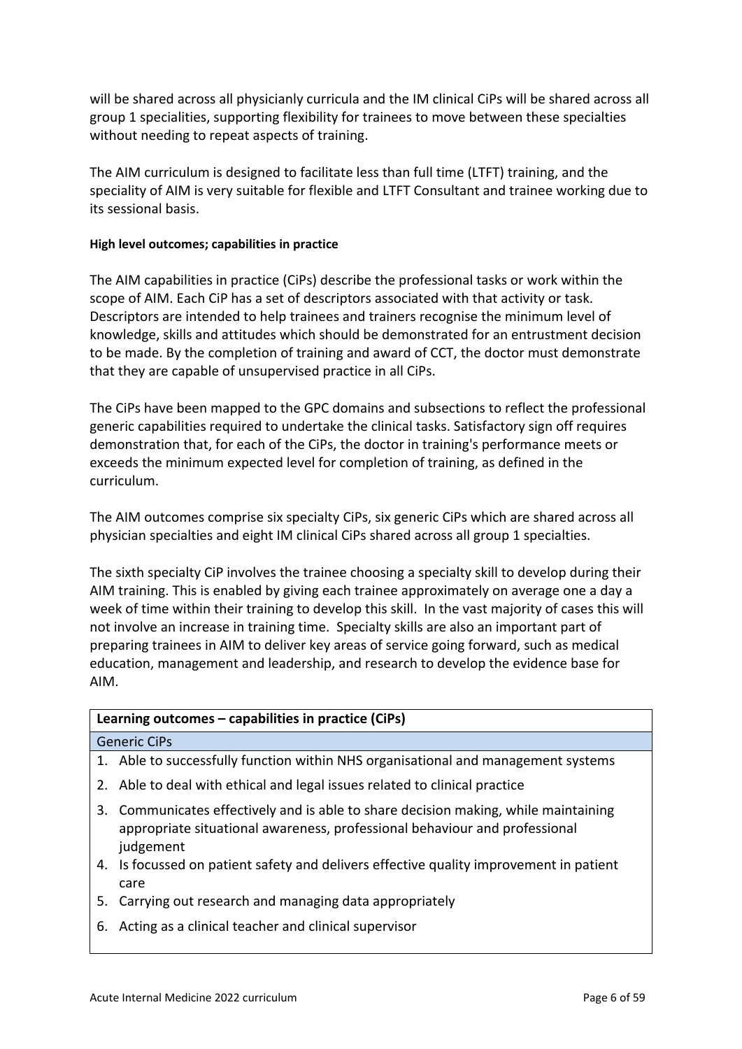will be shared across all physicianly curricula and the IM clinical CiPs will be shared across all group 1 specialities, supporting flexibility for trainees to move between these specialties without needing to repeat aspects of training.

The AIM curriculum is designed to facilitate less than full time (LTFT) training, and the speciality of AIM is very suitable for flexible and LTFT Consultant and trainee working due to its sessional basis.

#### High level outcomes; capabilities in practice

The AIM capabilities in practice (CiPs) describe the professional tasks or work within the scope of AIM. Each CiP has a set of descriptors associated with that activity or task. Descriptors are intended to help trainees and trainers recognise the minimum level of knowledge, skills and attitudes which should be demonstrated for an entrustment decision to be made. By the completion of training and award of CCT, the doctor must demonstrate that they are capable of unsupervised practice in all CiPs.

The CiPs have been mapped to the GPC domains and subsections to reflect the professional generic capabilities required to undertake the clinical tasks. Satisfactory sign off requires demonstration that, for each of the CiPs, the doctor in training's performance meets or exceeds the minimum expected level for completion of training, as defined in the curriculum.

The AIM outcomes comprise six specialty CiPs, six generic CiPs which are shared across all physician specialties and eight IM clinical CiPs shared across all group 1 specialties.

The sixth specialty CiP involves the trainee choosing a specialty skill to develop during their AIM training. This is enabled by giving each trainee approximately on average one a day a week of time within their training to develop this skill. In the vast majority of cases this will not involve an increase in training time. Specialty skills are also an important part of preparing trainees in AIM to deliver key areas of service going forward, such as medical education, management and leadership, and research to develop the evidence base for AIM.

| **Learning outcomes – capabilities in practice (CiPs)** |
|---|
| Generic CiPs |
| 1. Able to successfully function within NHS organisational and management systems |
| 2. Able to deal with ethical and legal issues related to clinical practice |
| 3. Communicates effectively and is able to share decision making, while maintaining appropriate situational awareness, professional behaviour and professional judgement |
| 4. Is focussed on patient safety and delivers effective quality improvement in patient care |
| 5. Carrying out research and managing data appropriately |
| 6. Acting as a clinical teacher and clinical supervisor |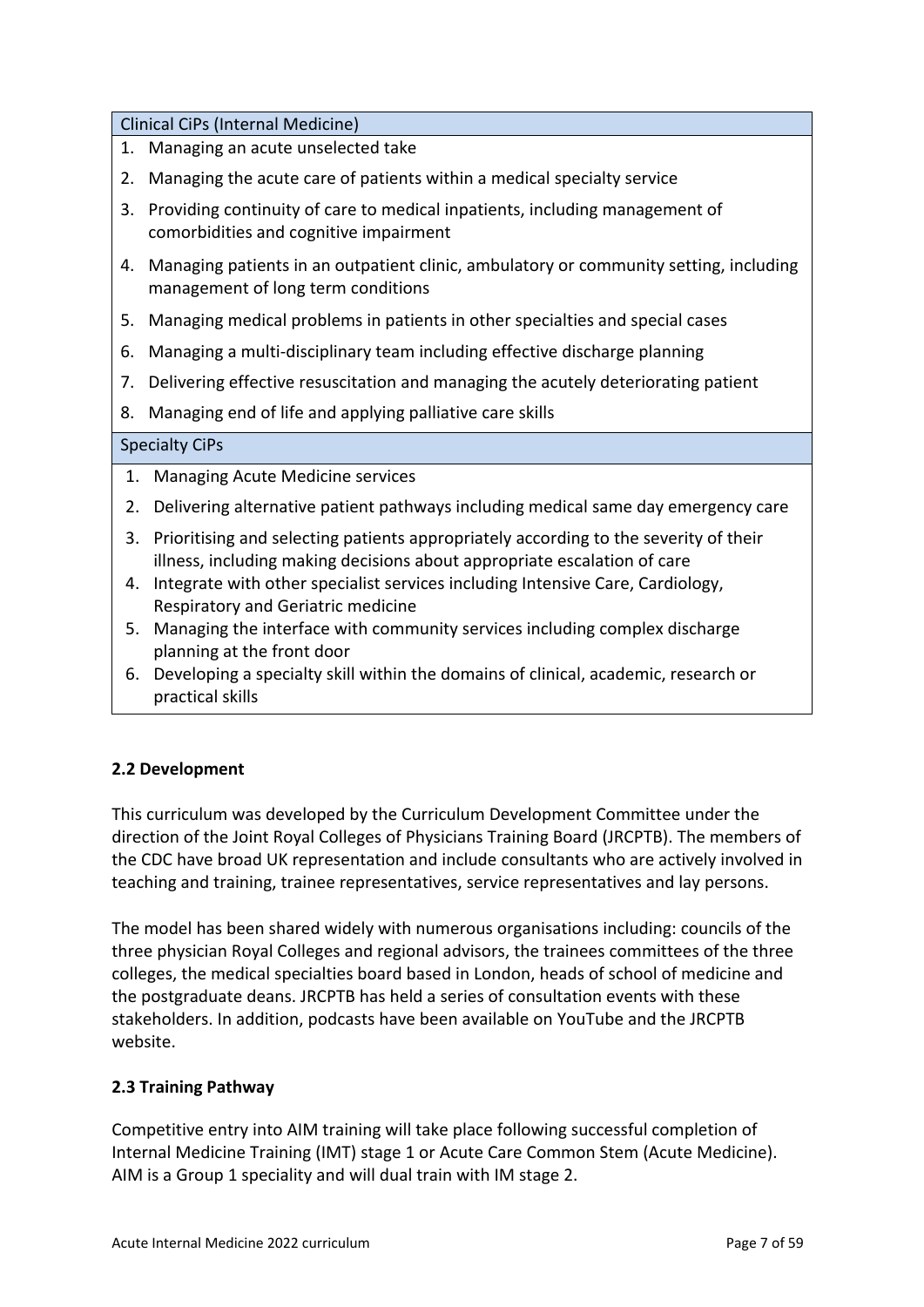| Clinical CiPs (Internal Medicine) |
|---|
| 1. Managing an acute unselected take |
| 2. Managing the acute care of patients within a medical specialty service |
| 3. Providing continuity of care to medical inpatients, including management of comorbidities and cognitive impairment |
| 4. Managing patients in an outpatient clinic, ambulatory or community setting, including management of long term conditions |
| 5. Managing medical problems in patients in other specialties and special cases |
| 6. Managing a multi-disciplinary team including effective discharge planning |
| 7. Delivering effective resuscitation and managing the acutely deteriorating patient |
| 8. Managing end of life and applying palliative care skills |
| **Specialty CiPs** |
| 1. Managing Acute Medicine services |
| 2. Delivering alternative patient pathways including medical same day emergency care |
| 3. Prioritising and selecting patients appropriately according to the severity of their illness, including making decisions about appropriate escalation of care |
| 4. Integrate with other specialist services including Intensive Care, Cardiology, Respiratory and Geriatric medicine |
| 5. Managing the interface with community services including complex discharge planning at the front door |
| 6. Developing a specialty skill within the domains of clinical, academic, research or practical skills |

### 2.2 Development

This curriculum was developed by the Curriculum Development Committee under the direction of the Joint Royal Colleges of Physicians Training Board (JRCPTB). The members of the CDC have broad UK representation and include consultants who are actively involved in teaching and training, trainee representatives, service representatives and lay persons.

The model has been shared widely with numerous organisations including: councils of the three physician Royal Colleges and regional advisors, the trainees committees of the three colleges, the medical specialties board based in London, heads of school of medicine and the postgraduate deans. JRCPTB has held a series of consultation events with these stakeholders. In addition, podcasts have been available on YouTube and the JRCPTB website.

### 2.3 Training Pathway

Competitive entry into AIM training will take place following successful completion of Internal Medicine Training (IMT) stage 1 or Acute Care Common Stem (Acute Medicine). AIM is a Group 1 speciality and will dual train with IM stage 2.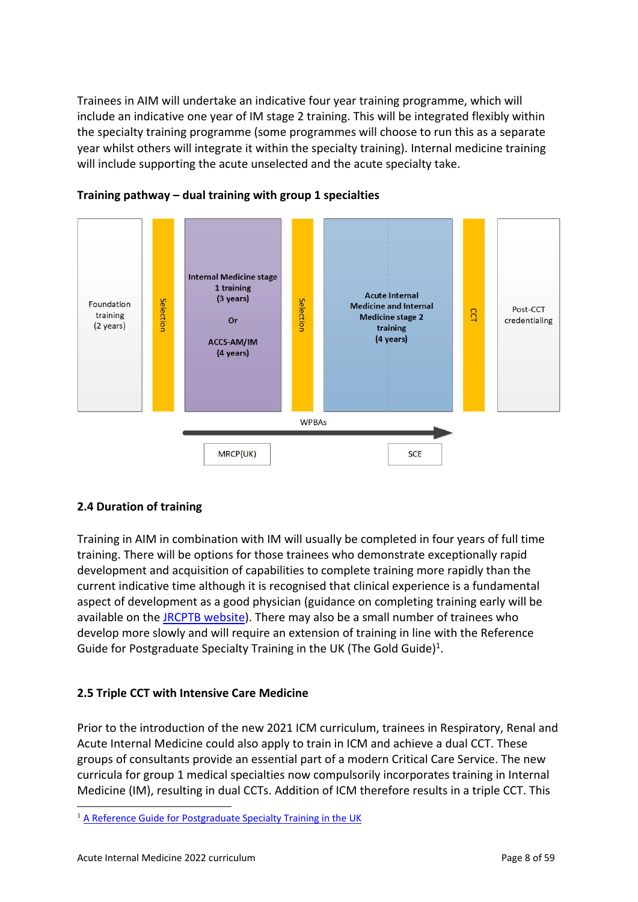Trainees in AIM will undertake an indicative four year training programme, which will include an indicative one year of IM stage 2 training. This will be integrated flexibly within the specialty training programme (some programmes will choose to run this as a separate year whilst others will integrate it within the specialty training). Internal medicine training will include supporting the acute unselected and the acute specialty take.

**Training pathway – dual training with group 1 specialties**

| Foundation training (2 years) | Selection | Internal Medicine stage 1 training (3 years) Or ACCS-AM/IM (4 years) | Selection | Acute Internal Medicine and Internal Medicine stage 2 training (4 years) | CCT | Post-CCT credentialing |
|---|---|---|---|---|---|---|

WPBAs

MRCP(UK) — SCE

### 2.4 Duration of training

Training in AIM in combination with IM will usually be completed in four years of full time training. There will be options for those trainees who demonstrate exceptionally rapid development and acquisition of capabilities to complete training more rapidly than the current indicative time although it is recognised that clinical experience is a fundamental aspect of development as a good physician (guidance on completing training early will be available on the JRCPTB website). There may also be a small number of trainees who develop more slowly and will require an extension of training in line with the Reference Guide for Postgraduate Specialty Training in the UK (The Gold Guide)[1].

### 2.5 Triple CCT with Intensive Care Medicine

Prior to the introduction of the new 2021 ICM curriculum, trainees in Respiratory, Renal and Acute Internal Medicine could also apply to train in ICM and achieve a dual CCT. These groups of consultants provide an essential part of a modern Critical Care Service. The new curricula for group 1 medical specialties now compulsorily incorporates training in Internal Medicine (IM), resulting in dual CCTs. Addition of ICM therefore results in a triple CCT. This

[1] A Reference Guide for Postgraduate Specialty Training in the UK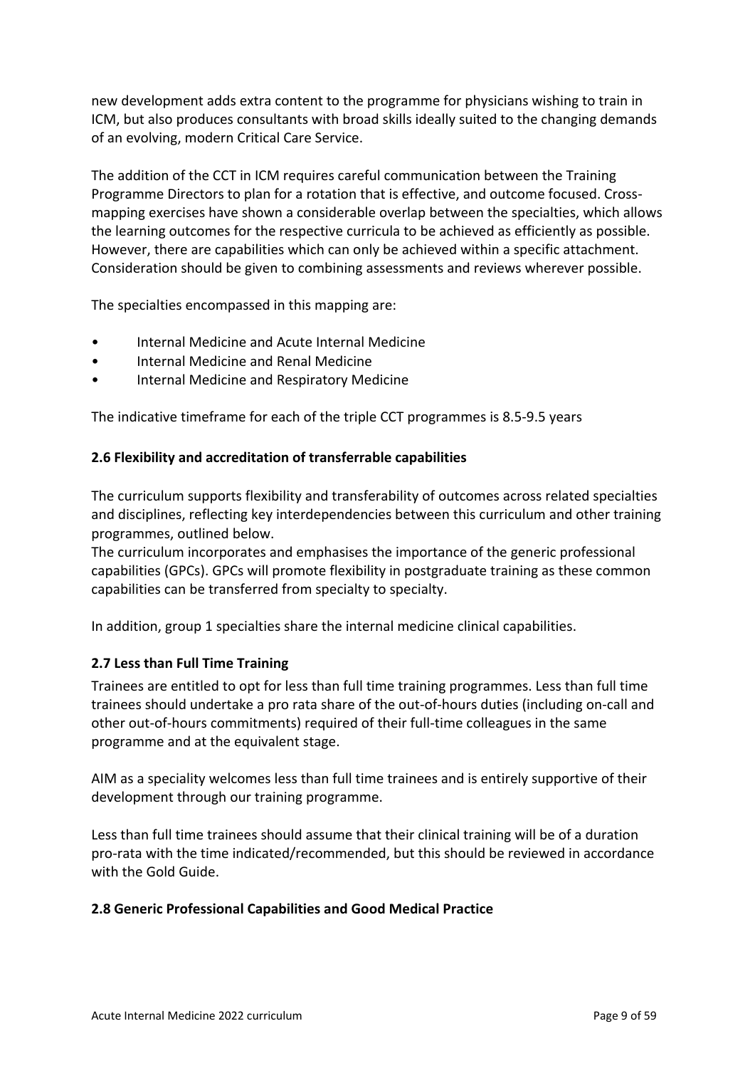new development adds extra content to the programme for physicians wishing to train in ICM, but also produces consultants with broad skills ideally suited to the changing demands of an evolving, modern Critical Care Service.

The addition of the CCT in ICM requires careful communication between the Training Programme Directors to plan for a rotation that is effective, and outcome focused. Cross-mapping exercises have shown a considerable overlap between the specialties, which allows the learning outcomes for the respective curricula to be achieved as efficiently as possible. However, there are capabilities which can only be achieved within a specific attachment. Consideration should be given to combining assessments and reviews wherever possible.

The specialties encompassed in this mapping are:

- Internal Medicine and Acute Internal Medicine
- Internal Medicine and Renal Medicine
- Internal Medicine and Respiratory Medicine

The indicative timeframe for each of the triple CCT programmes is 8.5-9.5 years

### 2.6 Flexibility and accreditation of transferrable capabilities

The curriculum supports flexibility and transferability of outcomes across related specialties and disciplines, reflecting key interdependencies between this curriculum and other training programmes, outlined below.
The curriculum incorporates and emphasises the importance of the generic professional capabilities (GPCs). GPCs will promote flexibility in postgraduate training as these common capabilities can be transferred from specialty to specialty.

In addition, group 1 specialties share the internal medicine clinical capabilities.

### 2.7 Less than Full Time Training

Trainees are entitled to opt for less than full time training programmes. Less than full time trainees should undertake a pro rata share of the out-of-hours duties (including on-call and other out-of-hours commitments) required of their full-time colleagues in the same programme and at the equivalent stage.

AIM as a speciality welcomes less than full time trainees and is entirely supportive of their development through our training programme.

Less than full time trainees should assume that their clinical training will be of a duration pro-rata with the time indicated/recommended, but this should be reviewed in accordance with the Gold Guide.

### 2.8 Generic Professional Capabilities and Good Medical Practice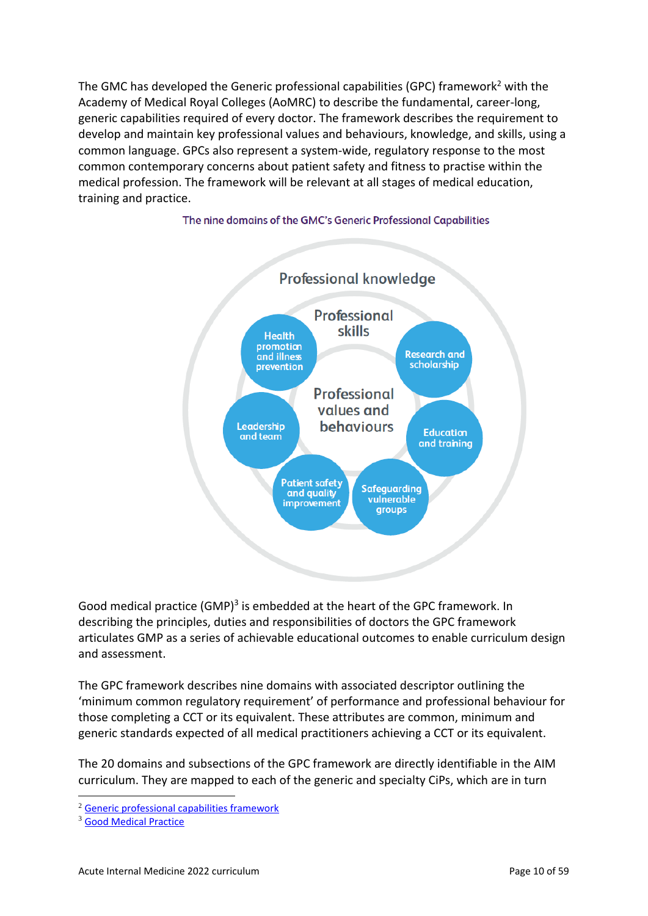The GMC has developed the Generic professional capabilities (GPC) framework[2] with the Academy of Medical Royal Colleges (AoMRC) to describe the fundamental, career-long, generic capabilities required of every doctor. The framework describes the requirement to develop and maintain key professional values and behaviours, knowledge, and skills, using a common language. GPCs also represent a system-wide, regulatory response to the most common contemporary concerns about patient safety and fitness to practise within the medical profession. The framework will be relevant at all stages of medical education, training and practice.

The nine domains of the GMC's Generic Professional Capabilities

Professional knowledge

Professional skills

Professional values and behaviours

Health promotion and illness prevention

Research and scholarship

Leadership and team

Education and training

Patient safety and quality improvement

Safeguarding vulnerable groups

Good medical practice (GMP)[3] is embedded at the heart of the GPC framework. In describing the principles, duties and responsibilities of doctors the GPC framework articulates GMP as a series of achievable educational outcomes to enable curriculum design and assessment.

The GPC framework describes nine domains with associated descriptor outlining the 'minimum common regulatory requirement' of performance and professional behaviour for those completing a CCT or its equivalent. These attributes are common, minimum and generic standards expected of all medical practitioners achieving a CCT or its equivalent.

The 20 domains and subsections of the GPC framework are directly identifiable in the AIM curriculum. They are mapped to each of the generic and specialty CiPs, which are in turn

[2] Generic professional capabilities framework

[3] Good Medical Practice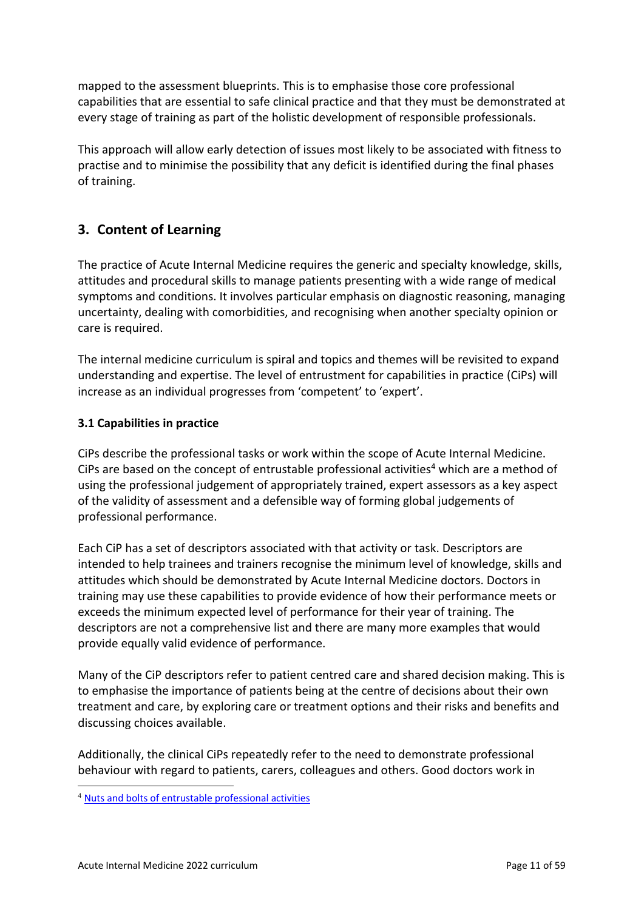mapped to the assessment blueprints. This is to emphasise those core professional capabilities that are essential to safe clinical practice and that they must be demonstrated at every stage of training as part of the holistic development of responsible professionals.

This approach will allow early detection of issues most likely to be associated with fitness to practise and to minimise the possibility that any deficit is identified during the final phases of training.

## 3. Content of Learning

The practice of Acute Internal Medicine requires the generic and specialty knowledge, skills, attitudes and procedural skills to manage patients presenting with a wide range of medical symptoms and conditions. It involves particular emphasis on diagnostic reasoning, managing uncertainty, dealing with comorbidities, and recognising when another specialty opinion or care is required.

The internal medicine curriculum is spiral and topics and themes will be revisited to expand understanding and expertise. The level of entrustment for capabilities in practice (CiPs) will increase as an individual progresses from 'competent' to 'expert'.

### 3.1 Capabilities in practice

CiPs describe the professional tasks or work within the scope of Acute Internal Medicine. CiPs are based on the concept of entrustable professional activities[4] which are a method of using the professional judgement of appropriately trained, expert assessors as a key aspect of the validity of assessment and a defensible way of forming global judgements of professional performance.

Each CiP has a set of descriptors associated with that activity or task. Descriptors are intended to help trainees and trainers recognise the minimum level of knowledge, skills and attitudes which should be demonstrated by Acute Internal Medicine doctors. Doctors in training may use these capabilities to provide evidence of how their performance meets or exceeds the minimum expected level of performance for their year of training. The descriptors are not a comprehensive list and there are many more examples that would provide equally valid evidence of performance.

Many of the CiP descriptors refer to patient centred care and shared decision making. This is to emphasise the importance of patients being at the centre of decisions about their own treatment and care, by exploring care or treatment options and their risks and benefits and discussing choices available.

Additionally, the clinical CiPs repeatedly refer to the need to demonstrate professional behaviour with regard to patients, carers, colleagues and others. Good doctors work in

[4] Nuts and bolts of entrustable professional activities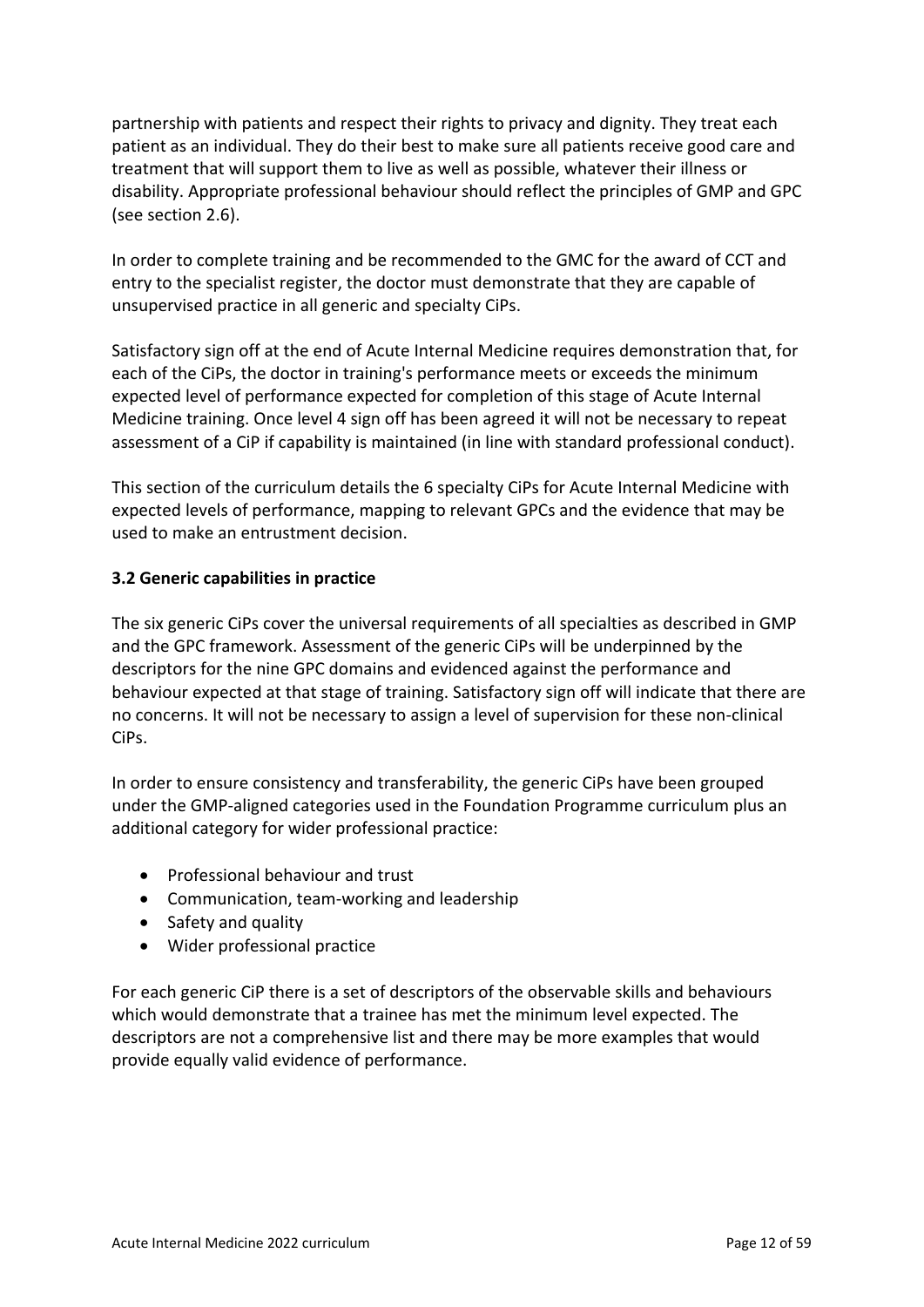partnership with patients and respect their rights to privacy and dignity. They treat each patient as an individual. They do their best to make sure all patients receive good care and treatment that will support them to live as well as possible, whatever their illness or disability. Appropriate professional behaviour should reflect the principles of GMP and GPC (see section 2.6).

In order to complete training and be recommended to the GMC for the award of CCT and entry to the specialist register, the doctor must demonstrate that they are capable of unsupervised practice in all generic and specialty CiPs.

Satisfactory sign off at the end of Acute Internal Medicine requires demonstration that, for each of the CiPs, the doctor in training's performance meets or exceeds the minimum expected level of performance expected for completion of this stage of Acute Internal Medicine training. Once level 4 sign off has been agreed it will not be necessary to repeat assessment of a CiP if capability is maintained (in line with standard professional conduct).

This section of the curriculum details the 6 specialty CiPs for Acute Internal Medicine with expected levels of performance, mapping to relevant GPCs and the evidence that may be used to make an entrustment decision.

### 3.2 Generic capabilities in practice

The six generic CiPs cover the universal requirements of all specialties as described in GMP and the GPC framework. Assessment of the generic CiPs will be underpinned by the descriptors for the nine GPC domains and evidenced against the performance and behaviour expected at that stage of training. Satisfactory sign off will indicate that there are no concerns. It will not be necessary to assign a level of supervision for these non-clinical CiPs.

In order to ensure consistency and transferability, the generic CiPs have been grouped under the GMP-aligned categories used in the Foundation Programme curriculum plus an additional category for wider professional practice:

- Professional behaviour and trust
- Communication, team-working and leadership
- Safety and quality
- Wider professional practice

For each generic CiP there is a set of descriptors of the observable skills and behaviours which would demonstrate that a trainee has met the minimum level expected. The descriptors are not a comprehensive list and there may be more examples that would provide equally valid evidence of performance.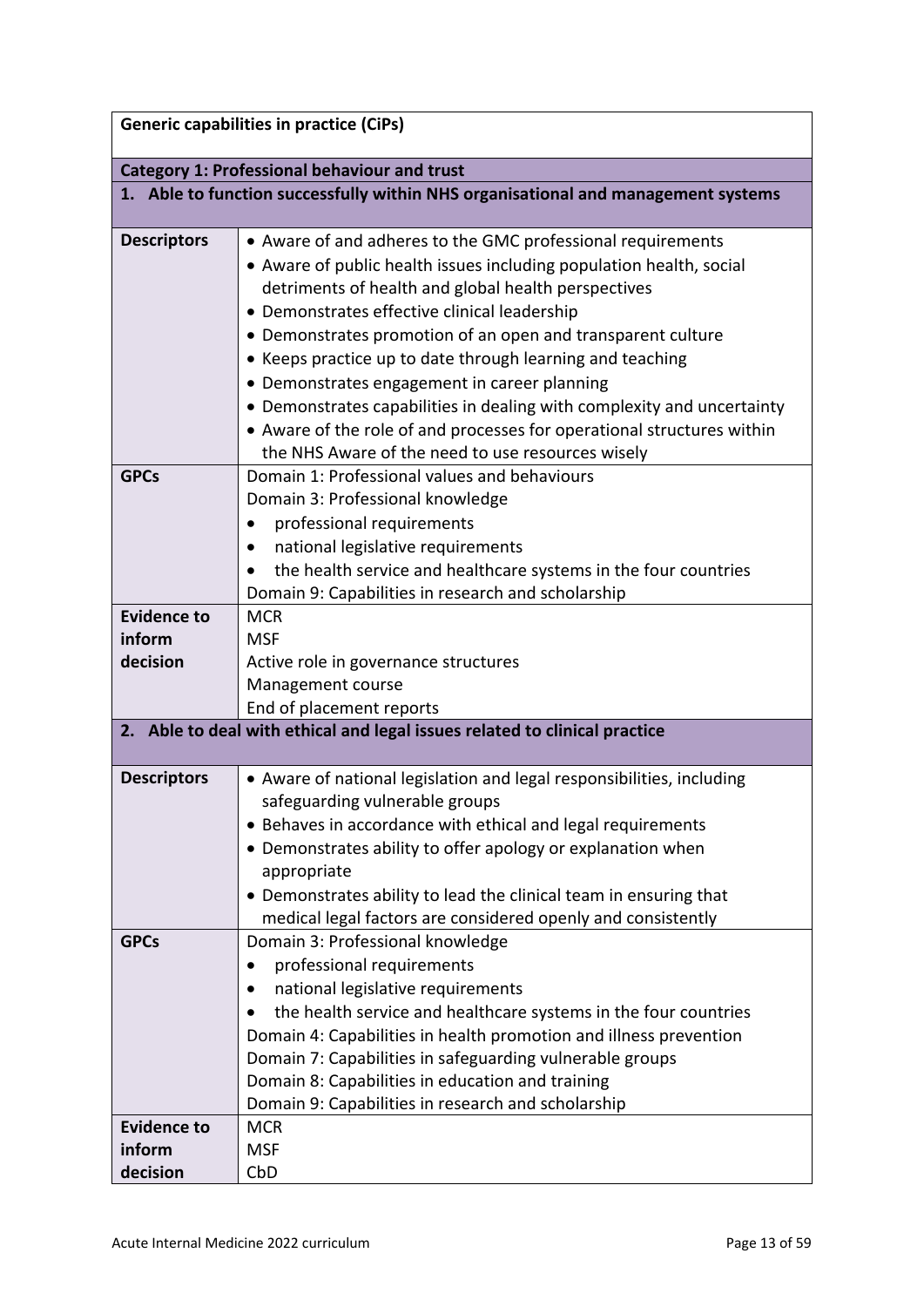| Generic capabilities in practice (CiPs) | |
|---|---|
| **Category 1: Professional behaviour and trust** | |
| **1. Able to function successfully within NHS organisational and management systems** | |
| **Descriptors** | • Aware of and adheres to the GMC professional requirements<br>• Aware of public health issues including population health, social detriments of health and global health perspectives<br>• Demonstrates effective clinical leadership<br>• Demonstrates promotion of an open and transparent culture<br>• Keeps practice up to date through learning and teaching<br>• Demonstrates engagement in career planning<br>• Demonstrates capabilities in dealing with complexity and uncertainty<br>• Aware of the role of and processes for operational structures within the NHS Aware of the need to use resources wisely |
| **GPCs** | Domain 1: Professional values and behaviours<br>Domain 3: Professional knowledge<br>• professional requirements<br>• national legislative requirements<br>• the health service and healthcare systems in the four countries<br>Domain 9: Capabilities in research and scholarship |
| **Evidence to inform decision** | MCR<br>MSF<br>Active role in governance structures<br>Management course<br>End of placement reports |
| **2. Able to deal with ethical and legal issues related to clinical practice** | |
| **Descriptors** | • Aware of national legislation and legal responsibilities, including safeguarding vulnerable groups<br>• Behaves in accordance with ethical and legal requirements<br>• Demonstrates ability to offer apology or explanation when appropriate<br>• Demonstrates ability to lead the clinical team in ensuring that medical legal factors are considered openly and consistently |
| **GPCs** | Domain 3: Professional knowledge<br>• professional requirements<br>• national legislative requirements<br>• the health service and healthcare systems in the four countries<br>Domain 4: Capabilities in health promotion and illness prevention<br>Domain 7: Capabilities in safeguarding vulnerable groups<br>Domain 8: Capabilities in education and training<br>Domain 9: Capabilities in research and scholarship |
| **Evidence to inform decision** | MCR<br>MSF<br>CbD |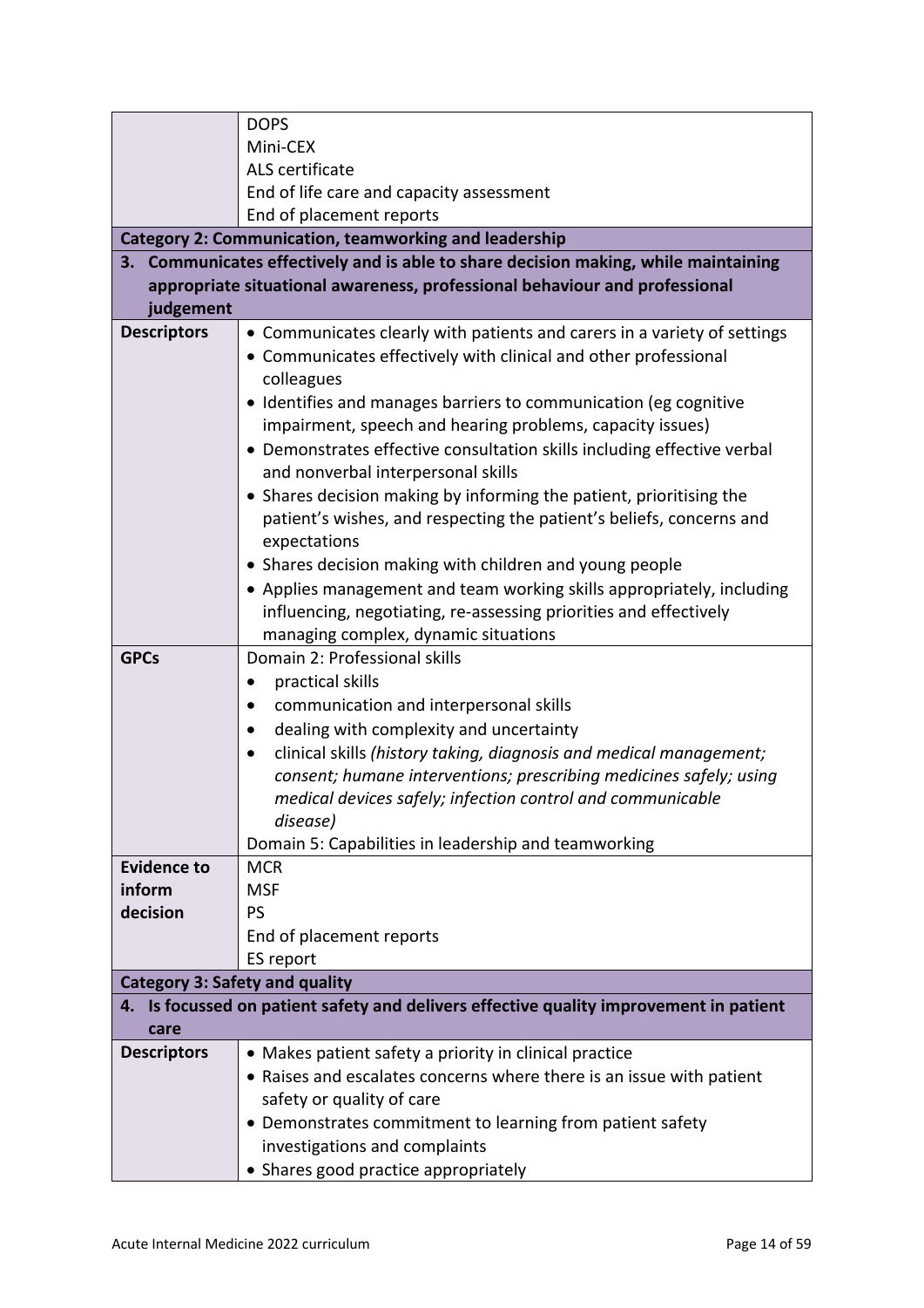| | |
|---|---|
| | DOPS<br>Mini-CEX<br>ALS certificate<br>End of life care and capacity assessment<br>End of placement reports |
| **Category 2: Communication, teamworking and leadership** | |
| **3. Communicates effectively and is able to share decision making, while maintaining appropriate situational awareness, professional behaviour and professional judgement** | |
| **Descriptors** | • Communicates clearly with patients and carers in a variety of settings<br>• Communicates effectively with clinical and other professional colleagues<br>• Identifies and manages barriers to communication (eg cognitive impairment, speech and hearing problems, capacity issues)<br>• Demonstrates effective consultation skills including effective verbal and nonverbal interpersonal skills<br>• Shares decision making by informing the patient, prioritising the patient's wishes, and respecting the patient's beliefs, concerns and expectations<br>• Shares decision making with children and young people<br>• Applies management and team working skills appropriately, including influencing, negotiating, re-assessing priorities and effectively managing complex, dynamic situations |
| **GPCs** | Domain 2: Professional skills<br>• practical skills<br>• communication and interpersonal skills<br>• dealing with complexity and uncertainty<br>• clinical skills *(history taking, diagnosis and medical management; consent; humane interventions; prescribing medicines safely; using medical devices safely; infection control and communicable disease)*<br>Domain 5: Capabilities in leadership and teamworking |
| **Evidence to inform decision** | MCR<br>MSF<br>PS<br>End of placement reports<br>ES report |
| **Category 3: Safety and quality** | |
| **4. Is focussed on patient safety and delivers effective quality improvement in patient care** | |
| **Descriptors** | • Makes patient safety a priority in clinical practice<br>• Raises and escalates concerns where there is an issue with patient safety or quality of care<br>• Demonstrates commitment to learning from patient safety investigations and complaints<br>• Shares good practice appropriately |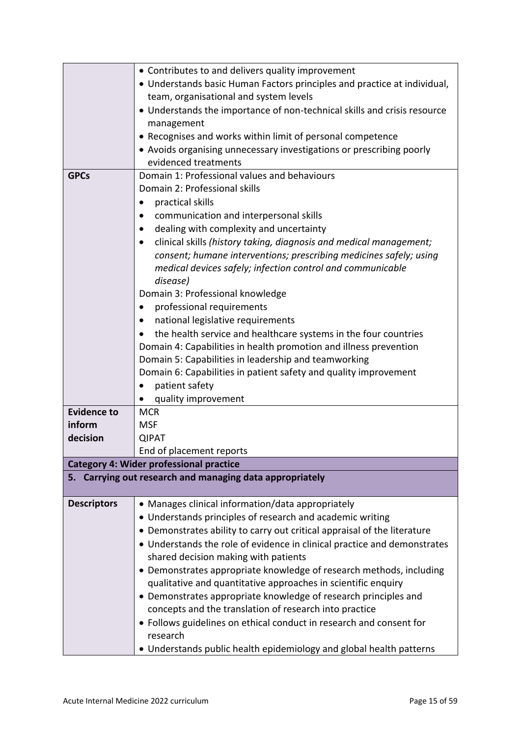| | |
|---|---|
| | • Contributes to and delivers quality improvement<br>• Understands basic Human Factors principles and practice at individual, team, organisational and system levels<br>• Understands the importance of non-technical skills and crisis resource management<br>• Recognises and works within limit of personal competence<br>• Avoids organising unnecessary investigations or prescribing poorly evidenced treatments |
| **GPCs** | Domain 1: Professional values and behaviours<br>Domain 2: Professional skills<br>• practical skills<br>• communication and interpersonal skills<br>• dealing with complexity and uncertainty<br>• clinical skills *(history taking, diagnosis and medical management; consent; humane interventions; prescribing medicines safely; using medical devices safely; infection control and communicable disease)*<br>Domain 3: Professional knowledge<br>• professional requirements<br>• national legislative requirements<br>• the health service and healthcare systems in the four countries<br>Domain 4: Capabilities in health promotion and illness prevention<br>Domain 5: Capabilities in leadership and teamworking<br>Domain 6: Capabilities in patient safety and quality improvement<br>• patient safety<br>• quality improvement |
| **Evidence to inform decision** | MCR<br>MSF<br>QIPAT<br>End of placement reports |
| **Category 4: Wider professional practice** | |
| **5. Carrying out research and managing data appropriately** | |
| **Descriptors** | • Manages clinical information/data appropriately<br>• Understands principles of research and academic writing<br>• Demonstrates ability to carry out critical appraisal of the literature<br>• Understands the role of evidence in clinical practice and demonstrates shared decision making with patients<br>• Demonstrates appropriate knowledge of research methods, including qualitative and quantitative approaches in scientific enquiry<br>• Demonstrates appropriate knowledge of research principles and concepts and the translation of research into practice<br>• Follows guidelines on ethical conduct in research and consent for research<br>• Understands public health epidemiology and global health patterns |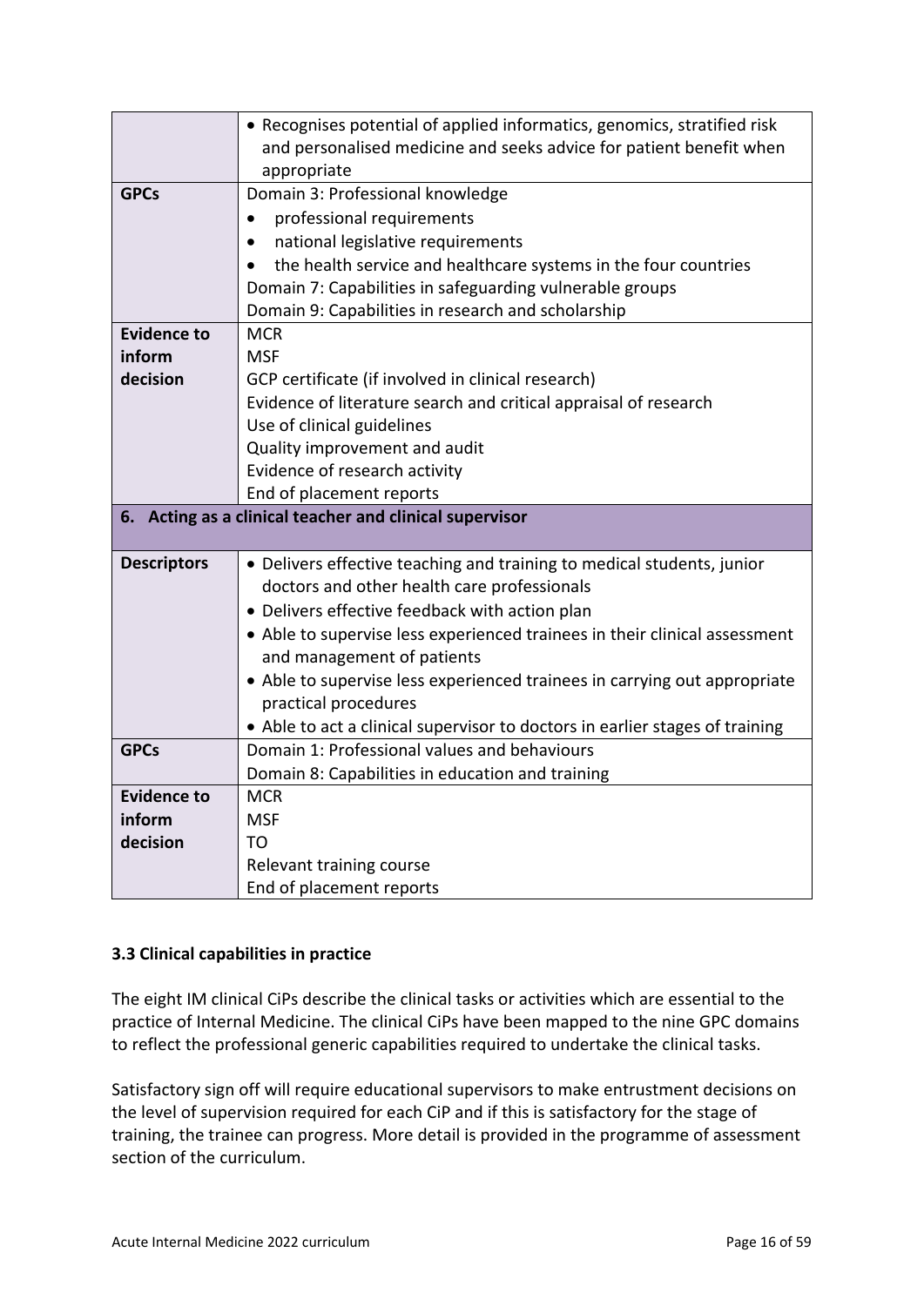| | |
|---|---|
| | • Recognises potential of applied informatics, genomics, stratified risk and personalised medicine and seeks advice for patient benefit when appropriate |
| **GPCs** | Domain 3: Professional knowledge<br>• professional requirements<br>• national legislative requirements<br>• the health service and healthcare systems in the four countries<br>Domain 7: Capabilities in safeguarding vulnerable groups<br>Domain 9: Capabilities in research and scholarship |
| **Evidence to inform decision** | MCR<br>MSF<br>GCP certificate (if involved in clinical research)<br>Evidence of literature search and critical appraisal of research<br>Use of clinical guidelines<br>Quality improvement and audit<br>Evidence of research activity<br>End of placement reports |
| **6. Acting as a clinical teacher and clinical supervisor** | |
| **Descriptors** | • Delivers effective teaching and training to medical students, junior doctors and other health care professionals<br>• Delivers effective feedback with action plan<br>• Able to supervise less experienced trainees in their clinical assessment and management of patients<br>• Able to supervise less experienced trainees in carrying out appropriate practical procedures<br>• Able to act a clinical supervisor to doctors in earlier stages of training |
| **GPCs** | Domain 1: Professional values and behaviours<br>Domain 8: Capabilities in education and training |
| **Evidence to inform decision** | MCR<br>MSF<br>TO<br>Relevant training course<br>End of placement reports |

### 3.3 Clinical capabilities in practice

The eight IM clinical CiPs describe the clinical tasks or activities which are essential to the practice of Internal Medicine. The clinical CiPs have been mapped to the nine GPC domains to reflect the professional generic capabilities required to undertake the clinical tasks.

Satisfactory sign off will require educational supervisors to make entrustment decisions on the level of supervision required for each CiP and if this is satisfactory for the stage of training, the trainee can progress. More detail is provided in the programme of assessment section of the curriculum.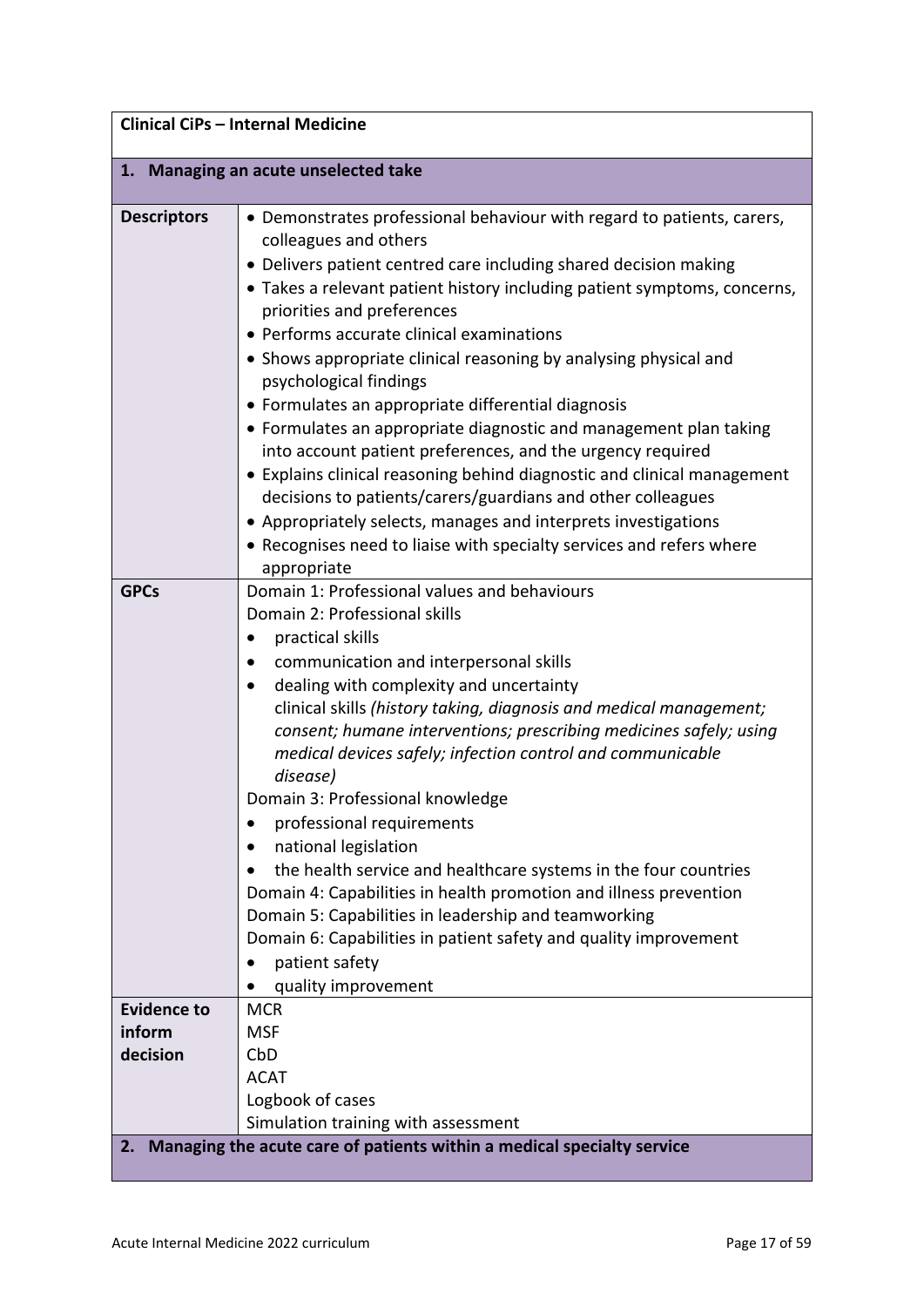| **Clinical CiPs – Internal Medicine** | |
|---|---|
| **1. Managing an acute unselected take** | |
| **Descriptors** | • Demonstrates professional behaviour with regard to patients, carers, colleagues and others<br>• Delivers patient centred care including shared decision making<br>• Takes a relevant patient history including patient symptoms, concerns, priorities and preferences<br>• Performs accurate clinical examinations<br>• Shows appropriate clinical reasoning by analysing physical and psychological findings<br>• Formulates an appropriate differential diagnosis<br>• Formulates an appropriate diagnostic and management plan taking into account patient preferences, and the urgency required<br>• Explains clinical reasoning behind diagnostic and clinical management decisions to patients/carers/guardians and other colleagues<br>• Appropriately selects, manages and interprets investigations<br>• Recognises need to liaise with specialty services and refers where appropriate |
| **GPCs** | Domain 1: Professional values and behaviours<br>Domain 2: Professional skills<br>• practical skills<br>• communication and interpersonal skills<br>• dealing with complexity and uncertainty<br>clinical skills *(history taking, diagnosis and medical management; consent; humane interventions; prescribing medicines safely; using medical devices safely; infection control and communicable disease)*<br>Domain 3: Professional knowledge<br>• professional requirements<br>• national legislation<br>• the health service and healthcare systems in the four countries<br>Domain 4: Capabilities in health promotion and illness prevention<br>Domain 5: Capabilities in leadership and teamworking<br>Domain 6: Capabilities in patient safety and quality improvement<br>• patient safety<br>• quality improvement |
| **Evidence to inform decision** | MCR<br>MSF<br>CbD<br>ACAT<br>Logbook of cases<br>Simulation training with assessment |
| **2. Managing the acute care of patients within a medical specialty service** | |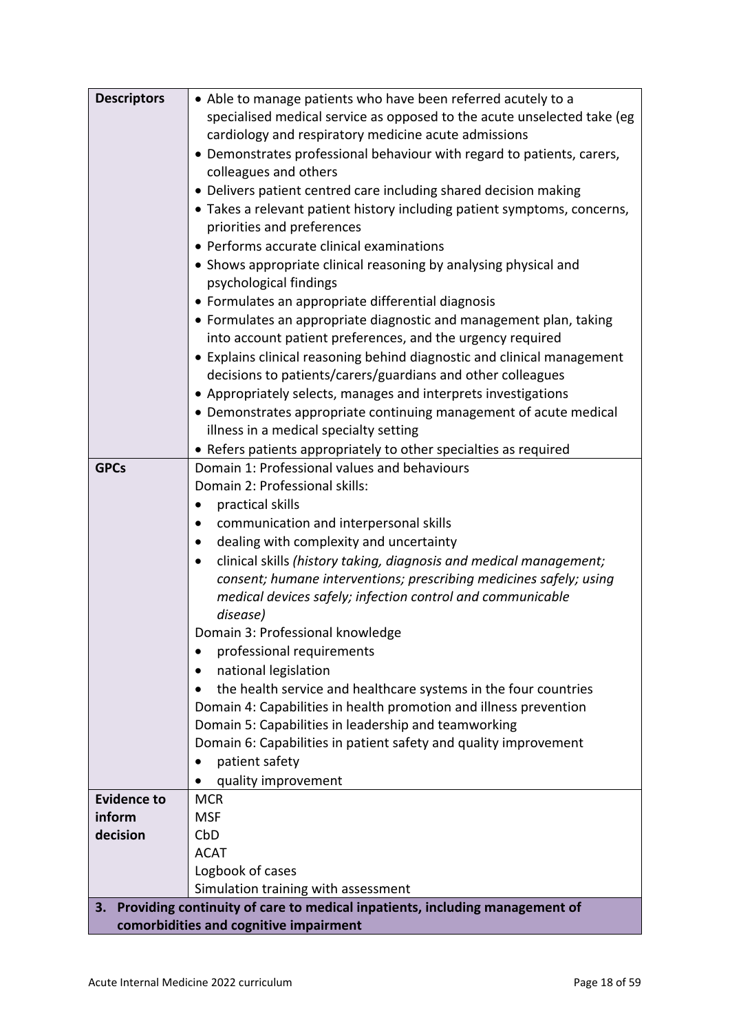| | |
|---|---|
| **Descriptors** | • Able to manage patients who have been referred acutely to a specialised medical service as opposed to the acute unselected take (eg cardiology and respiratory medicine acute admissions<br>• Demonstrates professional behaviour with regard to patients, carers, colleagues and others<br>• Delivers patient centred care including shared decision making<br>• Takes a relevant patient history including patient symptoms, concerns, priorities and preferences<br>• Performs accurate clinical examinations<br>• Shows appropriate clinical reasoning by analysing physical and psychological findings<br>• Formulates an appropriate differential diagnosis<br>• Formulates an appropriate diagnostic and management plan, taking into account patient preferences, and the urgency required<br>• Explains clinical reasoning behind diagnostic and clinical management decisions to patients/carers/guardians and other colleagues<br>• Appropriately selects, manages and interprets investigations<br>• Demonstrates appropriate continuing management of acute medical illness in a medical specialty setting<br>• Refers patients appropriately to other specialties as required |
| **GPCs** | Domain 1: Professional values and behaviours<br>Domain 2: Professional skills:<br>• practical skills<br>• communication and interpersonal skills<br>• dealing with complexity and uncertainty<br>• clinical skills *(history taking, diagnosis and medical management; consent; humane interventions; prescribing medicines safely; using medical devices safely; infection control and communicable disease)*<br>Domain 3: Professional knowledge<br>• professional requirements<br>• national legislation<br>• the health service and healthcare systems in the four countries<br>Domain 4: Capabilities in health promotion and illness prevention<br>Domain 5: Capabilities in leadership and teamworking<br>Domain 6: Capabilities in patient safety and quality improvement<br>• patient safety<br>• quality improvement |
| **Evidence to inform decision** | MCR<br>MSF<br>CbD<br>ACAT<br>Logbook of cases<br>Simulation training with assessment |
| **3. Providing continuity of care to medical inpatients, including management of comorbidities and cognitive impairment** | |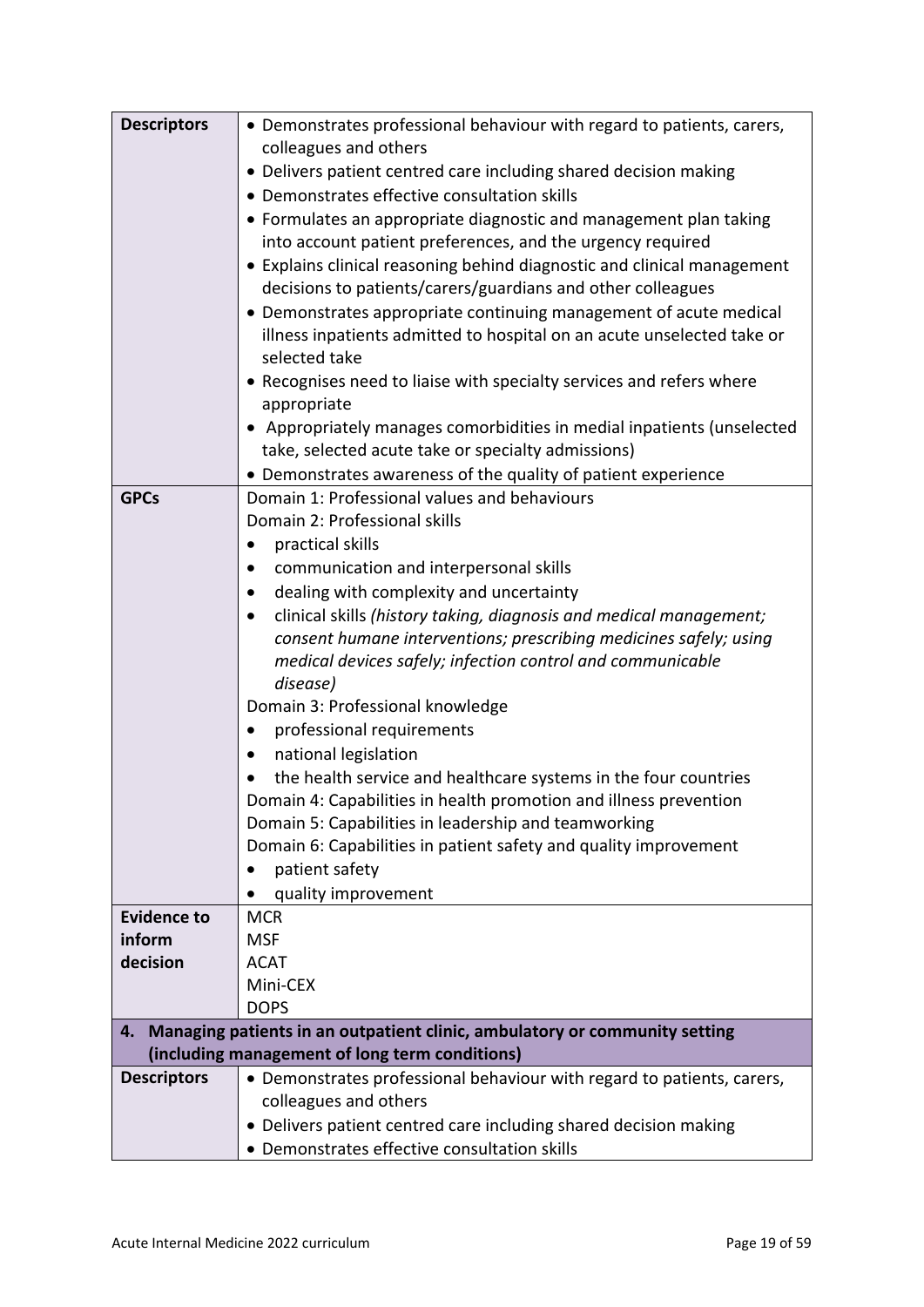| | |
|---|---|
| **Descriptors** | • Demonstrates professional behaviour with regard to patients, carers, colleagues and others<br>• Delivers patient centred care including shared decision making<br>• Demonstrates effective consultation skills<br>• Formulates an appropriate diagnostic and management plan taking into account patient preferences, and the urgency required<br>• Explains clinical reasoning behind diagnostic and clinical management decisions to patients/carers/guardians and other colleagues<br>• Demonstrates appropriate continuing management of acute medical illness inpatients admitted to hospital on an acute unselected take or selected take<br>• Recognises need to liaise with specialty services and refers where appropriate<br>• Appropriately manages comorbidities in medial inpatients (unselected take, selected acute take or specialty admissions)<br>• Demonstrates awareness of the quality of patient experience |
| **GPCs** | Domain 1: Professional values and behaviours<br>Domain 2: Professional skills<br>• practical skills<br>• communication and interpersonal skills<br>• dealing with complexity and uncertainty<br>• clinical skills *(history taking, diagnosis and medical management; consent humane interventions; prescribing medicines safely; using medical devices safely; infection control and communicable disease)*<br>Domain 3: Professional knowledge<br>• professional requirements<br>• national legislation<br>• the health service and healthcare systems in the four countries<br>Domain 4: Capabilities in health promotion and illness prevention<br>Domain 5: Capabilities in leadership and teamworking<br>Domain 6: Capabilities in patient safety and quality improvement<br>• patient safety<br>• quality improvement |
| **Evidence to inform decision** | MCR<br>MSF<br>ACAT<br>Mini-CEX<br>DOPS |
| **4. Managing patients in an outpatient clinic, ambulatory or community setting (including management of long term conditions)** | |
| **Descriptors** | • Demonstrates professional behaviour with regard to patients, carers, colleagues and others<br>• Delivers patient centred care including shared decision making<br>• Demonstrates effective consultation skills |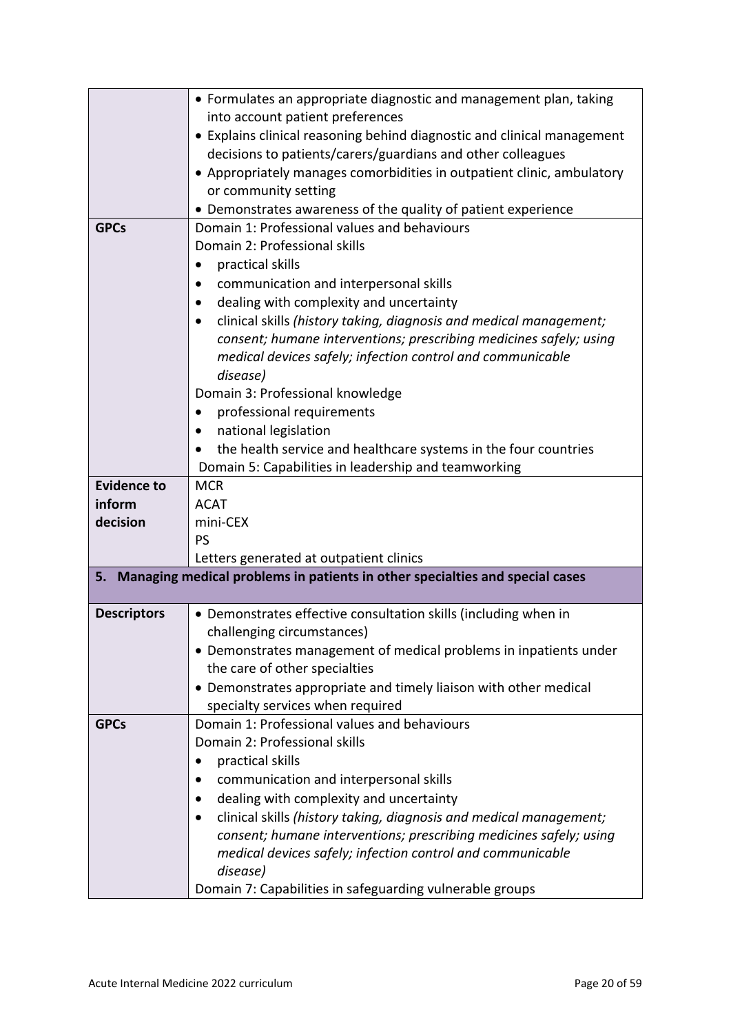| | |
|---|---|
| | • Formulates an appropriate diagnostic and management plan, taking into account patient preferences<br>• Explains clinical reasoning behind diagnostic and clinical management decisions to patients/carers/guardians and other colleagues<br>• Appropriately manages comorbidities in outpatient clinic, ambulatory or community setting<br>• Demonstrates awareness of the quality of patient experience |
| **GPCs** | Domain 1: Professional values and behaviours<br>Domain 2: Professional skills<br>• practical skills<br>• communication and interpersonal skills<br>• dealing with complexity and uncertainty<br>• clinical skills *(history taking, diagnosis and medical management; consent; humane interventions; prescribing medicines safely; using medical devices safely; infection control and communicable disease)*<br>Domain 3: Professional knowledge<br>• professional requirements<br>• national legislation<br>• the health service and healthcare systems in the four countries<br>Domain 5: Capabilities in leadership and teamworking |
| **Evidence to inform decision** | MCR<br>ACAT<br>mini-CEX<br>PS<br>Letters generated at outpatient clinics |
| **5. Managing medical problems in patients in other specialties and special cases** | |
| **Descriptors** | • Demonstrates effective consultation skills (including when in challenging circumstances)<br>• Demonstrates management of medical problems in inpatients under the care of other specialties<br>• Demonstrates appropriate and timely liaison with other medical specialty services when required |
| **GPCs** | Domain 1: Professional values and behaviours<br>Domain 2: Professional skills<br>• practical skills<br>• communication and interpersonal skills<br>• dealing with complexity and uncertainty<br>• clinical skills *(history taking, diagnosis and medical management; consent; humane interventions; prescribing medicines safely; using medical devices safely; infection control and communicable disease)*<br>Domain 7: Capabilities in safeguarding vulnerable groups |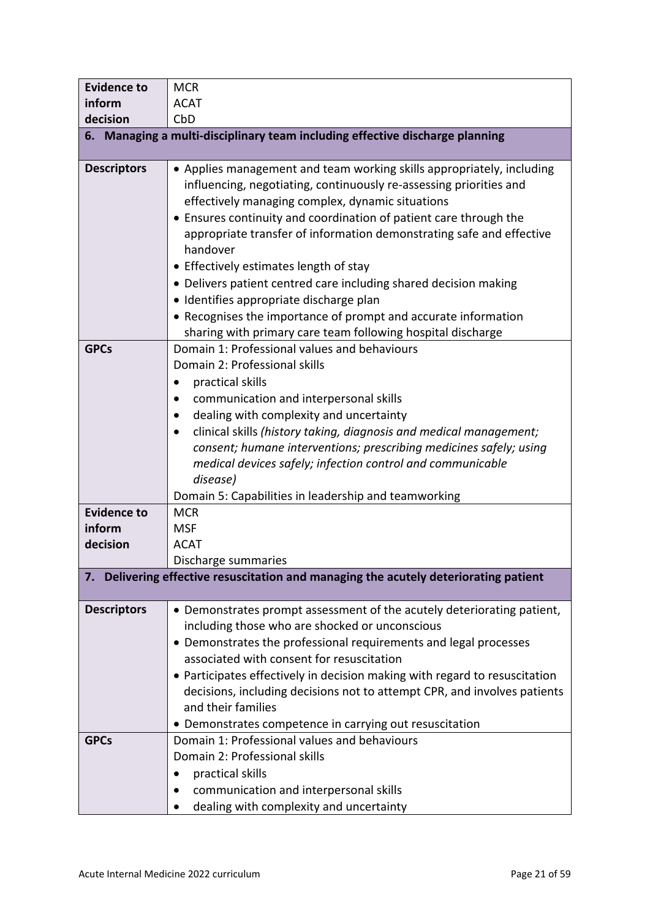| | |
|---|---|
| **Evidence to inform decision** | MCR<br>ACAT<br>CbD |
| **6. Managing a multi-disciplinary team including effective discharge planning** | |
| **Descriptors** | • Applies management and team working skills appropriately, including influencing, negotiating, continuously re-assessing priorities and effectively managing complex, dynamic situations<br>• Ensures continuity and coordination of patient care through the appropriate transfer of information demonstrating safe and effective handover<br>• Effectively estimates length of stay<br>• Delivers patient centred care including shared decision making<br>• Identifies appropriate discharge plan<br>• Recognises the importance of prompt and accurate information sharing with primary care team following hospital discharge |
| **GPCs** | Domain 1: Professional values and behaviours<br>Domain 2: Professional skills<br>• practical skills<br>• communication and interpersonal skills<br>• dealing with complexity and uncertainty<br>• clinical skills *(history taking, diagnosis and medical management; consent; humane interventions; prescribing medicines safely; using medical devices safely; infection control and communicable disease)*<br>Domain 5: Capabilities in leadership and teamworking |
| **Evidence to inform decision** | MCR<br>MSF<br>ACAT<br>Discharge summaries |
| **7. Delivering effective resuscitation and managing the acutely deteriorating patient** | |
| **Descriptors** | • Demonstrates prompt assessment of the acutely deteriorating patient, including those who are shocked or unconscious<br>• Demonstrates the professional requirements and legal processes associated with consent for resuscitation<br>• Participates effectively in decision making with regard to resuscitation decisions, including decisions not to attempt CPR, and involves patients and their families<br>• Demonstrates competence in carrying out resuscitation |
| **GPCs** | Domain 1: Professional values and behaviours<br>Domain 2: Professional skills<br>• practical skills<br>• communication and interpersonal skills<br>• dealing with complexity and uncertainty |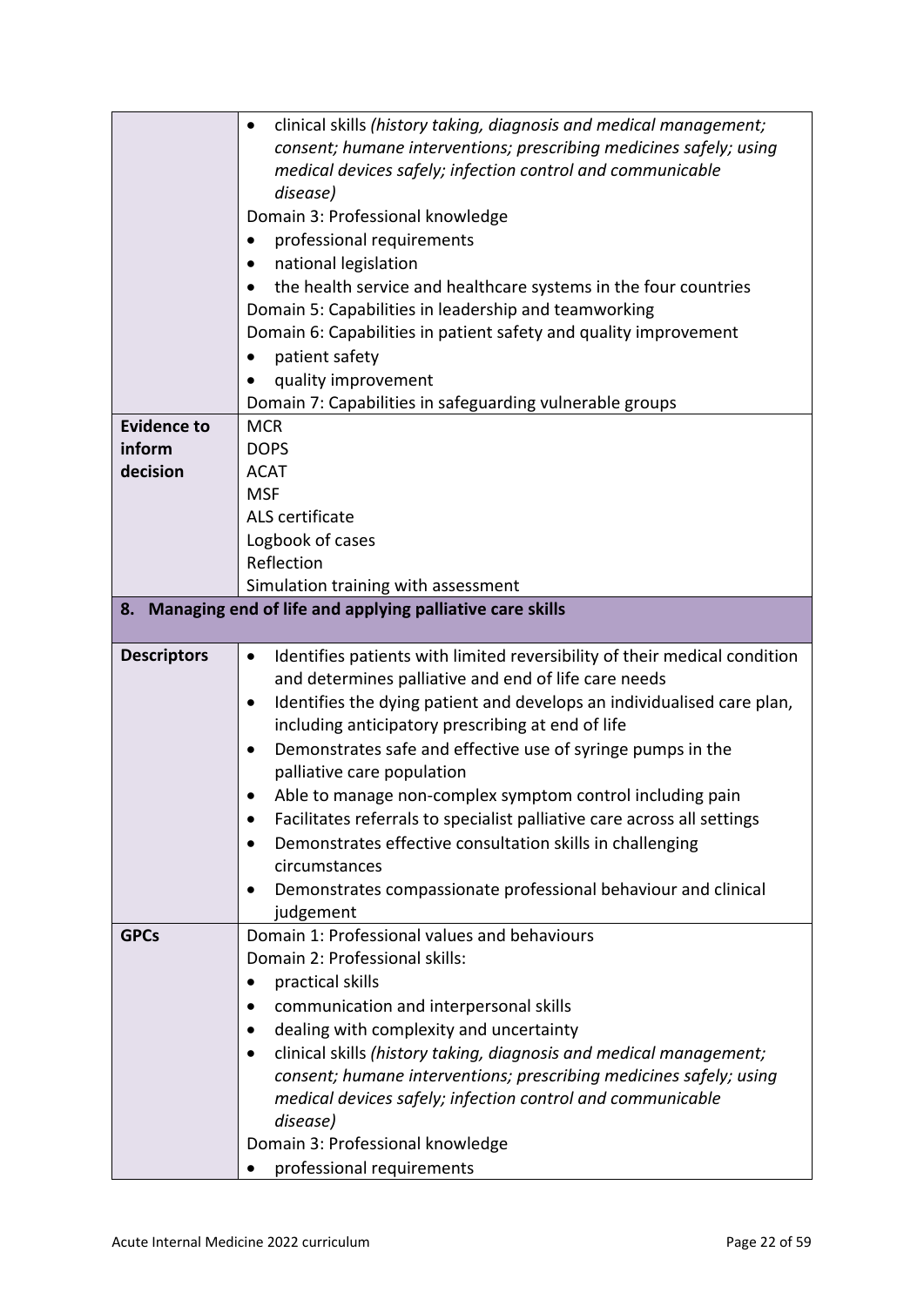| | |
|---|---|
| | • clinical skills *(history taking, diagnosis and medical management; consent; humane interventions; prescribing medicines safely; using medical devices safely; infection control and communicable disease)*<br>Domain 3: Professional knowledge<br>• professional requirements<br>• national legislation<br>• the health service and healthcare systems in the four countries<br>Domain 5: Capabilities in leadership and teamworking<br>Domain 6: Capabilities in patient safety and quality improvement<br>• patient safety<br>• quality improvement<br>Domain 7: Capabilities in safeguarding vulnerable groups |
| **Evidence to inform decision** | MCR<br>DOPS<br>ACAT<br>MSF<br>ALS certificate<br>Logbook of cases<br>Reflection<br>Simulation training with assessment |
| **8. Managing end of life and applying palliative care skills** | |
| **Descriptors** | • Identifies patients with limited reversibility of their medical condition and determines palliative and end of life care needs<br>• Identifies the dying patient and develops an individualised care plan, including anticipatory prescribing at end of life<br>• Demonstrates safe and effective use of syringe pumps in the palliative care population<br>• Able to manage non-complex symptom control including pain<br>• Facilitates referrals to specialist palliative care across all settings<br>• Demonstrates effective consultation skills in challenging circumstances<br>• Demonstrates compassionate professional behaviour and clinical judgement |
| **GPCs** | Domain 1: Professional values and behaviours<br>Domain 2: Professional skills:<br>• practical skills<br>• communication and interpersonal skills<br>• dealing with complexity and uncertainty<br>• clinical skills *(history taking, diagnosis and medical management; consent; humane interventions; prescribing medicines safely; using medical devices safely; infection control and communicable disease)*<br>Domain 3: Professional knowledge<br>• professional requirements |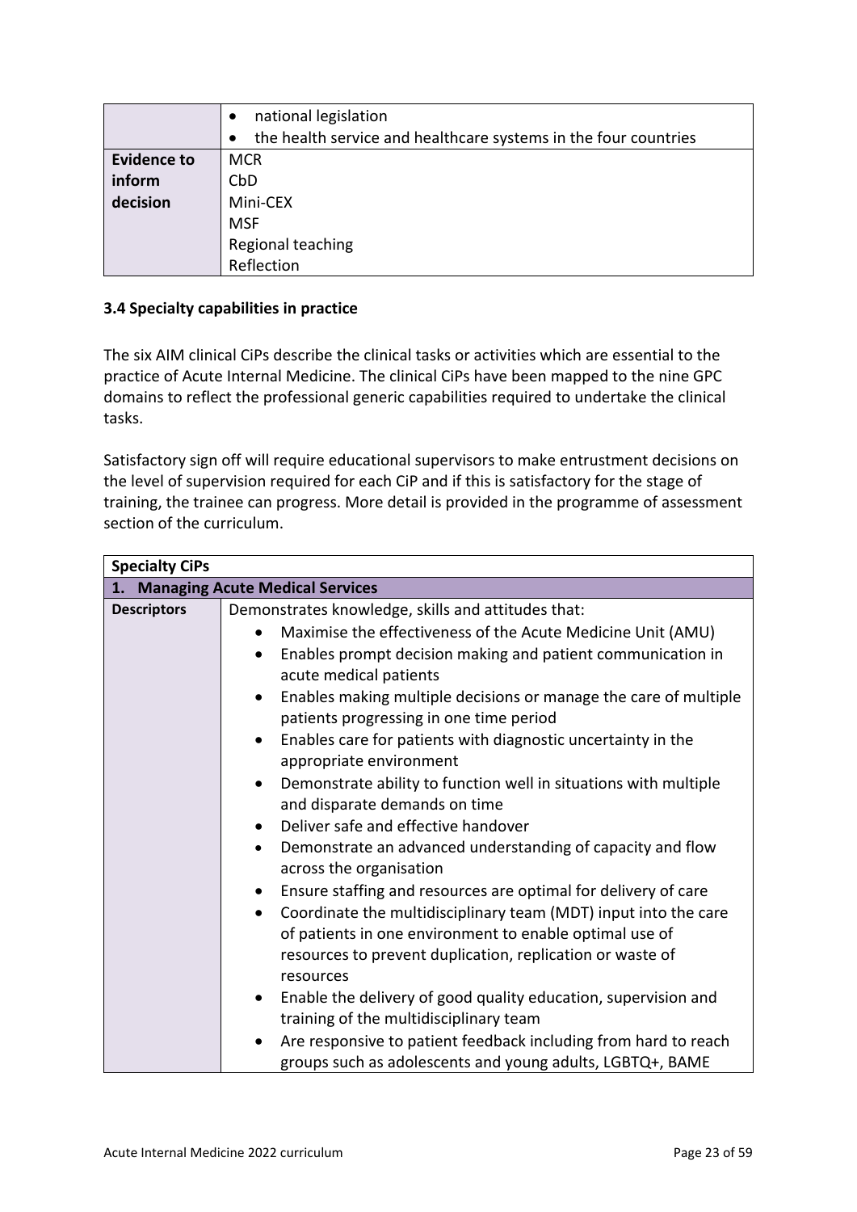| | |
|---|---|
| | • national legislation<br>• the health service and healthcare systems in the four countries |
| **Evidence to inform decision** | MCR<br>CbD<br>Mini-CEX<br>MSF<br>Regional teaching<br>Reflection |

### 3.4 Specialty capabilities in practice

The six AIM clinical CiPs describe the clinical tasks or activities which are essential to the practice of Acute Internal Medicine. The clinical CiPs have been mapped to the nine GPC domains to reflect the professional generic capabilities required to undertake the clinical tasks.

Satisfactory sign off will require educational supervisors to make entrustment decisions on the level of supervision required for each CiP and if this is satisfactory for the stage of training, the trainee can progress. More detail is provided in the programme of assessment section of the curriculum.

| **Specialty CiPs** | |
|---|---|
| **1. Managing Acute Medical Services** | |
| **Descriptors** | Demonstrates knowledge, skills and attitudes that:<br>• Maximise the effectiveness of the Acute Medicine Unit (AMU)<br>• Enables prompt decision making and patient communication in acute medical patients<br>• Enables making multiple decisions or manage the care of multiple patients progressing in one time period<br>• Enables care for patients with diagnostic uncertainty in the appropriate environment<br>• Demonstrate ability to function well in situations with multiple and disparate demands on time<br>• Deliver safe and effective handover<br>• Demonstrate an advanced understanding of capacity and flow across the organisation<br>• Ensure staffing and resources are optimal for delivery of care<br>• Coordinate the multidisciplinary team (MDT) input into the care of patients in one environment to enable optimal use of resources to prevent duplication, replication or waste of resources<br>• Enable the delivery of good quality education, supervision and training of the multidisciplinary team<br>• Are responsive to patient feedback including from hard to reach groups such as adolescents and young adults, LGBTQ+, BAME |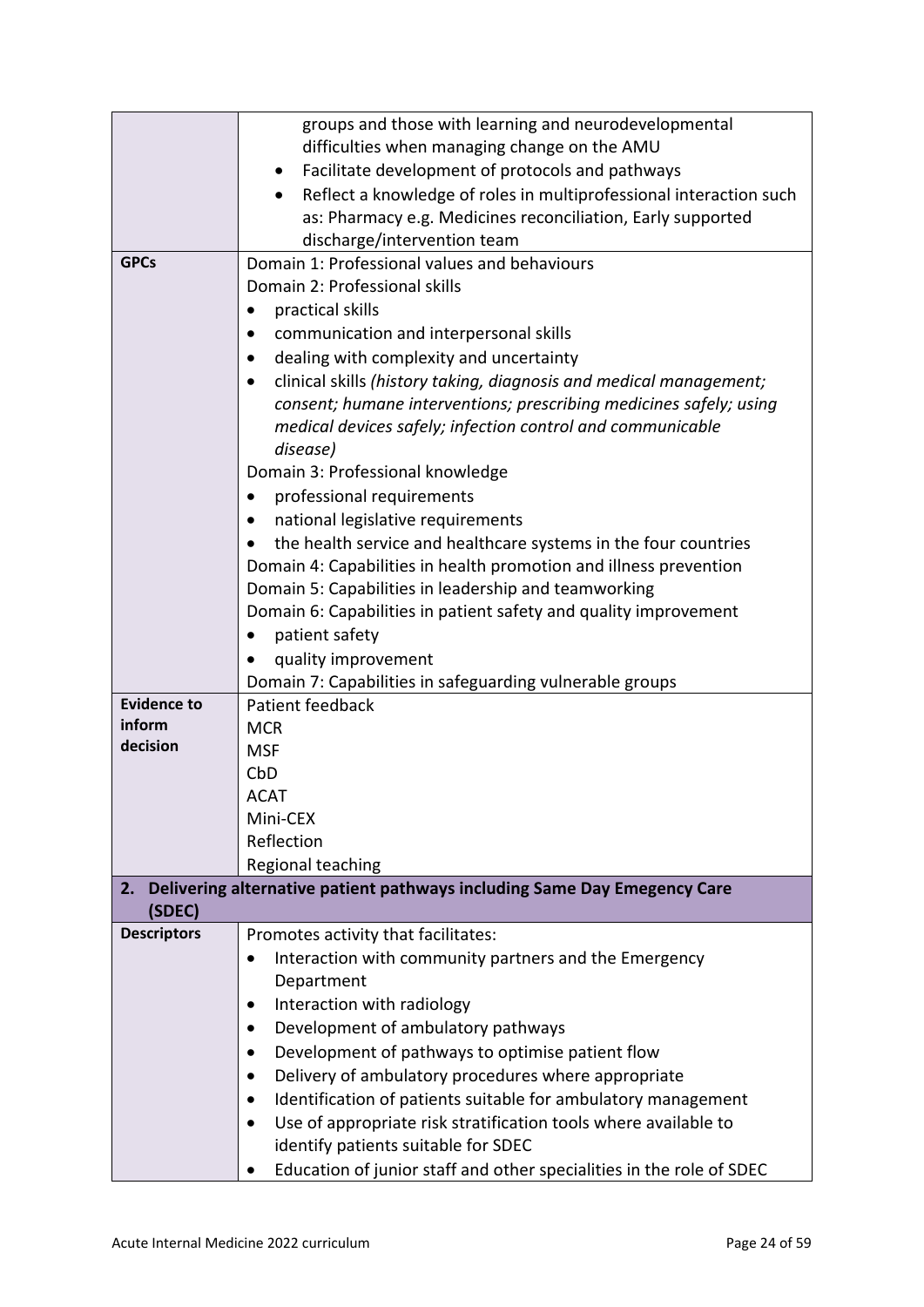| | |
|---|---|
| | groups and those with learning and neurodevelopmental difficulties when managing change on the AMU<br>• Facilitate development of protocols and pathways<br>• Reflect a knowledge of roles in multiprofessional interaction such as: Pharmacy e.g. Medicines reconciliation, Early supported discharge/intervention team |
| **GPCs** | Domain 1: Professional values and behaviours<br>Domain 2: Professional skills<br>• practical skills<br>• communication and interpersonal skills<br>• dealing with complexity and uncertainty<br>• clinical skills *(history taking, diagnosis and medical management; consent; humane interventions; prescribing medicines safely; using medical devices safely; infection control and communicable disease)*<br>Domain 3: Professional knowledge<br>• professional requirements<br>• national legislative requirements<br>• the health service and healthcare systems in the four countries<br>Domain 4: Capabilities in health promotion and illness prevention<br>Domain 5: Capabilities in leadership and teamworking<br>Domain 6: Capabilities in patient safety and quality improvement<br>• patient safety<br>• quality improvement<br>Domain 7: Capabilities in safeguarding vulnerable groups |
| **Evidence to inform decision** | Patient feedback<br>MCR<br>MSF<br>CbD<br>ACAT<br>Mini-CEX<br>Reflection<br>Regional teaching |
| **2. Delivering alternative patient pathways including Same Day Emegency Care (SDEC)** | |
| **Descriptors** | Promotes activity that facilitates:<br>• Interaction with community partners and the Emergency Department<br>• Interaction with radiology<br>• Development of ambulatory pathways<br>• Development of pathways to optimise patient flow<br>• Delivery of ambulatory procedures where appropriate<br>• Identification of patients suitable for ambulatory management<br>• Use of appropriate risk stratification tools where available to identify patients suitable for SDEC<br>• Education of junior staff and other specialities in the role of SDEC |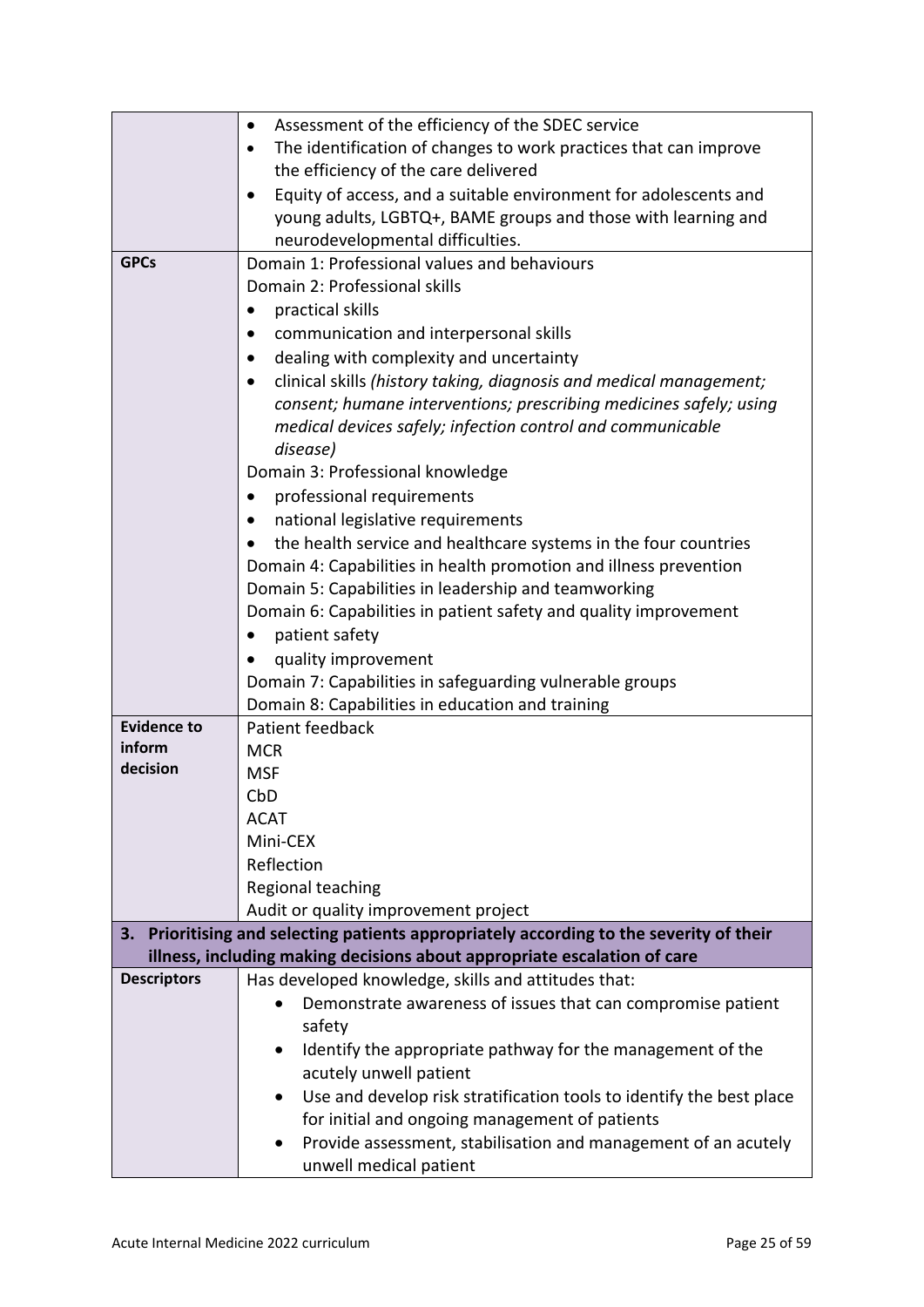| | |
|---|---|
| | • Assessment of the efficiency of the SDEC service<br>• The identification of changes to work practices that can improve the efficiency of the care delivered<br>• Equity of access, and a suitable environment for adolescents and young adults, LGBTQ+, BAME groups and those with learning and neurodevelopmental difficulties. |
| **GPCs** | Domain 1: Professional values and behaviours<br>Domain 2: Professional skills<br>• practical skills<br>• communication and interpersonal skills<br>• dealing with complexity and uncertainty<br>• clinical skills *(history taking, diagnosis and medical management; consent; humane interventions; prescribing medicines safely; using medical devices safely; infection control and communicable disease)*<br>Domain 3: Professional knowledge<br>• professional requirements<br>• national legislative requirements<br>• the health service and healthcare systems in the four countries<br>Domain 4: Capabilities in health promotion and illness prevention<br>Domain 5: Capabilities in leadership and teamworking<br>Domain 6: Capabilities in patient safety and quality improvement<br>• patient safety<br>• quality improvement<br>Domain 7: Capabilities in safeguarding vulnerable groups<br>Domain 8: Capabilities in education and training |
| **Evidence to inform decision** | Patient feedback<br>MCR<br>MSF<br>CbD<br>ACAT<br>Mini-CEX<br>Reflection<br>Regional teaching<br>Audit or quality improvement project |
| **3. Prioritising and selecting patients appropriately according to the severity of their illness, including making decisions about appropriate escalation of care** | |
| **Descriptors** | Has developed knowledge, skills and attitudes that:<br>• Demonstrate awareness of issues that can compromise patient safety<br>• Identify the appropriate pathway for the management of the acutely unwell patient<br>• Use and develop risk stratification tools to identify the best place for initial and ongoing management of patients<br>• Provide assessment, stabilisation and management of an acutely unwell medical patient |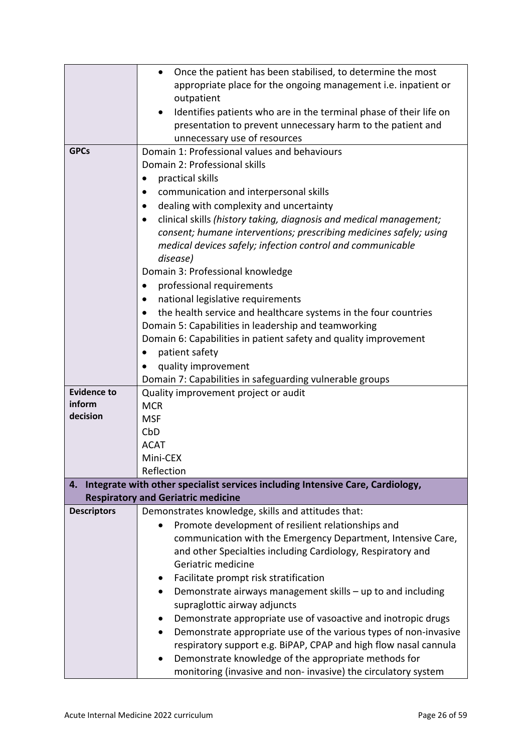| | |
|---|---|
| | • Once the patient has been stabilised, to determine the most appropriate place for the ongoing management i.e. inpatient or outpatient<br>• Identifies patients who are in the terminal phase of their life on presentation to prevent unnecessary harm to the patient and unnecessary use of resources |
| **GPCs** | Domain 1: Professional values and behaviours<br>Domain 2: Professional skills<br>• practical skills<br>• communication and interpersonal skills<br>• dealing with complexity and uncertainty<br>• clinical skills *(history taking, diagnosis and medical management; consent; humane interventions; prescribing medicines safely; using medical devices safely; infection control and communicable disease)*<br>Domain 3: Professional knowledge<br>• professional requirements<br>• national legislative requirements<br>• the health service and healthcare systems in the four countries<br>Domain 5: Capabilities in leadership and teamworking<br>Domain 6: Capabilities in patient safety and quality improvement<br>• patient safety<br>• quality improvement<br>Domain 7: Capabilities in safeguarding vulnerable groups |
| **Evidence to inform decision** | Quality improvement project or audit<br>MCR<br>MSF<br>CbD<br>ACAT<br>Mini-CEX<br>Reflection |
| **4. Integrate with other specialist services including Intensive Care, Cardiology, Respiratory and Geriatric medicine** | |
| **Descriptors** | Demonstrates knowledge, skills and attitudes that:<br>• Promote development of resilient relationships and communication with the Emergency Department, Intensive Care, and other Specialties including Cardiology, Respiratory and Geriatric medicine<br>• Facilitate prompt risk stratification<br>• Demonstrate airways management skills – up to and including supraglottic airway adjuncts<br>• Demonstrate appropriate use of vasoactive and inotropic drugs<br>• Demonstrate appropriate use of the various types of non-invasive respiratory support e.g. BiPAP, CPAP and high flow nasal cannula<br>• Demonstrate knowledge of the appropriate methods for monitoring (invasive and non- invasive) the circulatory system |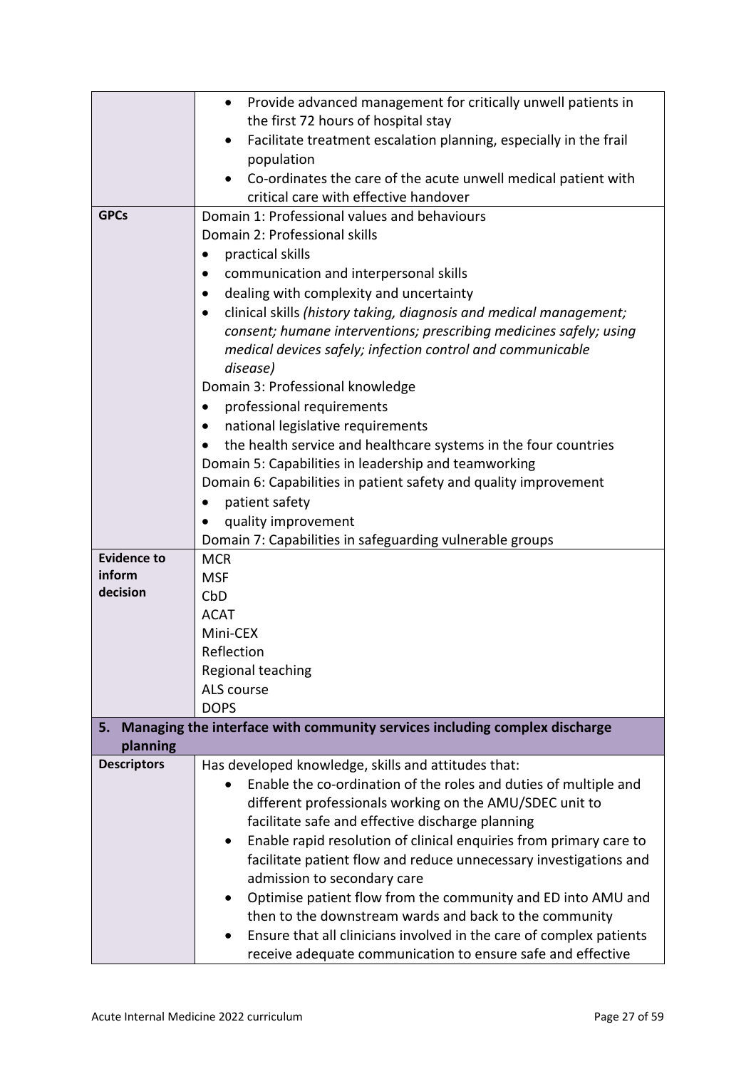| | |
|---|---|
| | • Provide advanced management for critically unwell patients in the first 72 hours of hospital stay<br>• Facilitate treatment escalation planning, especially in the frail population<br>• Co-ordinates the care of the acute unwell medical patient with critical care with effective handover |
| **GPCs** | Domain 1: Professional values and behaviours<br>Domain 2: Professional skills<br>• practical skills<br>• communication and interpersonal skills<br>• dealing with complexity and uncertainty<br>• clinical skills *(history taking, diagnosis and medical management; consent; humane interventions; prescribing medicines safely; using medical devices safely; infection control and communicable disease)*<br>Domain 3: Professional knowledge<br>• professional requirements<br>• national legislative requirements<br>• the health service and healthcare systems in the four countries<br>Domain 5: Capabilities in leadership and teamworking<br>Domain 6: Capabilities in patient safety and quality improvement<br>• patient safety<br>• quality improvement<br>Domain 7: Capabilities in safeguarding vulnerable groups |
| **Evidence to inform decision** | MCR<br>MSF<br>CbD<br>ACAT<br>Mini-CEX<br>Reflection<br>Regional teaching<br>ALS course<br>DOPS |
| **5. Managing the interface with community services including complex discharge planning** | |
| **Descriptors** | Has developed knowledge, skills and attitudes that:<br>• Enable the co-ordination of the roles and duties of multiple and different professionals working on the AMU/SDEC unit to facilitate safe and effective discharge planning<br>• Enable rapid resolution of clinical enquiries from primary care to facilitate patient flow and reduce unnecessary investigations and admission to secondary care<br>• Optimise patient flow from the community and ED into AMU and then to the downstream wards and back to the community<br>• Ensure that all clinicians involved in the care of complex patients receive adequate communication to ensure safe and effective |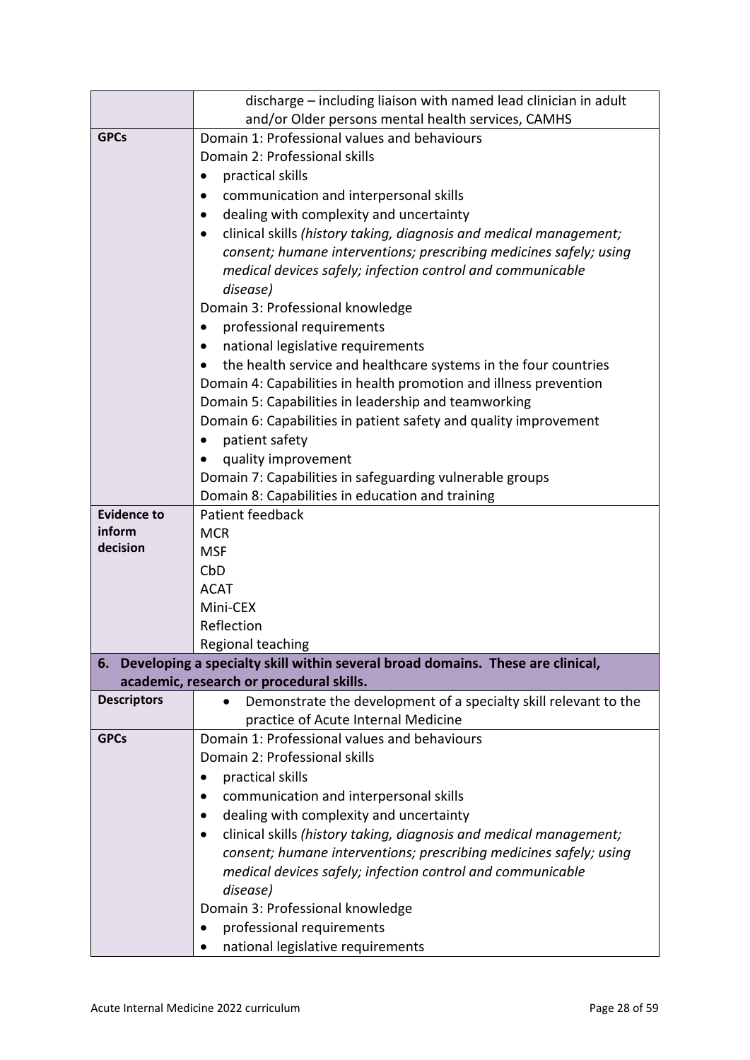| | |
|---|---|
| | discharge – including liaison with named lead clinician in adult and/or Older persons mental health services, CAMHS |
| **GPCs** | Domain 1: Professional values and behaviours<br>Domain 2: Professional skills<br>• practical skills<br>• communication and interpersonal skills<br>• dealing with complexity and uncertainty<br>• clinical skills *(history taking, diagnosis and medical management; consent; humane interventions; prescribing medicines safely; using medical devices safely; infection control and communicable disease)*<br>Domain 3: Professional knowledge<br>• professional requirements<br>• national legislative requirements<br>• the health service and healthcare systems in the four countries<br>Domain 4: Capabilities in health promotion and illness prevention<br>Domain 5: Capabilities in leadership and teamworking<br>Domain 6: Capabilities in patient safety and quality improvement<br>• patient safety<br>• quality improvement<br>Domain 7: Capabilities in safeguarding vulnerable groups<br>Domain 8: Capabilities in education and training |
| **Evidence to inform decision** | Patient feedback<br>MCR<br>MSF<br>CbD<br>ACAT<br>Mini-CEX<br>Reflection<br>Regional teaching |
| **6. Developing a specialty skill within several broad domains. These are clinical, academic, research or procedural skills.** | |
| **Descriptors** | • Demonstrate the development of a specialty skill relevant to the practice of Acute Internal Medicine |
| **GPCs** | Domain 1: Professional values and behaviours<br>Domain 2: Professional skills<br>• practical skills<br>• communication and interpersonal skills<br>• dealing with complexity and uncertainty<br>• clinical skills *(history taking, diagnosis and medical management; consent; humane interventions; prescribing medicines safely; using medical devices safely; infection control and communicable disease)*<br>Domain 3: Professional knowledge<br>• professional requirements<br>• national legislative requirements |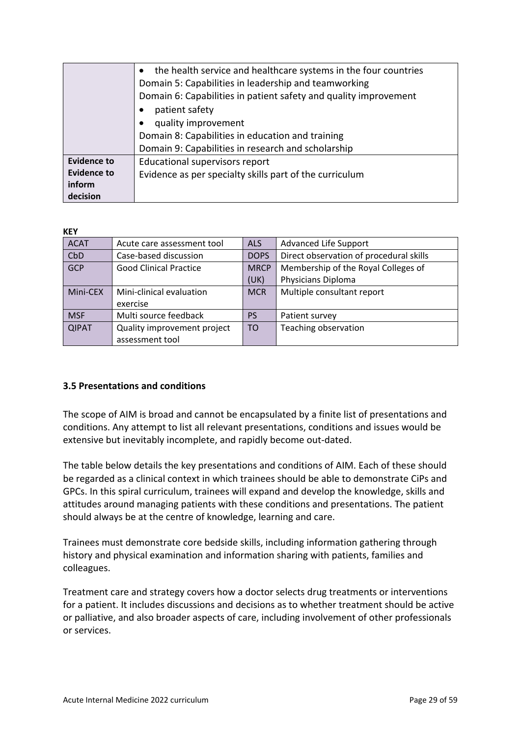| | |
|---|---|
| | • the health service and healthcare systems in the four countries<br>Domain 5: Capabilities in leadership and teamworking<br>Domain 6: Capabilities in patient safety and quality improvement<br>• patient safety<br>• quality improvement<br>Domain 8: Capabilities in education and training<br>Domain 9: Capabilities in research and scholarship |
| **Evidence to Evidence to inform decision** | Educational supervisors report<br>Evidence as per specialty skills part of the curriculum |

**KEY**

| | | | |
|---|---|---|---|
| ACAT | Acute care assessment tool | ALS | Advanced Life Support |
| CbD | Case-based discussion | DOPS | Direct observation of procedural skills |
| GCP | Good Clinical Practice | MRCP (UK) | Membership of the Royal Colleges of Physicians Diploma |
| Mini-CEX | Mini-clinical evaluation exercise | MCR | Multiple consultant report |
| MSF | Multi source feedback | PS | Patient survey |
| QIPAT | Quality improvement project assessment tool | TO | Teaching observation |

### 3.5 Presentations and conditions

The scope of AIM is broad and cannot be encapsulated by a finite list of presentations and conditions. Any attempt to list all relevant presentations, conditions and issues would be extensive but inevitably incomplete, and rapidly become out-dated.

The table below details the key presentations and conditions of AIM. Each of these should be regarded as a clinical context in which trainees should be able to demonstrate CiPs and GPCs. In this spiral curriculum, trainees will expand and develop the knowledge, skills and attitudes around managing patients with these conditions and presentations. The patient should always be at the centre of knowledge, learning and care.

Trainees must demonstrate core bedside skills, including information gathering through history and physical examination and information sharing with patients, families and colleagues.

Treatment care and strategy covers how a doctor selects drug treatments or interventions for a patient. It includes discussions and decisions as to whether treatment should be active or palliative, and also broader aspects of care, including involvement of other professionals or services.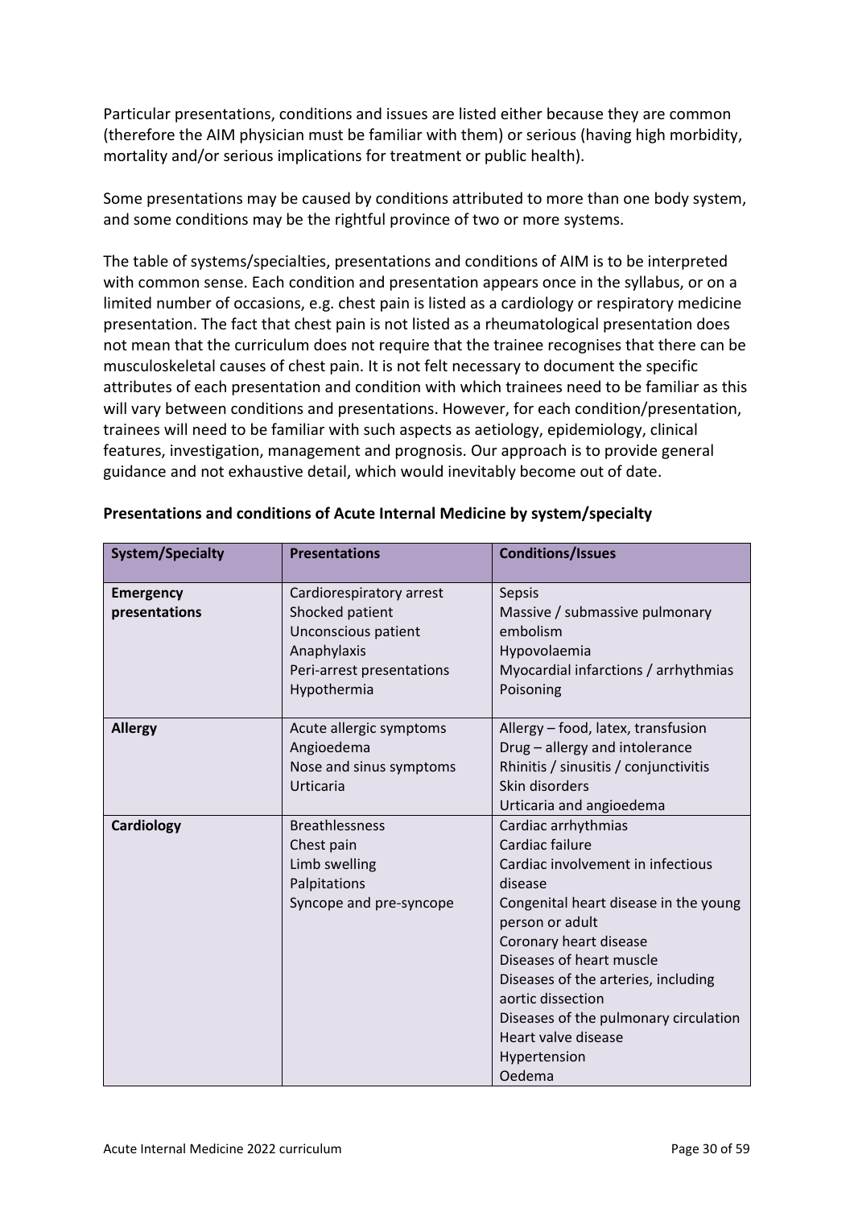Particular presentations, conditions and issues are listed either because they are common (therefore the AIM physician must be familiar with them) or serious (having high morbidity, mortality and/or serious implications for treatment or public health).

Some presentations may be caused by conditions attributed to more than one body system, and some conditions may be the rightful province of two or more systems.

The table of systems/specialties, presentations and conditions of AIM is to be interpreted with common sense. Each condition and presentation appears once in the syllabus, or on a limited number of occasions, e.g. chest pain is listed as a cardiology or respiratory medicine presentation. The fact that chest pain is not listed as a rheumatological presentation does not mean that the curriculum does not require that the trainee recognises that there can be musculoskeletal causes of chest pain. It is not felt necessary to document the specific attributes of each presentation and condition with which trainees need to be familiar as this will vary between conditions and presentations. However, for each condition/presentation, trainees will need to be familiar with such aspects as aetiology, epidemiology, clinical features, investigation, management and prognosis. Our approach is to provide general guidance and not exhaustive detail, which would inevitably become out of date.

**Presentations and conditions of Acute Internal Medicine by system/specialty**

| System/Specialty | Presentations | Conditions/Issues |
| --- | --- | --- |
| **Emergency presentations** | Cardiorespiratory arrest<br>Shocked patient<br>Unconscious patient<br>Anaphylaxis<br>Peri-arrest presentations<br>Hypothermia | Sepsis<br>Massive / submassive pulmonary embolism<br>Hypovolaemia<br>Myocardial infarctions / arrhythmias<br>Poisoning |
| **Allergy** | Acute allergic symptoms<br>Angioedema<br>Nose and sinus symptoms<br>Urticaria | Allergy – food, latex, transfusion<br>Drug – allergy and intolerance<br>Rhinitis / sinusitis / conjunctivitis<br>Skin disorders<br>Urticaria and angioedema |
| **Cardiology** | Breathlessness<br>Chest pain<br>Limb swelling<br>Palpitations<br>Syncope and pre-syncope | Cardiac arrhythmias<br>Cardiac failure<br>Cardiac involvement in infectious disease<br>Congenital heart disease in the young person or adult<br>Coronary heart disease<br>Diseases of heart muscle<br>Diseases of the arteries, including aortic dissection<br>Diseases of the pulmonary circulation<br>Heart valve disease<br>Hypertension<br>Oedema |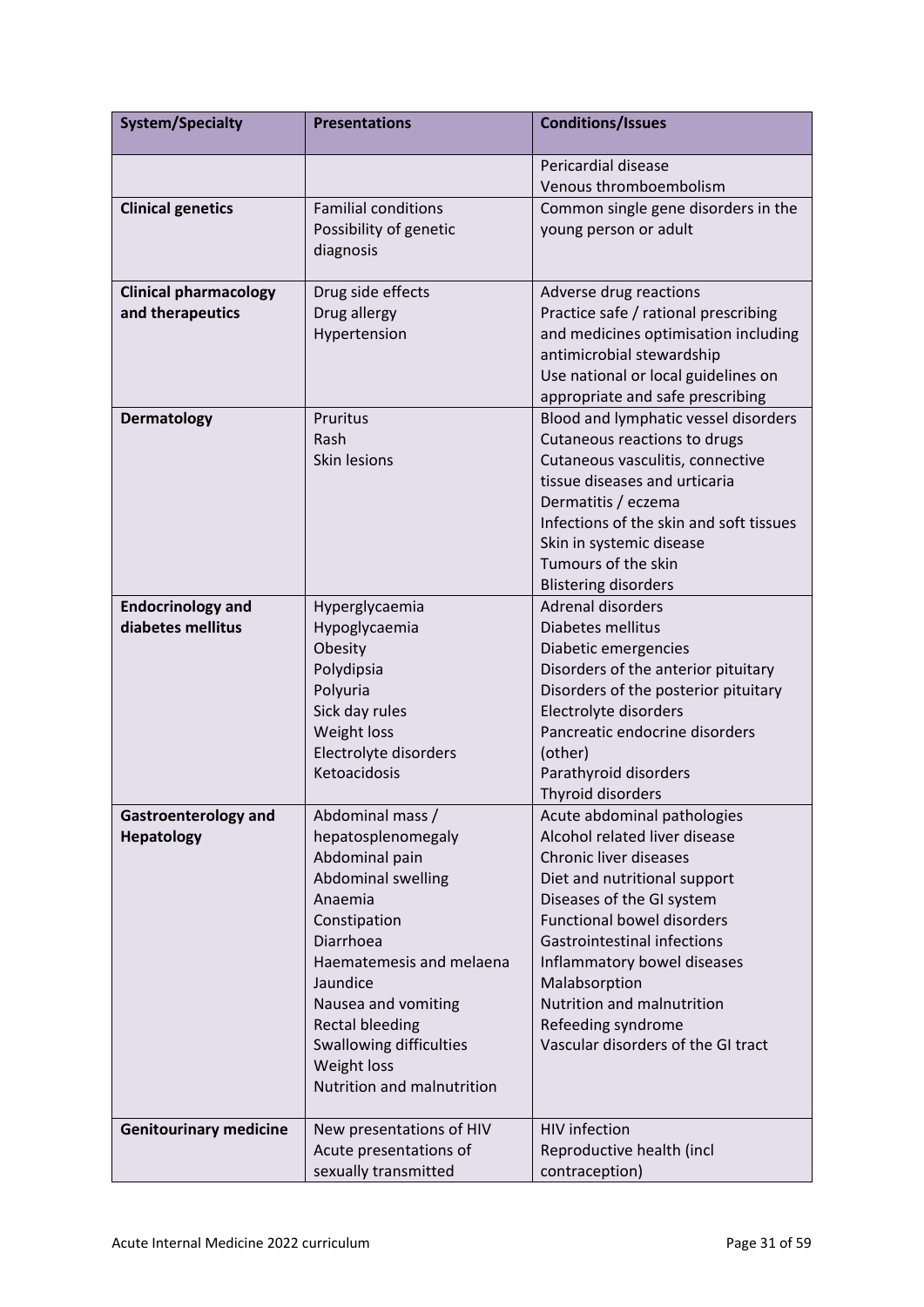| System/Specialty | Presentations | Conditions/Issues |
|---|---|---|
| | | Pericardial disease<br>Venous thromboembolism |
| **Clinical genetics** | Familial conditions<br>Possibility of genetic diagnosis | Common single gene disorders in the young person or adult |
| **Clinical pharmacology and therapeutics** | Drug side effects<br>Drug allergy<br>Hypertension | Adverse drug reactions<br>Practice safe / rational prescribing and medicines optimisation including antimicrobial stewardship<br>Use national or local guidelines on appropriate and safe prescribing |
| **Dermatology** | Pruritus<br>Rash<br>Skin lesions | Blood and lymphatic vessel disorders<br>Cutaneous reactions to drugs<br>Cutaneous vasculitis, connective tissue diseases and urticaria<br>Dermatitis / eczema<br>Infections of the skin and soft tissues<br>Skin in systemic disease<br>Tumours of the skin<br>Blistering disorders |
| **Endocrinology and diabetes mellitus** | Hyperglycaemia<br>Hypoglycaemia<br>Obesity<br>Polydipsia<br>Polyuria<br>Sick day rules<br>Weight loss<br>Electrolyte disorders<br>Ketoacidosis | Adrenal disorders<br>Diabetes mellitus<br>Diabetic emergencies<br>Disorders of the anterior pituitary<br>Disorders of the posterior pituitary<br>Electrolyte disorders<br>Pancreatic endocrine disorders (other)<br>Parathyroid disorders<br>Thyroid disorders |
| **Gastroenterology and Hepatology** | Abdominal mass / hepatosplenomegaly<br>Abdominal pain<br>Abdominal swelling<br>Anaemia<br>Constipation<br>Diarrhoea<br>Haematemesis and melaena<br>Jaundice<br>Nausea and vomiting<br>Rectal bleeding<br>Swallowing difficulties<br>Weight loss<br>Nutrition and malnutrition | Acute abdominal pathologies<br>Alcohol related liver disease<br>Chronic liver diseases<br>Diet and nutritional support<br>Diseases of the GI system<br>Functional bowel disorders<br>Gastrointestinal infections<br>Inflammatory bowel diseases<br>Malabsorption<br>Nutrition and malnutrition<br>Refeeding syndrome<br>Vascular disorders of the GI tract |
| **Genitourinary medicine** | New presentations of HIV<br>Acute presentations of sexually transmitted | HIV infection<br>Reproductive health (incl contraception) |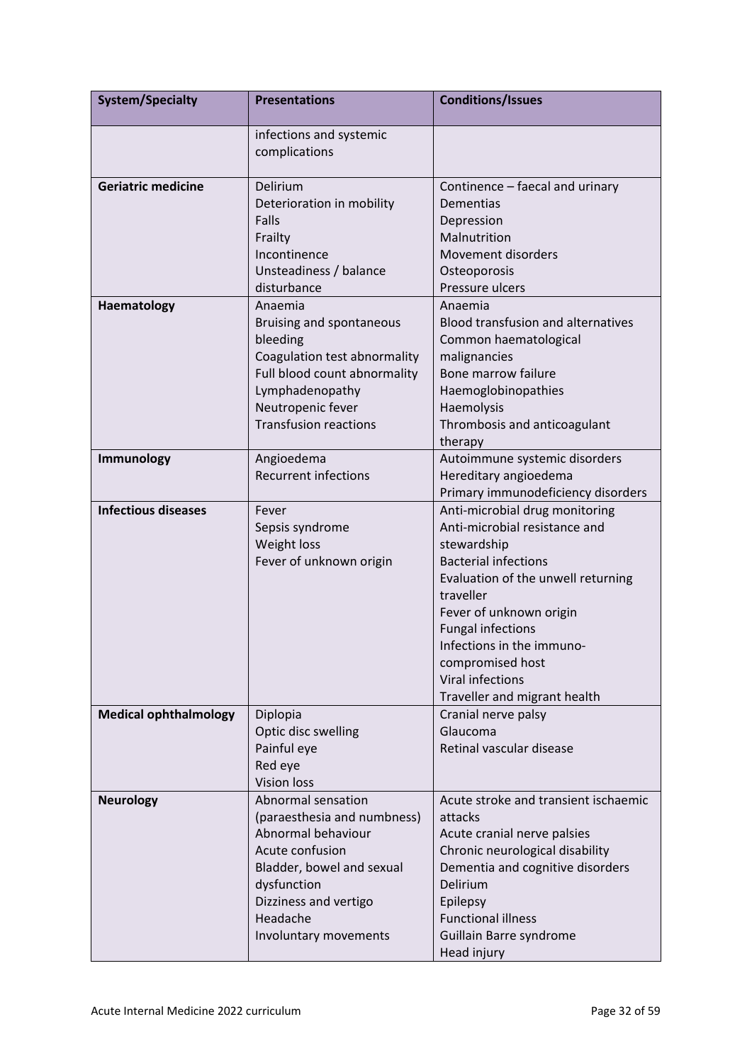| System/Specialty | Presentations | Conditions/Issues |
|---|---|---|
| | infections and systemic complications | |
| **Geriatric medicine** | Delirium<br>Deterioration in mobility<br>Falls<br>Frailty<br>Incontinence<br>Unsteadiness / balance disturbance | Continence – faecal and urinary<br>Dementias<br>Depression<br>Malnutrition<br>Movement disorders<br>Osteoporosis<br>Pressure ulcers |
| **Haematology** | Anaemia<br>Bruising and spontaneous bleeding<br>Coagulation test abnormality<br>Full blood count abnormality<br>Lymphadenopathy<br>Neutropenic fever<br>Transfusion reactions | Anaemia<br>Blood transfusion and alternatives<br>Common haematological malignancies<br>Bone marrow failure<br>Haemoglobinopathies<br>Haemolysis<br>Thrombosis and anticoagulant therapy |
| **Immunology** | Angioedema<br>Recurrent infections | Autoimmune systemic disorders<br>Hereditary angioedema<br>Primary immunodeficiency disorders |
| **Infectious diseases** | Fever<br>Sepsis syndrome<br>Weight loss<br>Fever of unknown origin | Anti-microbial drug monitoring<br>Anti-microbial resistance and stewardship<br>Bacterial infections<br>Evaluation of the unwell returning traveller<br>Fever of unknown origin<br>Fungal infections<br>Infections in the immuno-compromised host<br>Viral infections<br>Traveller and migrant health |
| **Medical ophthalmology** | Diplopia<br>Optic disc swelling<br>Painful eye<br>Red eye<br>Vision loss | Cranial nerve palsy<br>Glaucoma<br>Retinal vascular disease |
| **Neurology** | Abnormal sensation (paraesthesia and numbness)<br>Abnormal behaviour<br>Acute confusion<br>Bladder, bowel and sexual dysfunction<br>Dizziness and vertigo<br>Headache<br>Involuntary movements | Acute stroke and transient ischaemic attacks<br>Acute cranial nerve palsies<br>Chronic neurological disability<br>Dementia and cognitive disorders<br>Delirium<br>Epilepsy<br>Functional illness<br>Guillain Barre syndrome<br>Head injury |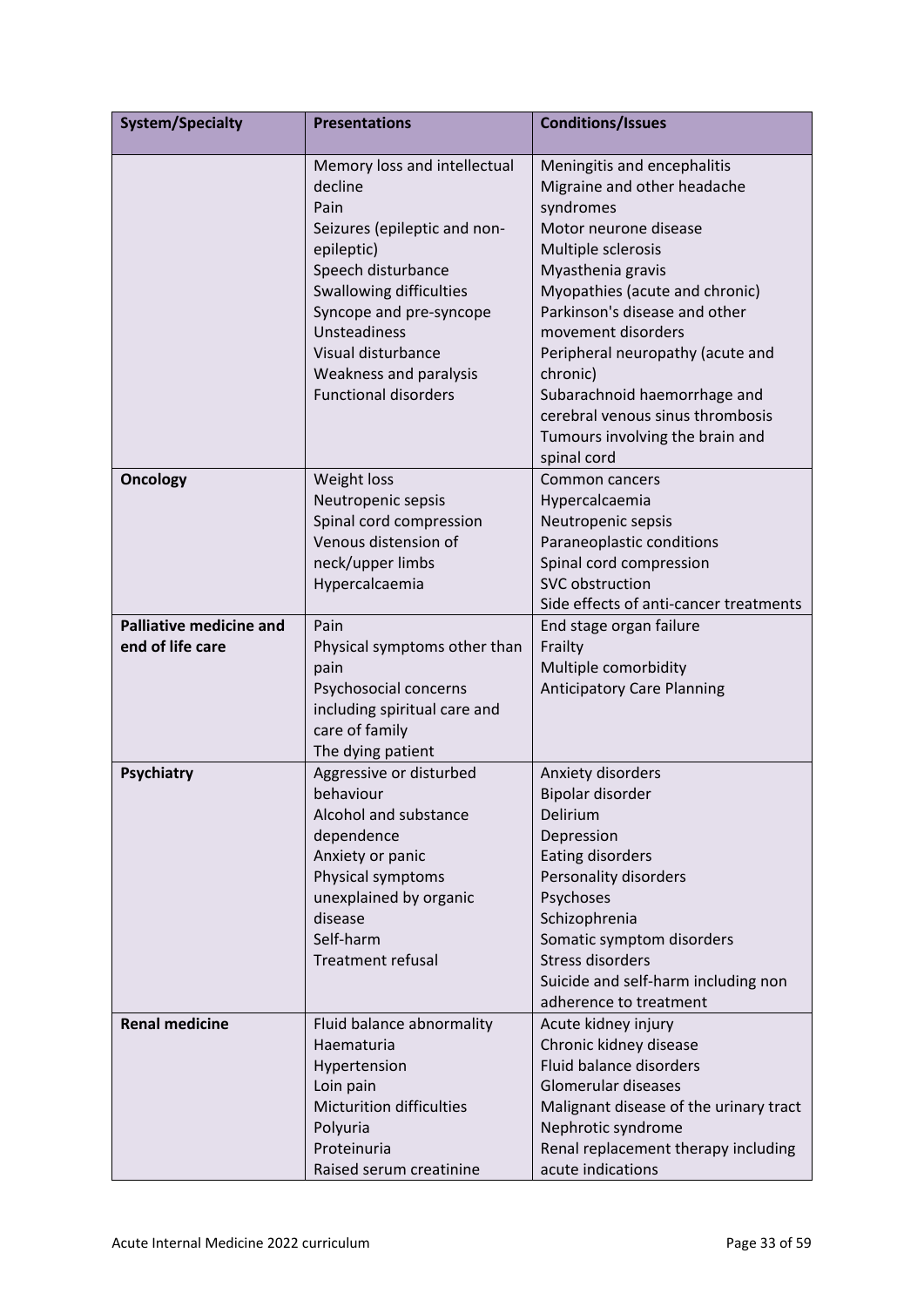| System/Specialty | Presentations | Conditions/Issues |
|---|---|---|
| | Memory loss and intellectual decline<br>Pain<br>Seizures (epileptic and non-epileptic)<br>Speech disturbance<br>Swallowing difficulties<br>Syncope and pre-syncope<br>Unsteadiness<br>Visual disturbance<br>Weakness and paralysis<br>Functional disorders | Meningitis and encephalitis<br>Migraine and other headache syndromes<br>Motor neurone disease<br>Multiple sclerosis<br>Myasthenia gravis<br>Myopathies (acute and chronic)<br>Parkinson's disease and other movement disorders<br>Peripheral neuropathy (acute and chronic)<br>Subarachnoid haemorrhage and cerebral venous sinus thrombosis<br>Tumours involving the brain and spinal cord |
| **Oncology** | Weight loss<br>Neutropenic sepsis<br>Spinal cord compression<br>Venous distension of neck/upper limbs<br>Hypercalcaemia | Common cancers<br>Hypercalcaemia<br>Neutropenic sepsis<br>Paraneoplastic conditions<br>Spinal cord compression<br>SVC obstruction<br>Side effects of anti-cancer treatments |
| **Palliative medicine and end of life care** | Pain<br>Physical symptoms other than pain<br>Psychosocial concerns including spiritual care and care of family<br>The dying patient | End stage organ failure<br>Frailty<br>Multiple comorbidity<br>Anticipatory Care Planning |
| **Psychiatry** | Aggressive or disturbed behaviour<br>Alcohol and substance dependence<br>Anxiety or panic<br>Physical symptoms unexplained by organic disease<br>Self-harm<br>Treatment refusal | Anxiety disorders<br>Bipolar disorder<br>Delirium<br>Depression<br>Eating disorders<br>Personality disorders<br>Psychoses<br>Schizophrenia<br>Somatic symptom disorders<br>Stress disorders<br>Suicide and self-harm including non adherence to treatment |
| **Renal medicine** | Fluid balance abnormality<br>Haematuria<br>Hypertension<br>Loin pain<br>Micturition difficulties<br>Polyuria<br>Proteinuria<br>Raised serum creatinine | Acute kidney injury<br>Chronic kidney disease<br>Fluid balance disorders<br>Glomerular diseases<br>Malignant disease of the urinary tract<br>Nephrotic syndrome<br>Renal replacement therapy including acute indications |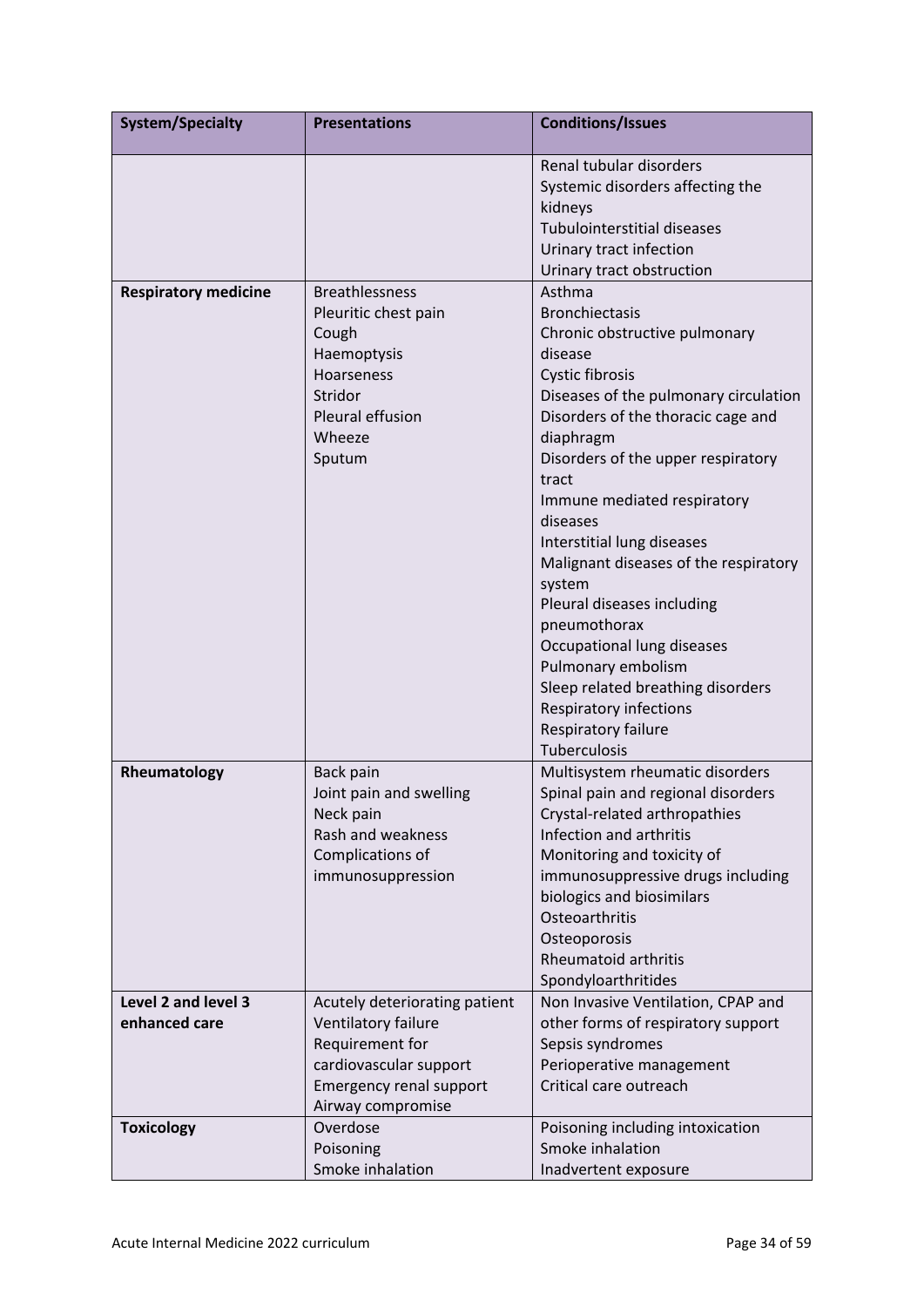| System/Specialty | Presentations | Conditions/Issues |
|---|---|---|
| | | Renal tubular disorders<br>Systemic disorders affecting the kidneys<br>Tubulointerstitial diseases<br>Urinary tract infection<br>Urinary tract obstruction |
| **Respiratory medicine** | Breathlessness<br>Pleuritic chest pain<br>Cough<br>Haemoptysis<br>Hoarseness<br>Stridor<br>Pleural effusion<br>Wheeze<br>Sputum | Asthma<br>Bronchiectasis<br>Chronic obstructive pulmonary disease<br>Cystic fibrosis<br>Diseases of the pulmonary circulation<br>Disorders of the thoracic cage and diaphragm<br>Disorders of the upper respiratory tract<br>Immune mediated respiratory diseases<br>Interstitial lung diseases<br>Malignant diseases of the respiratory system<br>Pleural diseases including pneumothorax<br>Occupational lung diseases<br>Pulmonary embolism<br>Sleep related breathing disorders<br>Respiratory infections<br>Respiratory failure<br>Tuberculosis |
| **Rheumatology** | Back pain<br>Joint pain and swelling<br>Neck pain<br>Rash and weakness<br>Complications of immunosuppression | Multisystem rheumatic disorders<br>Spinal pain and regional disorders<br>Crystal-related arthropathies<br>Infection and arthritis<br>Monitoring and toxicity of immunosuppressive drugs including biologics and biosimilars<br>Osteoarthritis<br>Osteoporosis<br>Rheumatoid arthritis<br>Spondyloarthritides |
| **Level 2 and level 3 enhanced care** | Acutely deteriorating patient<br>Ventilatory failure<br>Requirement for cardiovascular support<br>Emergency renal support<br>Airway compromise | Non Invasive Ventilation, CPAP and other forms of respiratory support<br>Sepsis syndromes<br>Perioperative management<br>Critical care outreach |
| **Toxicology** | Overdose<br>Poisoning<br>Smoke inhalation | Poisoning including intoxication<br>Smoke inhalation<br>Inadvertent exposure |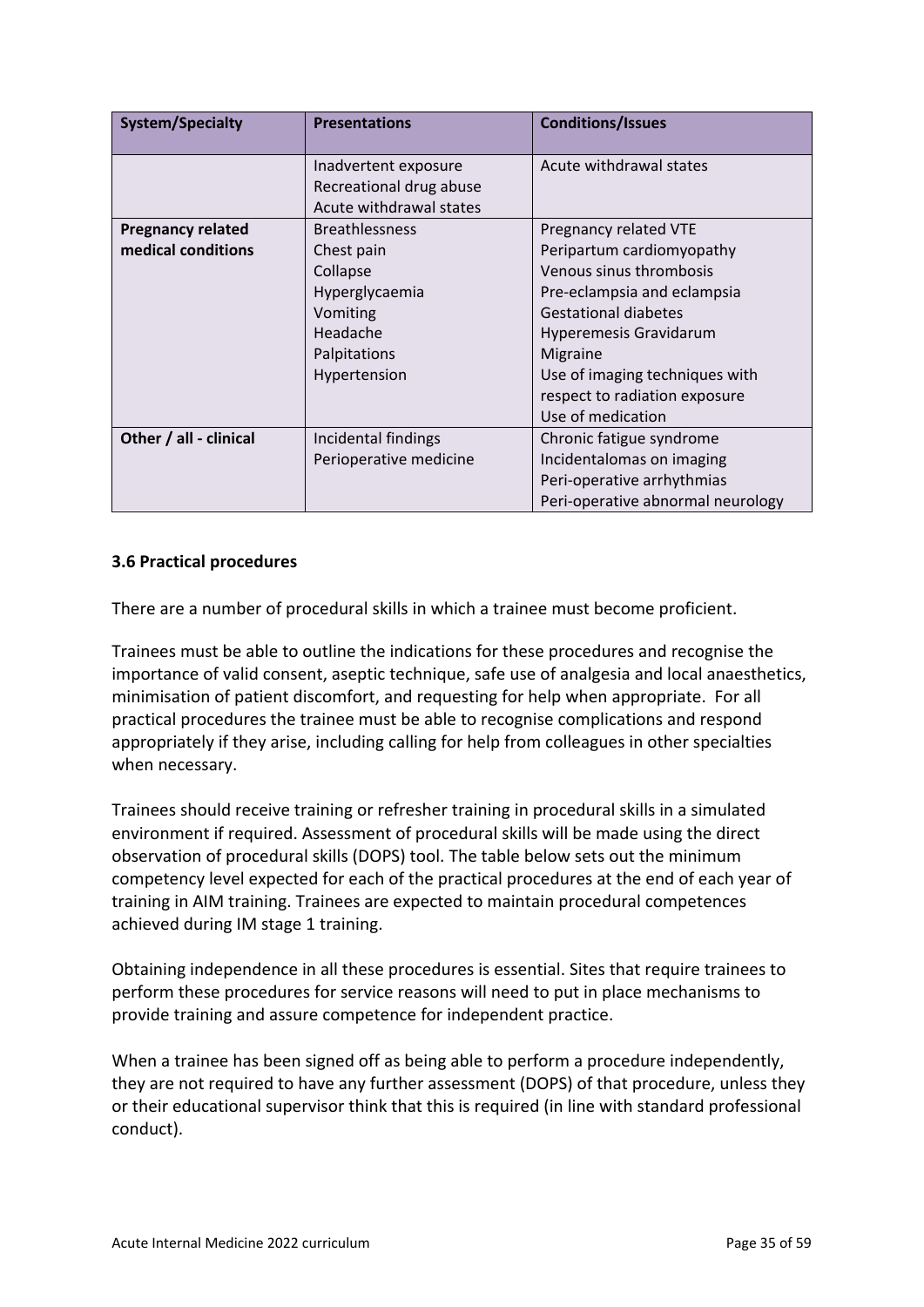| System/Specialty | Presentations | Conditions/Issues |
|---|---|---|
| | Inadvertent exposure<br>Recreational drug abuse<br>Acute withdrawal states | Acute withdrawal states |
| **Pregnancy related medical conditions** | Breathlessness<br>Chest pain<br>Collapse<br>Hyperglycaemia<br>Vomiting<br>Headache<br>Palpitations<br>Hypertension | Pregnancy related VTE<br>Peripartum cardiomyopathy<br>Venous sinus thrombosis<br>Pre-eclampsia and eclampsia<br>Gestational diabetes<br>Hyperemesis Gravidarum<br>Migraine<br>Use of imaging techniques with respect to radiation exposure<br>Use of medication |
| **Other / all - clinical** | Incidental findings<br>Perioperative medicine | Chronic fatigue syndrome<br>Incidentalomas on imaging<br>Peri-operative arrhythmias<br>Peri-operative abnormal neurology |

### 3.6 Practical procedures

There are a number of procedural skills in which a trainee must become proficient.

Trainees must be able to outline the indications for these procedures and recognise the importance of valid consent, aseptic technique, safe use of analgesia and local anaesthetics, minimisation of patient discomfort, and requesting for help when appropriate. For all practical procedures the trainee must be able to recognise complications and respond appropriately if they arise, including calling for help from colleagues in other specialties when necessary.

Trainees should receive training or refresher training in procedural skills in a simulated environment if required. Assessment of procedural skills will be made using the direct observation of procedural skills (DOPS) tool. The table below sets out the minimum competency level expected for each of the practical procedures at the end of each year of training in AIM training. Trainees are expected to maintain procedural competences achieved during IM stage 1 training.

Obtaining independence in all these procedures is essential. Sites that require trainees to perform these procedures for service reasons will need to put in place mechanisms to provide training and assure competence for independent practice.

When a trainee has been signed off as being able to perform a procedure independently, they are not required to have any further assessment (DOPS) of that procedure, unless they or their educational supervisor think that this is required (in line with standard professional conduct).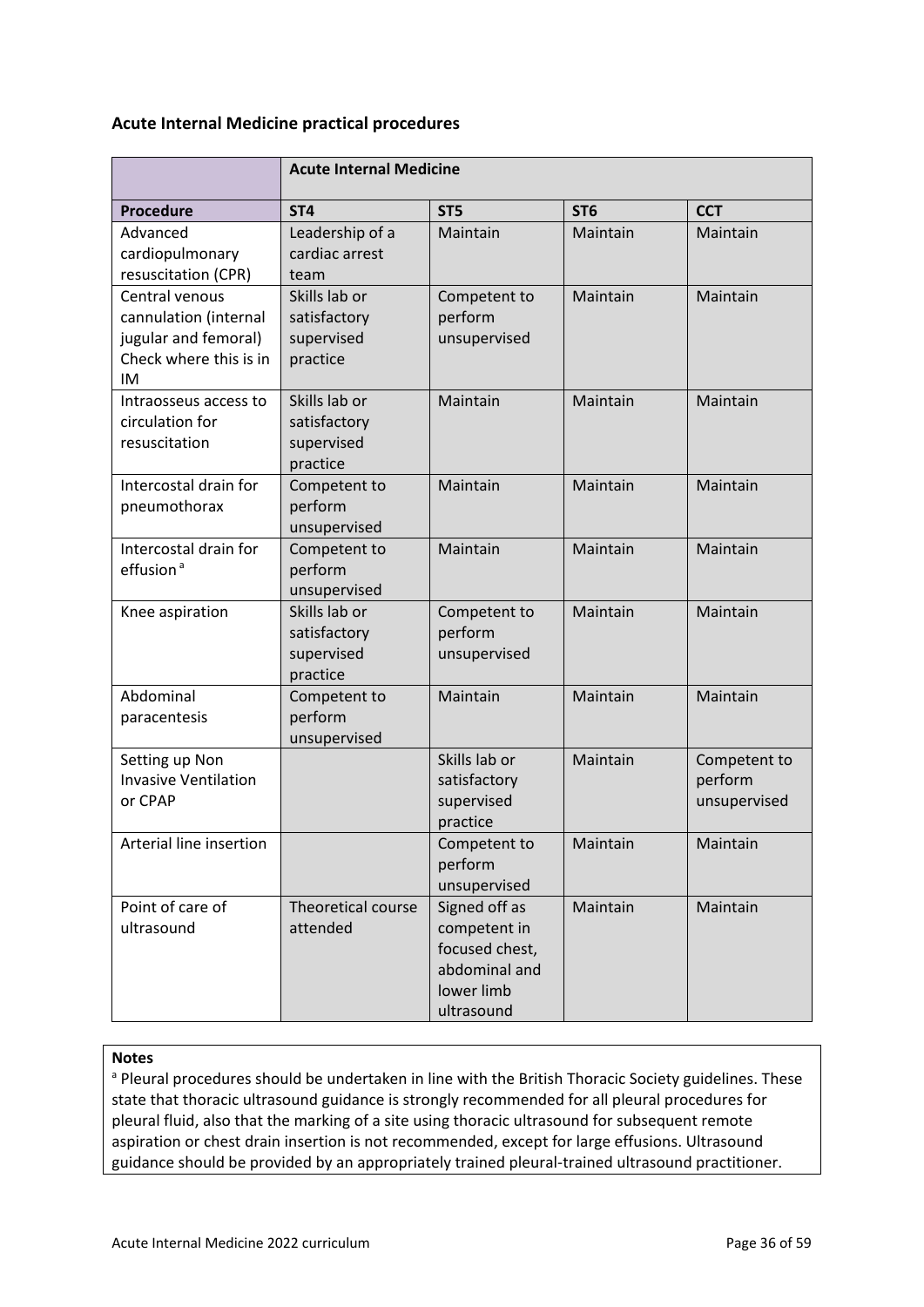### Acute Internal Medicine practical procedures

| | Acute Internal Medicine | | | |
|---|---|---|---|---|
| **Procedure** | **ST4** | **ST5** | **ST6** | **CCT** |
| Advanced cardiopulmonary resuscitation (CPR) | Leadership of a cardiac arrest team | Maintain | Maintain | Maintain |
| Central venous cannulation (internal jugular and femoral) Check where this is in IM | Skills lab or satisfactory supervised practice | Competent to perform unsupervised | Maintain | Maintain |
| Intraosseus access to circulation for resuscitation | Skills lab or satisfactory supervised practice | Maintain | Maintain | Maintain |
| Intercostal drain for pneumothorax | Competent to perform unsupervised | Maintain | Maintain | Maintain |
| Intercostal drain for effusion [a] | Competent to perform unsupervised | Maintain | Maintain | Maintain |
| Knee aspiration | Skills lab or satisfactory supervised practice | Competent to perform unsupervised | Maintain | Maintain |
| Abdominal paracentesis | Competent to perform unsupervised | Maintain | Maintain | Maintain |
| Setting up Non Invasive Ventilation or CPAP | | Skills lab or satisfactory supervised practice | Maintain | Competent to perform unsupervised |
| Arterial line insertion | | Competent to perform unsupervised | Maintain | Maintain |
| Point of care of ultrasound | Theoretical course attended | Signed off as competent in focused chest, abdominal and lower limb ultrasound | Maintain | Maintain |

**Notes**

[a] Pleural procedures should be undertaken in line with the British Thoracic Society guidelines. These state that thoracic ultrasound guidance is strongly recommended for all pleural procedures for pleural fluid, also that the marking of a site using thoracic ultrasound for subsequent remote aspiration or chest drain insertion is not recommended, except for large effusions. Ultrasound guidance should be provided by an appropriately trained pleural-trained ultrasound practitioner.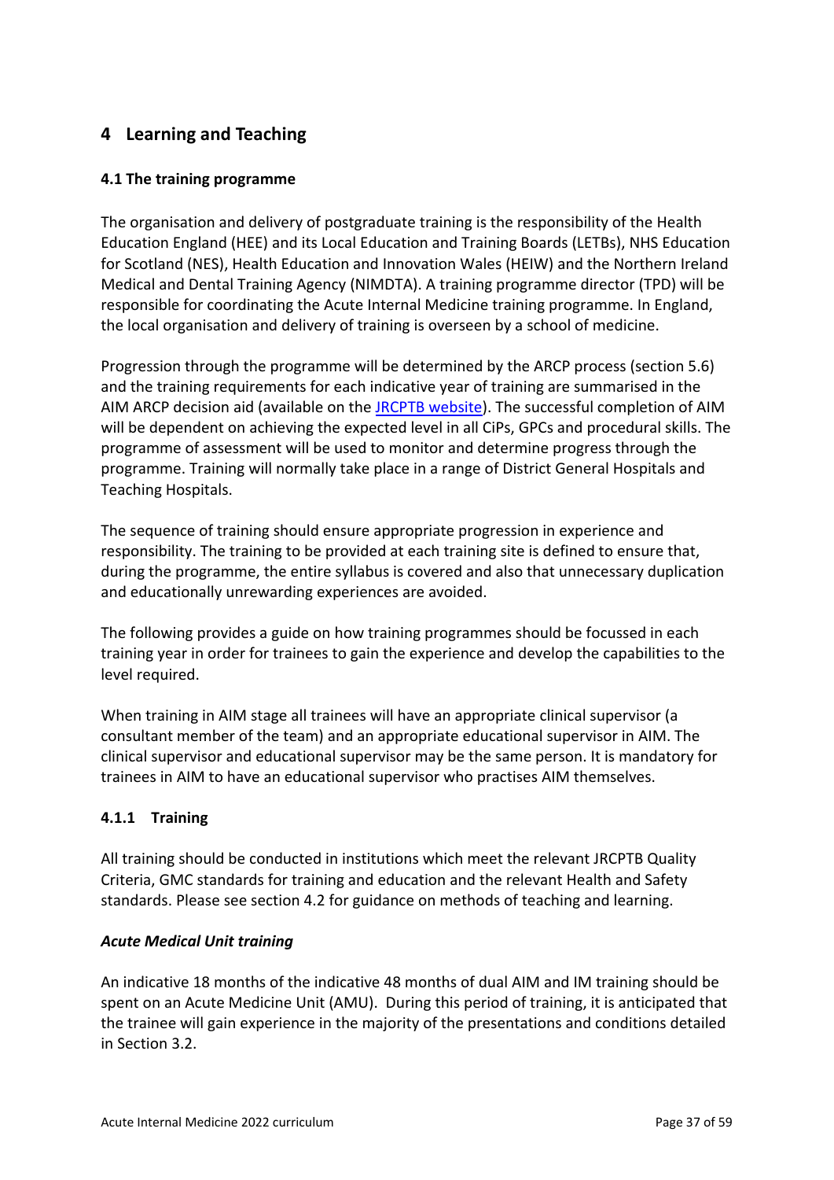# 4 Learning and Teaching

### 4.1 The training programme

The organisation and delivery of postgraduate training is the responsibility of the Health Education England (HEE) and its Local Education and Training Boards (LETBs), NHS Education for Scotland (NES), Health Education and Innovation Wales (HEIW) and the Northern Ireland Medical and Dental Training Agency (NIMDTA). A training programme director (TPD) will be responsible for coordinating the Acute Internal Medicine training programme. In England, the local organisation and delivery of training is overseen by a school of medicine.

Progression through the programme will be determined by the ARCP process (section 5.6) and the training requirements for each indicative year of training are summarised in the AIM ARCP decision aid (available on the JRCPTB website). The successful completion of AIM will be dependent on achieving the expected level in all CiPs, GPCs and procedural skills. The programme of assessment will be used to monitor and determine progress through the programme. Training will normally take place in a range of District General Hospitals and Teaching Hospitals.

The sequence of training should ensure appropriate progression in experience and responsibility. The training to be provided at each training site is defined to ensure that, during the programme, the entire syllabus is covered and also that unnecessary duplication and educationally unrewarding experiences are avoided.

The following provides a guide on how training programmes should be focussed in each training year in order for trainees to gain the experience and develop the capabilities to the level required.

When training in AIM stage all trainees will have an appropriate clinical supervisor (a consultant member of the team) and an appropriate educational supervisor in AIM. The clinical supervisor and educational supervisor may be the same person. It is mandatory for trainees in AIM to have an educational supervisor who practises AIM themselves.

#### 4.1.1 Training

All training should be conducted in institutions which meet the relevant JRCPTB Quality Criteria, GMC standards for training and education and the relevant Health and Safety standards. Please see section 4.2 for guidance on methods of teaching and learning.

***Acute Medical Unit training***

An indicative 18 months of the indicative 48 months of dual AIM and IM training should be spent on an Acute Medicine Unit (AMU). During this period of training, it is anticipated that the trainee will gain experience in the majority of the presentations and conditions detailed in Section 3.2.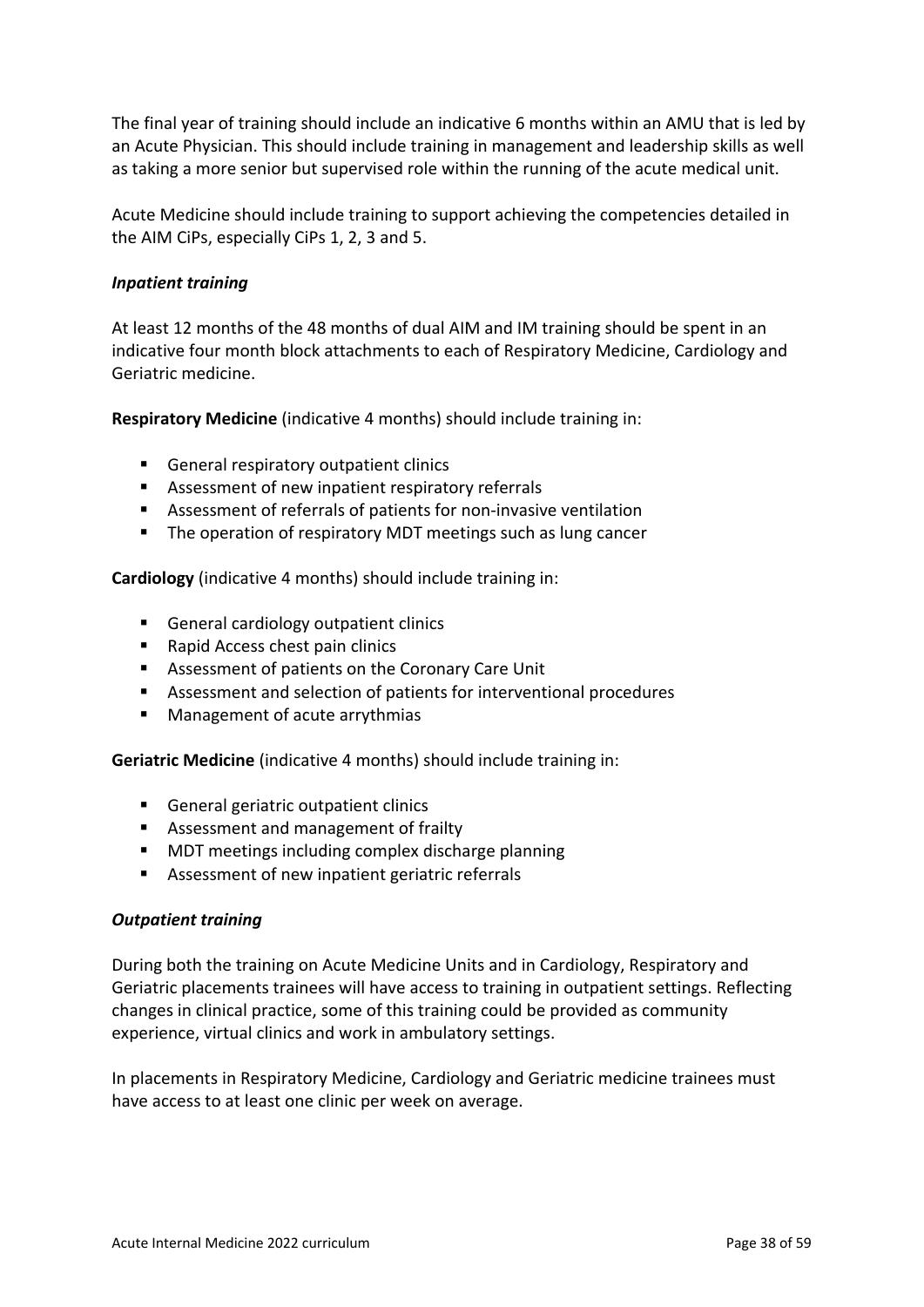The final year of training should include an indicative 6 months within an AMU that is led by an Acute Physician. This should include training in management and leadership skills as well as taking a more senior but supervised role within the running of the acute medical unit.

Acute Medicine should include training to support achieving the competencies detailed in the AIM CiPs, especially CiPs 1, 2, 3 and 5.

***Inpatient training***

At least 12 months of the 48 months of dual AIM and IM training should be spent in an indicative four month block attachments to each of Respiratory Medicine, Cardiology and Geriatric medicine.

**Respiratory Medicine** (indicative 4 months) should include training in:

- General respiratory outpatient clinics
- Assessment of new inpatient respiratory referrals
- Assessment of referrals of patients for non-invasive ventilation
- The operation of respiratory MDT meetings such as lung cancer

**Cardiology** (indicative 4 months) should include training in:

- General cardiology outpatient clinics
- Rapid Access chest pain clinics
- Assessment of patients on the Coronary Care Unit
- Assessment and selection of patients for interventional procedures
- Management of acute arrythmias

**Geriatric Medicine** (indicative 4 months) should include training in:

- General geriatric outpatient clinics
- Assessment and management of frailty
- MDT meetings including complex discharge planning
- Assessment of new inpatient geriatric referrals

***Outpatient training***

During both the training on Acute Medicine Units and in Cardiology, Respiratory and Geriatric placements trainees will have access to training in outpatient settings. Reflecting changes in clinical practice, some of this training could be provided as community experience, virtual clinics and work in ambulatory settings.

In placements in Respiratory Medicine, Cardiology and Geriatric medicine trainees must have access to at least one clinic per week on average.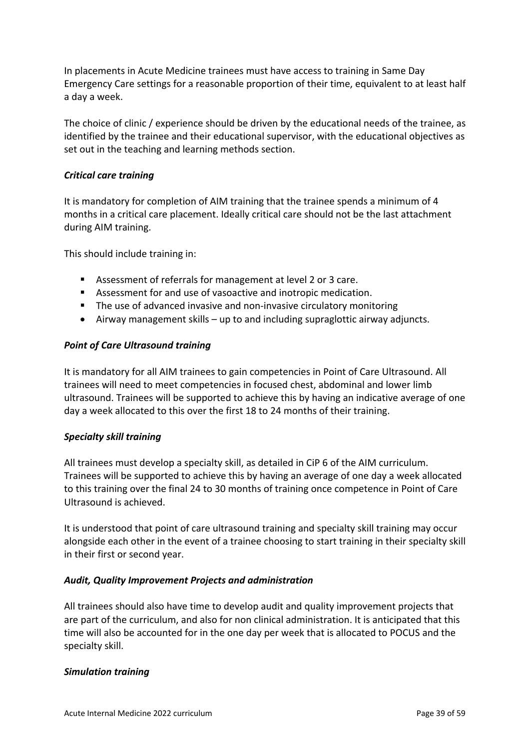In placements in Acute Medicine trainees must have access to training in Same Day Emergency Care settings for a reasonable proportion of their time, equivalent to at least half a day a week.

The choice of clinic / experience should be driven by the educational needs of the trainee, as identified by the trainee and their educational supervisor, with the educational objectives as set out in the teaching and learning methods section.

***Critical care training***

It is mandatory for completion of AIM training that the trainee spends a minimum of 4 months in a critical care placement. Ideally critical care should not be the last attachment during AIM training.

This should include training in:

- Assessment of referrals for management at level 2 or 3 care.
- Assessment for and use of vasoactive and inotropic medication.
- The use of advanced invasive and non-invasive circulatory monitoring
- Airway management skills – up to and including supraglottic airway adjuncts.

***Point of Care Ultrasound training***

It is mandatory for all AIM trainees to gain competencies in Point of Care Ultrasound. All trainees will need to meet competencies in focused chest, abdominal and lower limb ultrasound. Trainees will be supported to achieve this by having an indicative average of one day a week allocated to this over the first 18 to 24 months of their training.

***Specialty skill training***

All trainees must develop a specialty skill, as detailed in CiP 6 of the AIM curriculum. Trainees will be supported to achieve this by having an average of one day a week allocated to this training over the final 24 to 30 months of training once competence in Point of Care Ultrasound is achieved.

It is understood that point of care ultrasound training and specialty skill training may occur alongside each other in the event of a trainee choosing to start training in their specialty skill in their first or second year.

***Audit, Quality Improvement Projects and administration***

All trainees should also have time to develop audit and quality improvement projects that are part of the curriculum, and also for non clinical administration. It is anticipated that this time will also be accounted for in the one day per week that is allocated to POCUS and the specialty skill.

***Simulation training***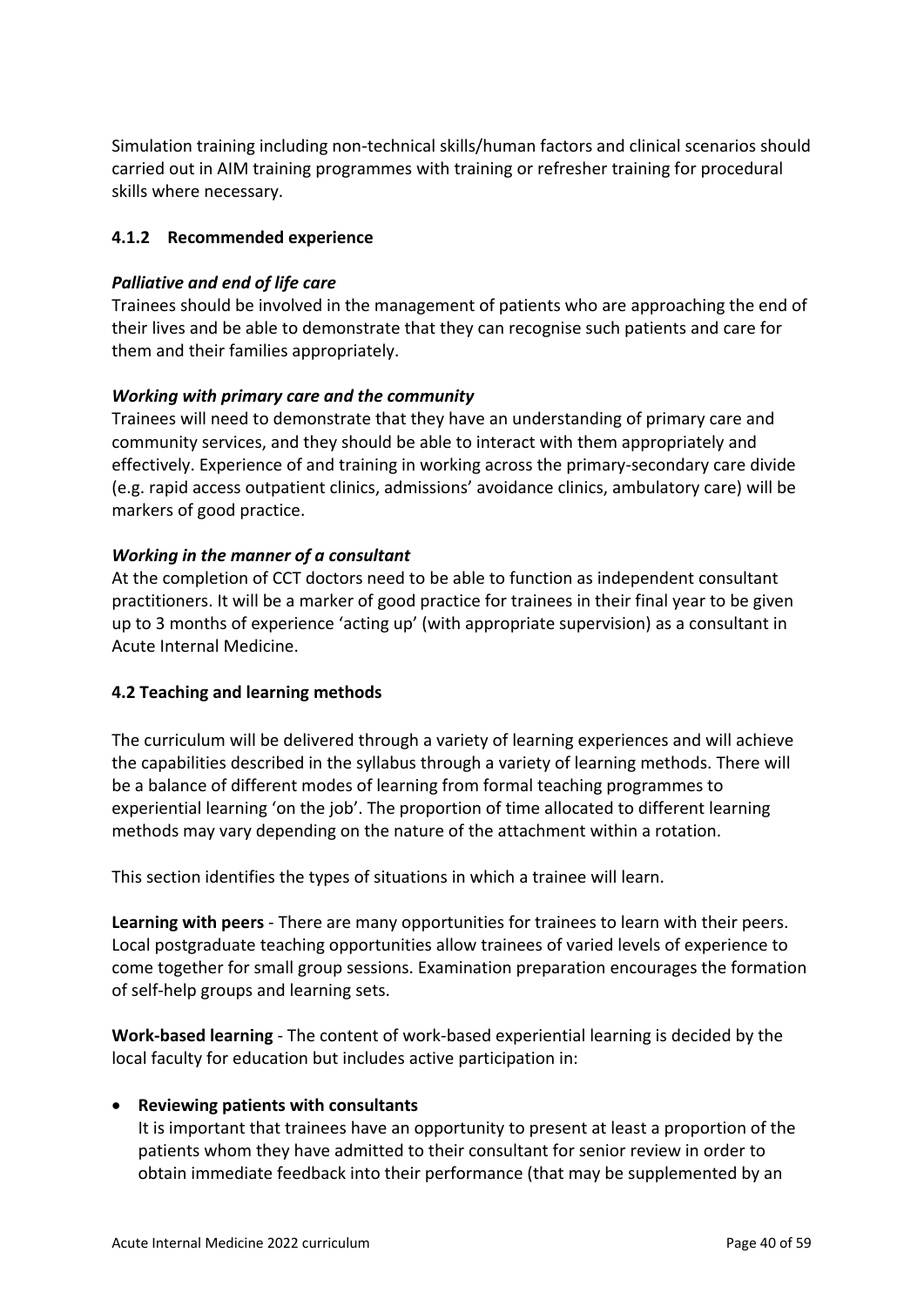Simulation training including non-technical skills/human factors and clinical scenarios should carried out in AIM training programmes with training or refresher training for procedural skills where necessary.

### 4.1.2 Recommended experience

***Palliative and end of life care***

Trainees should be involved in the management of patients who are approaching the end of their lives and be able to demonstrate that they can recognise such patients and care for them and their families appropriately.

***Working with primary care and the community***

Trainees will need to demonstrate that they have an understanding of primary care and community services, and they should be able to interact with them appropriately and effectively. Experience of and training in working across the primary-secondary care divide (e.g. rapid access outpatient clinics, admissions' avoidance clinics, ambulatory care) will be markers of good practice.

***Working in the manner of a consultant***

At the completion of CCT doctors need to be able to function as independent consultant practitioners. It will be a marker of good practice for trainees in their final year to be given up to 3 months of experience 'acting up' (with appropriate supervision) as a consultant in Acute Internal Medicine.

### 4.2 Teaching and learning methods

The curriculum will be delivered through a variety of learning experiences and will achieve the capabilities described in the syllabus through a variety of learning methods. There will be a balance of different modes of learning from formal teaching programmes to experiential learning 'on the job'. The proportion of time allocated to different learning methods may vary depending on the nature of the attachment within a rotation.

This section identifies the types of situations in which a trainee will learn.

**Learning with peers** - There are many opportunities for trainees to learn with their peers. Local postgraduate teaching opportunities allow trainees of varied levels of experience to come together for small group sessions. Examination preparation encourages the formation of self-help groups and learning sets.

**Work-based learning** - The content of work-based experiential learning is decided by the local faculty for education but includes active participation in:

- **Reviewing patients with consultants**
  It is important that trainees have an opportunity to present at least a proportion of the patients whom they have admitted to their consultant for senior review in order to obtain immediate feedback into their performance (that may be supplemented by an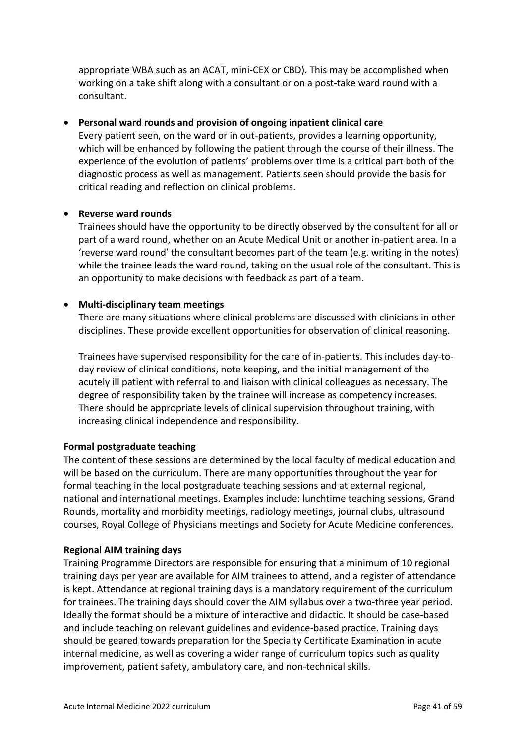appropriate WBA such as an ACAT, mini-CEX or CBD). This may be accomplished when working on a take shift along with a consultant or on a post-take ward round with a consultant.

- **Personal ward rounds and provision of ongoing inpatient clinical care**
  Every patient seen, on the ward or in out-patients, provides a learning opportunity, which will be enhanced by following the patient through the course of their illness. The experience of the evolution of patients' problems over time is a critical part both of the diagnostic process as well as management. Patients seen should provide the basis for critical reading and reflection on clinical problems.

- **Reverse ward rounds**
  Trainees should have the opportunity to be directly observed by the consultant for all or part of a ward round, whether on an Acute Medical Unit or another in-patient area. In a 'reverse ward round' the consultant becomes part of the team (e.g. writing in the notes) while the trainee leads the ward round, taking on the usual role of the consultant. This is an opportunity to make decisions with feedback as part of a team.

- **Multi-disciplinary team meetings**
  There are many situations where clinical problems are discussed with clinicians in other disciplines. These provide excellent opportunities for observation of clinical reasoning.

  Trainees have supervised responsibility for the care of in-patients. This includes day-to-day review of clinical conditions, note keeping, and the initial management of the acutely ill patient with referral to and liaison with clinical colleagues as necessary. The degree of responsibility taken by the trainee will increase as competency increases. There should be appropriate levels of clinical supervision throughout training, with increasing clinical independence and responsibility.

**Formal postgraduate teaching**

The content of these sessions are determined by the local faculty of medical education and will be based on the curriculum. There are many opportunities throughout the year for formal teaching in the local postgraduate teaching sessions and at external regional, national and international meetings. Examples include: lunchtime teaching sessions, Grand Rounds, mortality and morbidity meetings, radiology meetings, journal clubs, ultrasound courses, Royal College of Physicians meetings and Society for Acute Medicine conferences.

**Regional AIM training days**

Training Programme Directors are responsible for ensuring that a minimum of 10 regional training days per year are available for AIM trainees to attend, and a register of attendance is kept. Attendance at regional training days is a mandatory requirement of the curriculum for trainees. The training days should cover the AIM syllabus over a two-three year period. Ideally the format should be a mixture of interactive and didactic. It should be case-based and include teaching on relevant guidelines and evidence-based practice. Training days should be geared towards preparation for the Specialty Certificate Examination in acute internal medicine, as well as covering a wider range of curriculum topics such as quality improvement, patient safety, ambulatory care, and non-technical skills.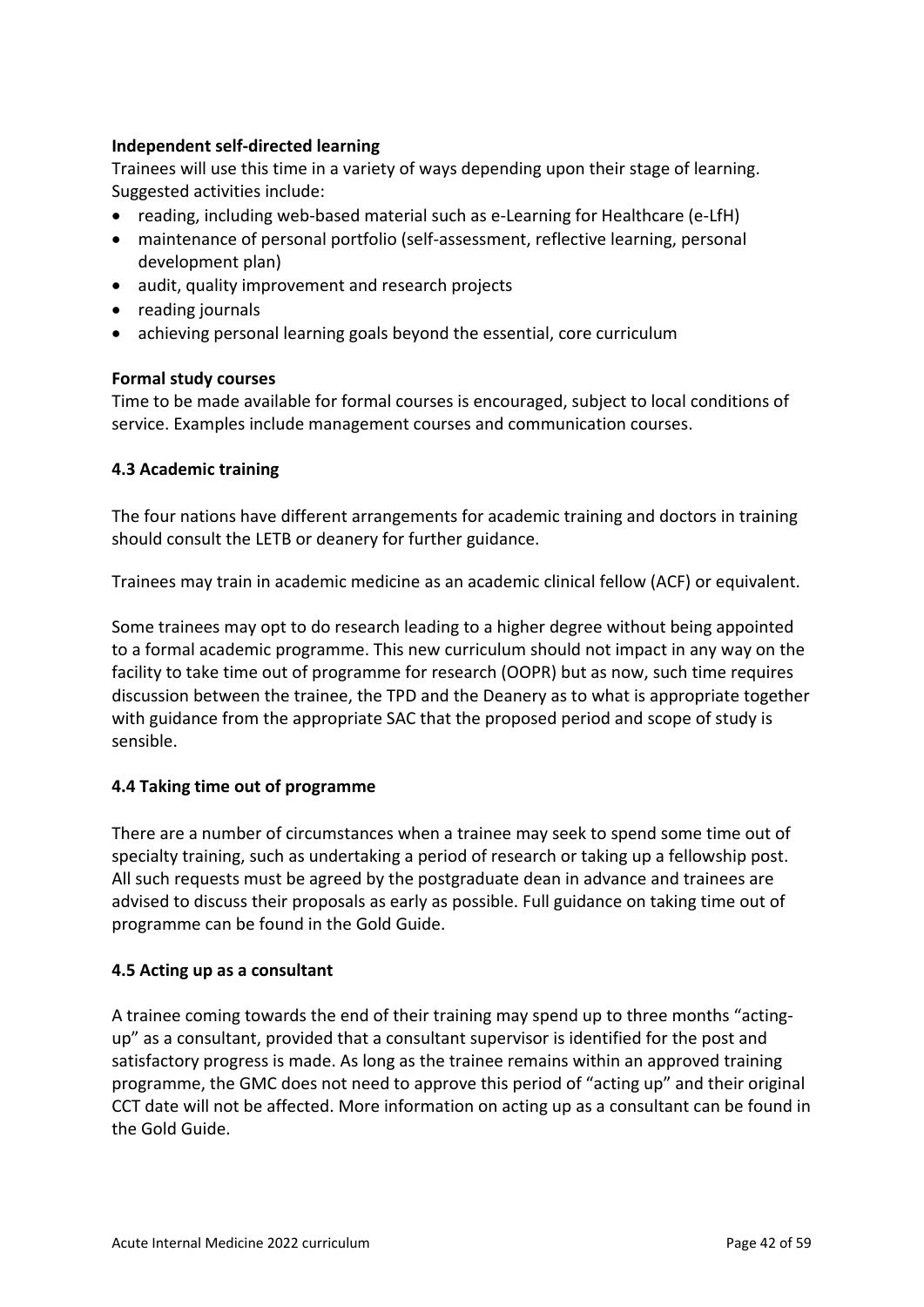**Independent self-directed learning**

Trainees will use this time in a variety of ways depending upon their stage of learning. Suggested activities include:

- reading, including web-based material such as e-Learning for Healthcare (e-LfH)
- maintenance of personal portfolio (self-assessment, reflective learning, personal development plan)
- audit, quality improvement and research projects
- reading journals
- achieving personal learning goals beyond the essential, core curriculum

**Formal study courses**

Time to be made available for formal courses is encouraged, subject to local conditions of service. Examples include management courses and communication courses.

### 4.3 Academic training

The four nations have different arrangements for academic training and doctors in training should consult the LETB or deanery for further guidance.

Trainees may train in academic medicine as an academic clinical fellow (ACF) or equivalent.

Some trainees may opt to do research leading to a higher degree without being appointed to a formal academic programme. This new curriculum should not impact in any way on the facility to take time out of programme for research (OOPR) but as now, such time requires discussion between the trainee, the TPD and the Deanery as to what is appropriate together with guidance from the appropriate SAC that the proposed period and scope of study is sensible.

### 4.4 Taking time out of programme

There are a number of circumstances when a trainee may seek to spend some time out of specialty training, such as undertaking a period of research or taking up a fellowship post. All such requests must be agreed by the postgraduate dean in advance and trainees are advised to discuss their proposals as early as possible. Full guidance on taking time out of programme can be found in the Gold Guide.

### 4.5 Acting up as a consultant

A trainee coming towards the end of their training may spend up to three months "acting-up" as a consultant, provided that a consultant supervisor is identified for the post and satisfactory progress is made. As long as the trainee remains within an approved training programme, the GMC does not need to approve this period of "acting up" and their original CCT date will not be affected. More information on acting up as a consultant can be found in the Gold Guide.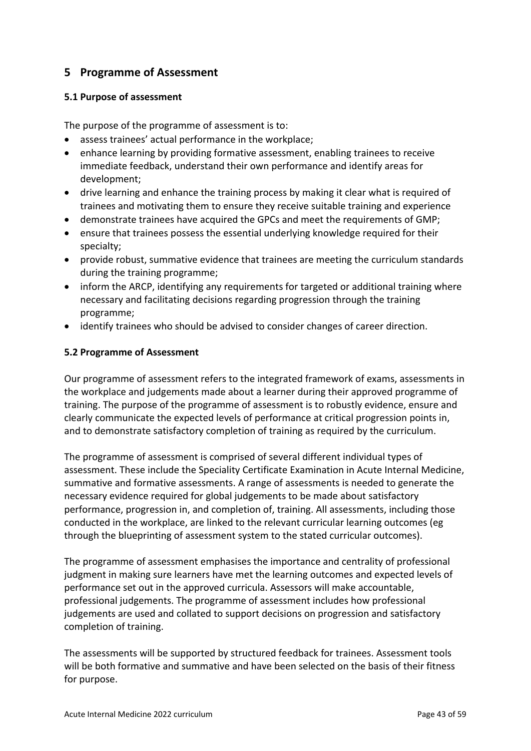## 5 Programme of Assessment

### 5.1 Purpose of assessment

The purpose of the programme of assessment is to:

- assess trainees' actual performance in the workplace;
- enhance learning by providing formative assessment, enabling trainees to receive immediate feedback, understand their own performance and identify areas for development;
- drive learning and enhance the training process by making it clear what is required of trainees and motivating them to ensure they receive suitable training and experience
- demonstrate trainees have acquired the GPCs and meet the requirements of GMP;
- ensure that trainees possess the essential underlying knowledge required for their specialty;
- provide robust, summative evidence that trainees are meeting the curriculum standards during the training programme;
- inform the ARCP, identifying any requirements for targeted or additional training where necessary and facilitating decisions regarding progression through the training programme;
- identify trainees who should be advised to consider changes of career direction.

### 5.2 Programme of Assessment

Our programme of assessment refers to the integrated framework of exams, assessments in the workplace and judgements made about a learner during their approved programme of training. The purpose of the programme of assessment is to robustly evidence, ensure and clearly communicate the expected levels of performance at critical progression points in, and to demonstrate satisfactory completion of training as required by the curriculum.

The programme of assessment is comprised of several different individual types of assessment. These include the Speciality Certificate Examination in Acute Internal Medicine, summative and formative assessments. A range of assessments is needed to generate the necessary evidence required for global judgements to be made about satisfactory performance, progression in, and completion of, training. All assessments, including those conducted in the workplace, are linked to the relevant curricular learning outcomes (eg through the blueprinting of assessment system to the stated curricular outcomes).

The programme of assessment emphasises the importance and centrality of professional judgment in making sure learners have met the learning outcomes and expected levels of performance set out in the approved curricula. Assessors will make accountable, professional judgements. The programme of assessment includes how professional judgements are used and collated to support decisions on progression and satisfactory completion of training.

The assessments will be supported by structured feedback for trainees. Assessment tools will be both formative and summative and have been selected on the basis of their fitness for purpose.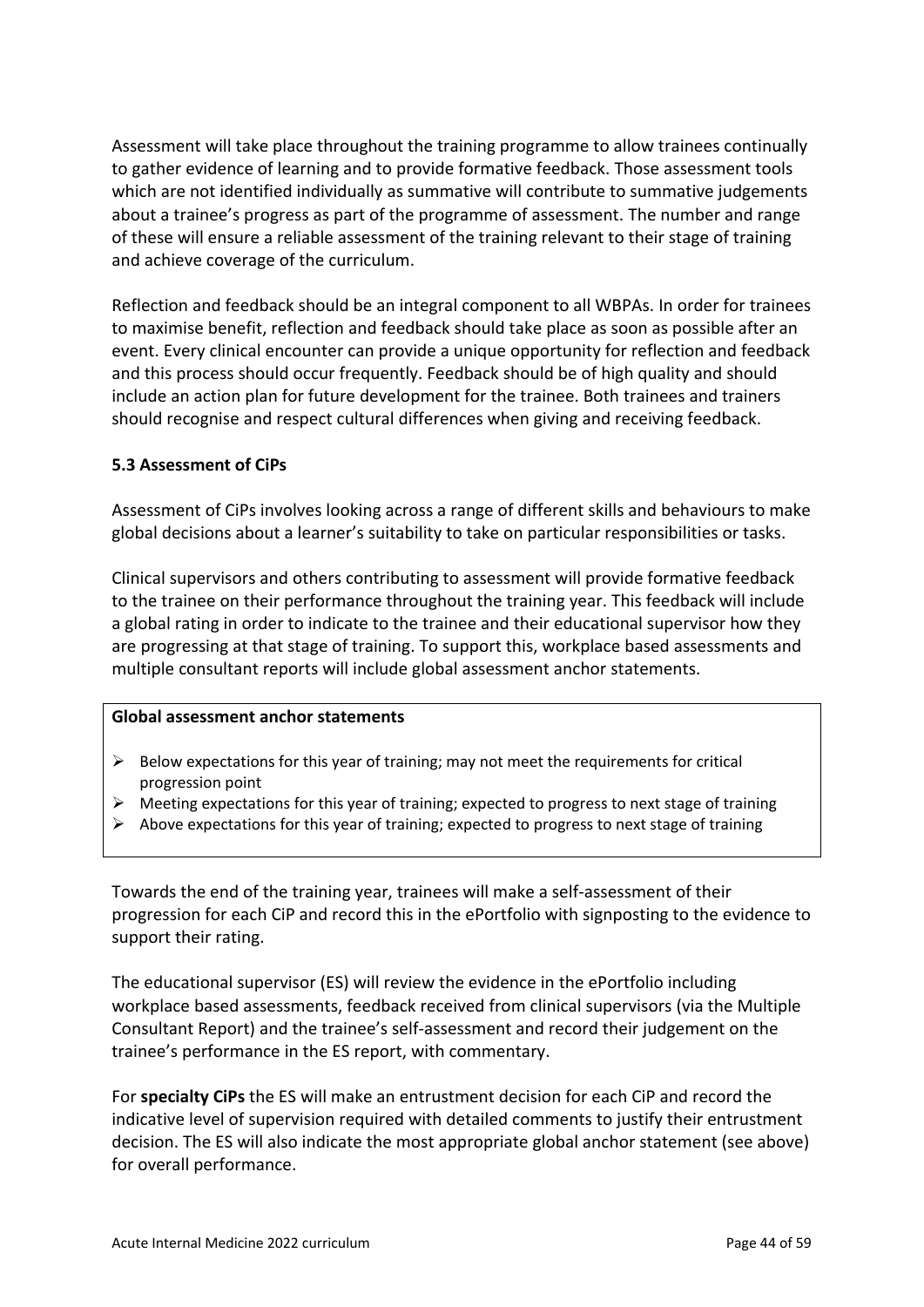Assessment will take place throughout the training programme to allow trainees continually to gather evidence of learning and to provide formative feedback. Those assessment tools which are not identified individually as summative will contribute to summative judgements about a trainee's progress as part of the programme of assessment. The number and range of these will ensure a reliable assessment of the training relevant to their stage of training and achieve coverage of the curriculum.

Reflection and feedback should be an integral component to all WBPAs. In order for trainees to maximise benefit, reflection and feedback should take place as soon as possible after an event. Every clinical encounter can provide a unique opportunity for reflection and feedback and this process should occur frequently. Feedback should be of high quality and should include an action plan for future development for the trainee. Both trainees and trainers should recognise and respect cultural differences when giving and receiving feedback.

### 5.3 Assessment of CiPs

Assessment of CiPs involves looking across a range of different skills and behaviours to make global decisions about a learner's suitability to take on particular responsibilities or tasks.

Clinical supervisors and others contributing to assessment will provide formative feedback to the trainee on their performance throughout the training year. This feedback will include a global rating in order to indicate to the trainee and their educational supervisor how they are progressing at that stage of training. To support this, workplace based assessments and multiple consultant reports will include global assessment anchor statements.

**Global assessment anchor statements**

- Below expectations for this year of training; may not meet the requirements for critical progression point
- Meeting expectations for this year of training; expected to progress to next stage of training
- Above expectations for this year of training; expected to progress to next stage of training

Towards the end of the training year, trainees will make a self-assessment of their progression for each CiP and record this in the ePortfolio with signposting to the evidence to support their rating.

The educational supervisor (ES) will review the evidence in the ePortfolio including workplace based assessments, feedback received from clinical supervisors (via the Multiple Consultant Report) and the trainee's self-assessment and record their judgement on the trainee's performance in the ES report, with commentary.

For **specialty CiPs** the ES will make an entrustment decision for each CiP and record the indicative level of supervision required with detailed comments to justify their entrustment decision. The ES will also indicate the most appropriate global anchor statement (see above) for overall performance.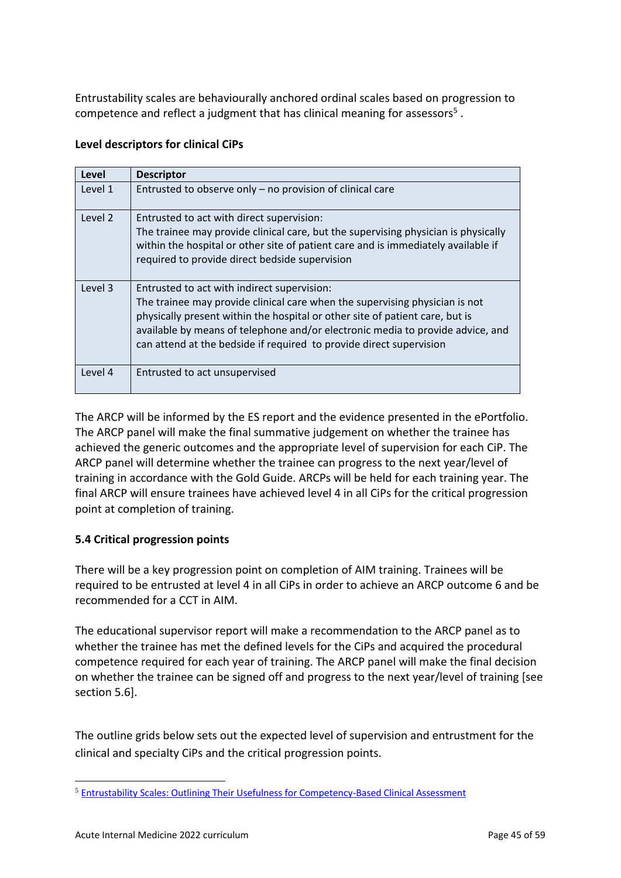Entrustability scales are behaviourally anchored ordinal scales based on progression to competence and reflect a judgment that has clinical meaning for assessors[5] .

**Level descriptors for clinical CiPs**

| Level | Descriptor |
|---|---|
| Level 1 | Entrusted to observe only – no provision of clinical care |
| Level 2 | Entrusted to act with direct supervision:<br>The trainee may provide clinical care, but the supervising physician is physically within the hospital or other site of patient care and is immediately available if required to provide direct bedside supervision |
| Level 3 | Entrusted to act with indirect supervision:<br>The trainee may provide clinical care when the supervising physician is not physically present within the hospital or other site of patient care, but is available by means of telephone and/or electronic media to provide advice, and can attend at the bedside if required to provide direct supervision |
| Level 4 | Entrusted to act unsupervised |

The ARCP will be informed by the ES report and the evidence presented in the ePortfolio. The ARCP panel will make the final summative judgement on whether the trainee has achieved the generic outcomes and the appropriate level of supervision for each CiP. The ARCP panel will determine whether the trainee can progress to the next year/level of training in accordance with the Gold Guide. ARCPs will be held for each training year. The final ARCP will ensure trainees have achieved level 4 in all CiPs for the critical progression point at completion of training.

### 5.4 Critical progression points

There will be a key progression point on completion of AIM training. Trainees will be required to be entrusted at level 4 in all CiPs in order to achieve an ARCP outcome 6 and be recommended for a CCT in AIM.

The educational supervisor report will make a recommendation to the ARCP panel as to whether the trainee has met the defined levels for the CiPs and acquired the procedural competence required for each year of training. The ARCP panel will make the final decision on whether the trainee can be signed off and progress to the next year/level of training [see section 5.6].

The outline grids below sets out the expected level of supervision and entrustment for the clinical and specialty CiPs and the critical progression points.

[5] Entrustability Scales: Outlining Their Usefulness for Competency-Based Clinical Assessment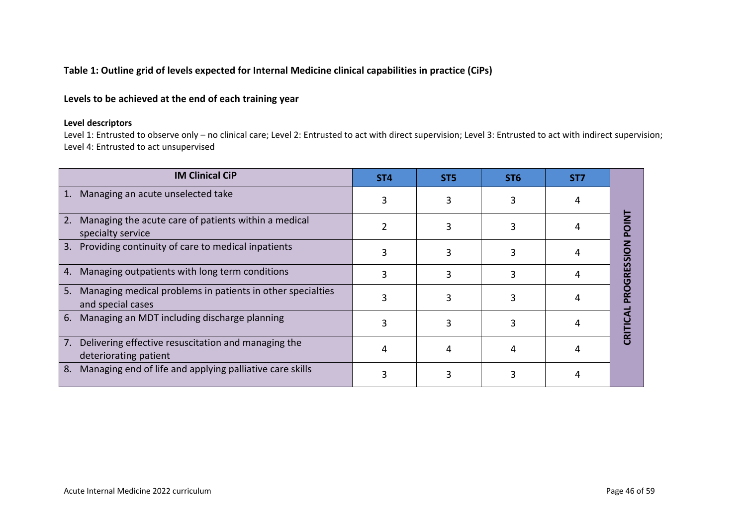**Table 1: Outline grid of levels expected for Internal Medicine clinical capabilities in practice (CiPs)**

**Levels to be achieved at the end of each training year**

**Level descriptors**

Level 1: Entrusted to observe only – no clinical care; Level 2: Entrusted to act with direct supervision; Level 3: Entrusted to act with indirect supervision; Level 4: Entrusted to act unsupervised

| IM Clinical CiP | ST4 | ST5 | ST6 | ST7 | |
|---|---|---|---|---|---|
| 1. Managing an acute unselected take | 3 | 3 | 3 | 4 | CRITICAL PROGRESSION POINT |
| 2. Managing the acute care of patients within a medical specialty service | 2 | 3 | 3 | 4 | |
| 3. Providing continuity of care to medical inpatients | 3 | 3 | 3 | 4 | |
| 4. Managing outpatients with long term conditions | 3 | 3 | 3 | 4 | |
| 5. Managing medical problems in patients in other specialties and special cases | 3 | 3 | 3 | 4 | |
| 6. Managing an MDT including discharge planning | 3 | 3 | 3 | 4 | |
| 7. Delivering effective resuscitation and managing the deteriorating patient | 4 | 4 | 4 | 4 | |
| 8. Managing end of life and applying palliative care skills | 3 | 3 | 3 | 4 | |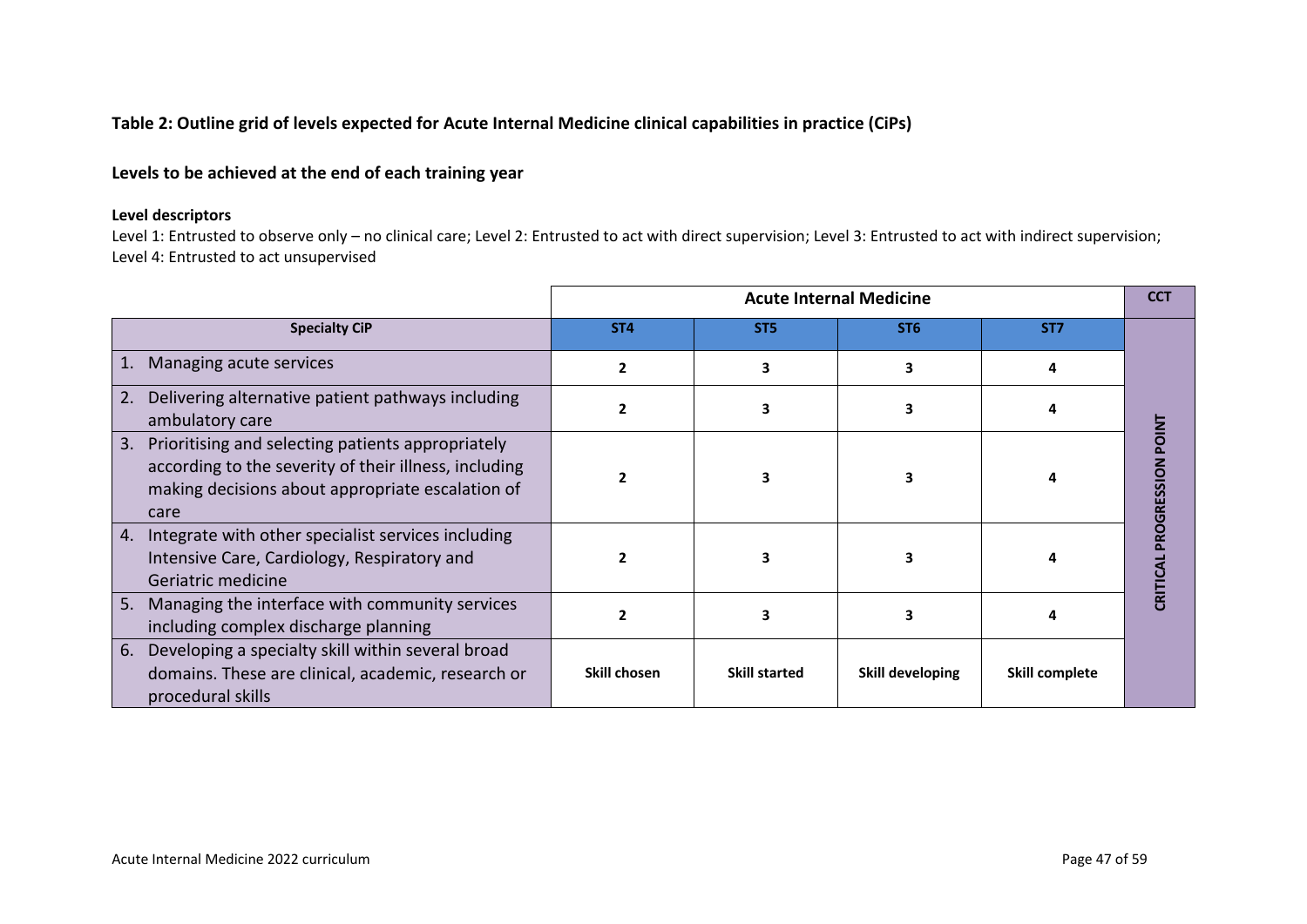**Table 2: Outline grid of levels expected for Acute Internal Medicine clinical capabilities in practice (CiPs)**

**Levels to be achieved at the end of each training year**

**Level descriptors**

Level 1: Entrusted to observe only – no clinical care; Level 2: Entrusted to act with direct supervision; Level 3: Entrusted to act with indirect supervision; Level 4: Entrusted to act unsupervised

| | Acute Internal Medicine | | | | CCT |
|---|---|---|---|---|---|
| **Specialty CiP** | **ST4** | **ST5** | **ST6** | **ST7** | |
| 1. Managing acute services | **2** | **3** | **3** | **4** | **CRITICAL PROGRESSION POINT** |
| 2. Delivering alternative patient pathways including ambulatory care | **2** | **3** | **3** | **4** | |
| 3. Prioritising and selecting patients appropriately according to the severity of their illness, including making decisions about appropriate escalation of care | **2** | **3** | **3** | **4** | |
| 4. Integrate with other specialist services including Intensive Care, Cardiology, Respiratory and Geriatric medicine | **2** | **3** | **3** | **4** | |
| 5. Managing the interface with community services including complex discharge planning | **2** | **3** | **3** | **4** | |
| 6. Developing a specialty skill within several broad domains. These are clinical, academic, research or procedural skills | **Skill chosen** | **Skill started** | **Skill developing** | **Skill complete** | |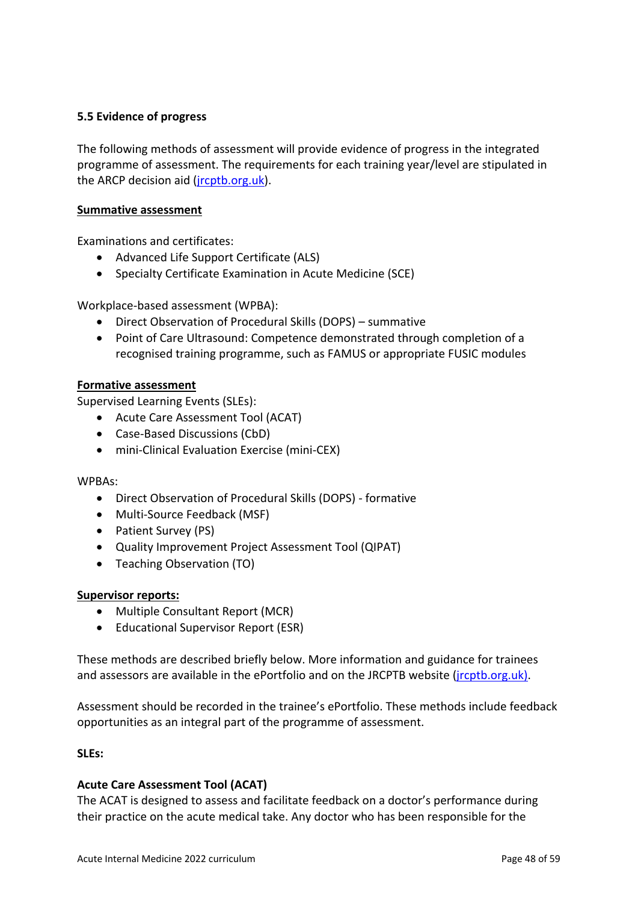### 5.5 Evidence of progress

The following methods of assessment will provide evidence of progress in the integrated programme of assessment. The requirements for each training year/level are stipulated in the ARCP decision aid (jrcptb.org.uk).

**Summative assessment**

Examinations and certificates:

- Advanced Life Support Certificate (ALS)
- Specialty Certificate Examination in Acute Medicine (SCE)

Workplace-based assessment (WPBA):

- Direct Observation of Procedural Skills (DOPS) – summative
- Point of Care Ultrasound: Competence demonstrated through completion of a recognised training programme, such as FAMUS or appropriate FUSIC modules

**Formative assessment**

Supervised Learning Events (SLEs):

- Acute Care Assessment Tool (ACAT)
- Case-Based Discussions (CbD)
- mini-Clinical Evaluation Exercise (mini-CEX)

WPBAs:

- Direct Observation of Procedural Skills (DOPS) - formative
- Multi-Source Feedback (MSF)
- Patient Survey (PS)
- Quality Improvement Project Assessment Tool (QIPAT)
- Teaching Observation (TO)

**Supervisor reports:**

- Multiple Consultant Report (MCR)
- Educational Supervisor Report (ESR)

These methods are described briefly below. More information and guidance for trainees and assessors are available in the ePortfolio and on the JRCPTB website (jrcptb.org.uk).

Assessment should be recorded in the trainee's ePortfolio. These methods include feedback opportunities as an integral part of the programme of assessment.

**SLEs:**

**Acute Care Assessment Tool (ACAT)**

The ACAT is designed to assess and facilitate feedback on a doctor's performance during their practice on the acute medical take. Any doctor who has been responsible for the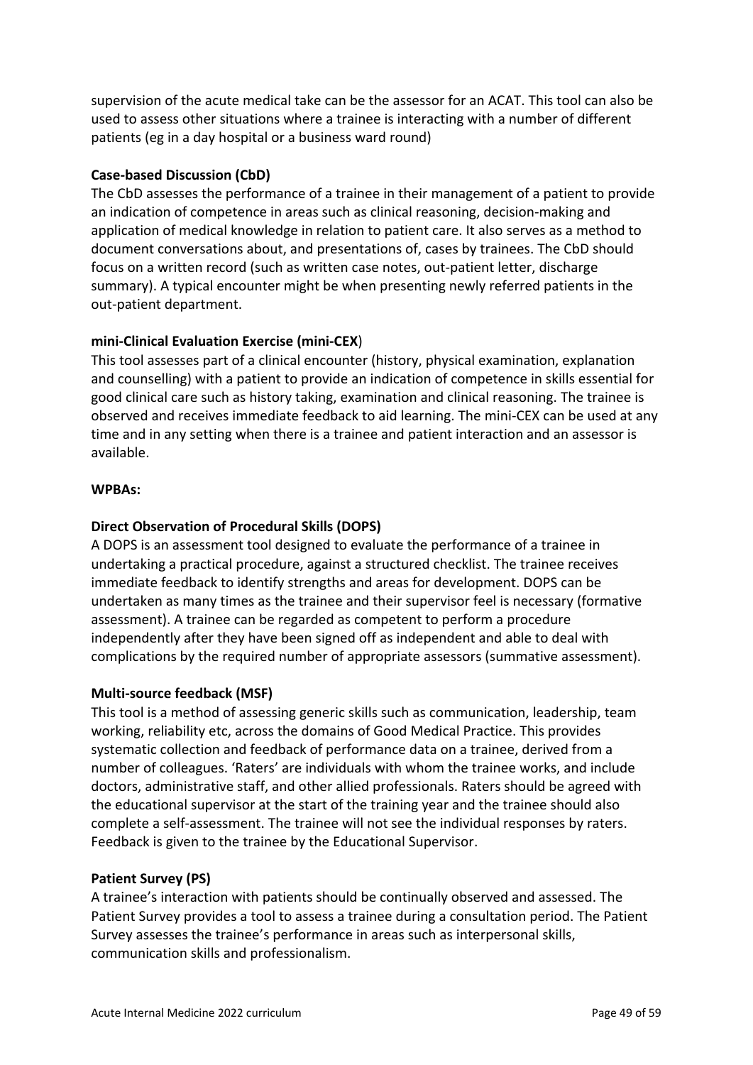supervision of the acute medical take can be the assessor for an ACAT. This tool can also be used to assess other situations where a trainee is interacting with a number of different patients (eg in a day hospital or a business ward round)

**Case-based Discussion (CbD)**

The CbD assesses the performance of a trainee in their management of a patient to provide an indication of competence in areas such as clinical reasoning, decision-making and application of medical knowledge in relation to patient care. It also serves as a method to document conversations about, and presentations of, cases by trainees. The CbD should focus on a written record (such as written case notes, out-patient letter, discharge summary). A typical encounter might be when presenting newly referred patients in the out-patient department.

**mini-Clinical Evaluation Exercise (mini-CEX**)

This tool assesses part of a clinical encounter (history, physical examination, explanation and counselling) with a patient to provide an indication of competence in skills essential for good clinical care such as history taking, examination and clinical reasoning. The trainee is observed and receives immediate feedback to aid learning. The mini-CEX can be used at any time and in any setting when there is a trainee and patient interaction and an assessor is available.

**WPBAs:**

**Direct Observation of Procedural Skills (DOPS)**

A DOPS is an assessment tool designed to evaluate the performance of a trainee in undertaking a practical procedure, against a structured checklist. The trainee receives immediate feedback to identify strengths and areas for development. DOPS can be undertaken as many times as the trainee and their supervisor feel is necessary (formative assessment). A trainee can be regarded as competent to perform a procedure independently after they have been signed off as independent and able to deal with complications by the required number of appropriate assessors (summative assessment).

**Multi-source feedback (MSF)**

This tool is a method of assessing generic skills such as communication, leadership, team working, reliability etc, across the domains of Good Medical Practice. This provides systematic collection and feedback of performance data on a trainee, derived from a number of colleagues. 'Raters' are individuals with whom the trainee works, and include doctors, administrative staff, and other allied professionals. Raters should be agreed with the educational supervisor at the start of the training year and the trainee should also complete a self-assessment. The trainee will not see the individual responses by raters. Feedback is given to the trainee by the Educational Supervisor.

**Patient Survey (PS)**

A trainee's interaction with patients should be continually observed and assessed. The Patient Survey provides a tool to assess a trainee during a consultation period. The Patient Survey assesses the trainee's performance in areas such as interpersonal skills, communication skills and professionalism.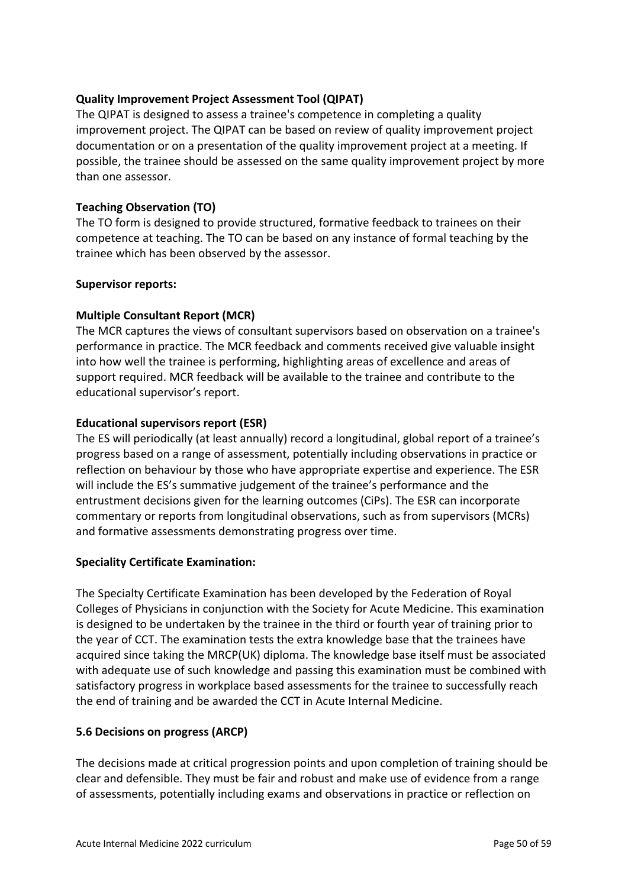**Quality Improvement Project Assessment Tool (QIPAT)**

The QIPAT is designed to assess a trainee's competence in completing a quality improvement project. The QIPAT can be based on review of quality improvement project documentation or on a presentation of the quality improvement project at a meeting. If possible, the trainee should be assessed on the same quality improvement project by more than one assessor.

**Teaching Observation (TO)**

The TO form is designed to provide structured, formative feedback to trainees on their competence at teaching. The TO can be based on any instance of formal teaching by the trainee which has been observed by the assessor.

**Supervisor reports:**

**Multiple Consultant Report (MCR)**

The MCR captures the views of consultant supervisors based on observation on a trainee's performance in practice. The MCR feedback and comments received give valuable insight into how well the trainee is performing, highlighting areas of excellence and areas of support required. MCR feedback will be available to the trainee and contribute to the educational supervisor's report.

**Educational supervisors report (ESR)**

The ES will periodically (at least annually) record a longitudinal, global report of a trainee's progress based on a range of assessment, potentially including observations in practice or reflection on behaviour by those who have appropriate expertise and experience. The ESR will include the ES's summative judgement of the trainee's performance and the entrustment decisions given for the learning outcomes (CiPs). The ESR can incorporate commentary or reports from longitudinal observations, such as from supervisors (MCRs) and formative assessments demonstrating progress over time.

**Speciality Certificate Examination:**

The Specialty Certificate Examination has been developed by the Federation of Royal Colleges of Physicians in conjunction with the Society for Acute Medicine. This examination is designed to be undertaken by the trainee in the third or fourth year of training prior to the year of CCT. The examination tests the extra knowledge base that the trainees have acquired since taking the MRCP(UK) diploma. The knowledge base itself must be associated with adequate use of such knowledge and passing this examination must be combined with satisfactory progress in workplace based assessments for the trainee to successfully reach the end of training and be awarded the CCT in Acute Internal Medicine.

**5.6 Decisions on progress (ARCP)**

The decisions made at critical progression points and upon completion of training should be clear and defensible. They must be fair and robust and make use of evidence from a range of assessments, potentially including exams and observations in practice or reflection on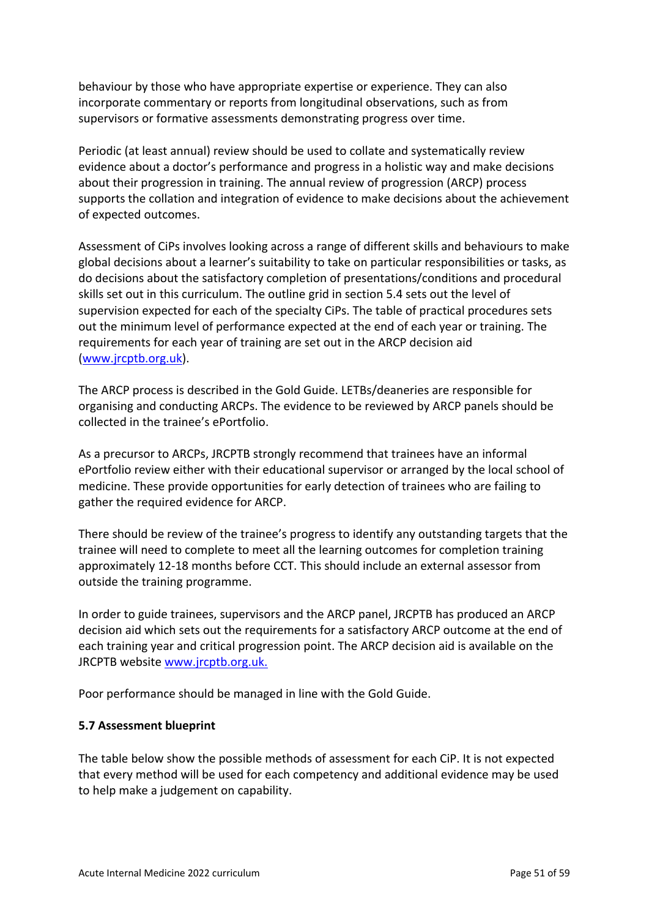behaviour by those who have appropriate expertise or experience. They can also incorporate commentary or reports from longitudinal observations, such as from supervisors or formative assessments demonstrating progress over time.

Periodic (at least annual) review should be used to collate and systematically review evidence about a doctor's performance and progress in a holistic way and make decisions about their progression in training. The annual review of progression (ARCP) process supports the collation and integration of evidence to make decisions about the achievement of expected outcomes.

Assessment of CiPs involves looking across a range of different skills and behaviours to make global decisions about a learner's suitability to take on particular responsibilities or tasks, as do decisions about the satisfactory completion of presentations/conditions and procedural skills set out in this curriculum. The outline grid in section 5.4 sets out the level of supervision expected for each of the specialty CiPs. The table of practical procedures sets out the minimum level of performance expected at the end of each year or training. The requirements for each year of training are set out in the ARCP decision aid (www.jrcptb.org.uk).

The ARCP process is described in the Gold Guide. LETBs/deaneries are responsible for organising and conducting ARCPs. The evidence to be reviewed by ARCP panels should be collected in the trainee's ePortfolio.

As a precursor to ARCPs, JRCPTB strongly recommend that trainees have an informal ePortfolio review either with their educational supervisor or arranged by the local school of medicine. These provide opportunities for early detection of trainees who are failing to gather the required evidence for ARCP.

There should be review of the trainee's progress to identify any outstanding targets that the trainee will need to complete to meet all the learning outcomes for completion training approximately 12-18 months before CCT. This should include an external assessor from outside the training programme.

In order to guide trainees, supervisors and the ARCP panel, JRCPTB has produced an ARCP decision aid which sets out the requirements for a satisfactory ARCP outcome at the end of each training year and critical progression point. The ARCP decision aid is available on the JRCPTB website www.jrcptb.org.uk.

Poor performance should be managed in line with the Gold Guide.

### 5.7 Assessment blueprint

The table below show the possible methods of assessment for each CiP. It is not expected that every method will be used for each competency and additional evidence may be used to help make a judgement on capability.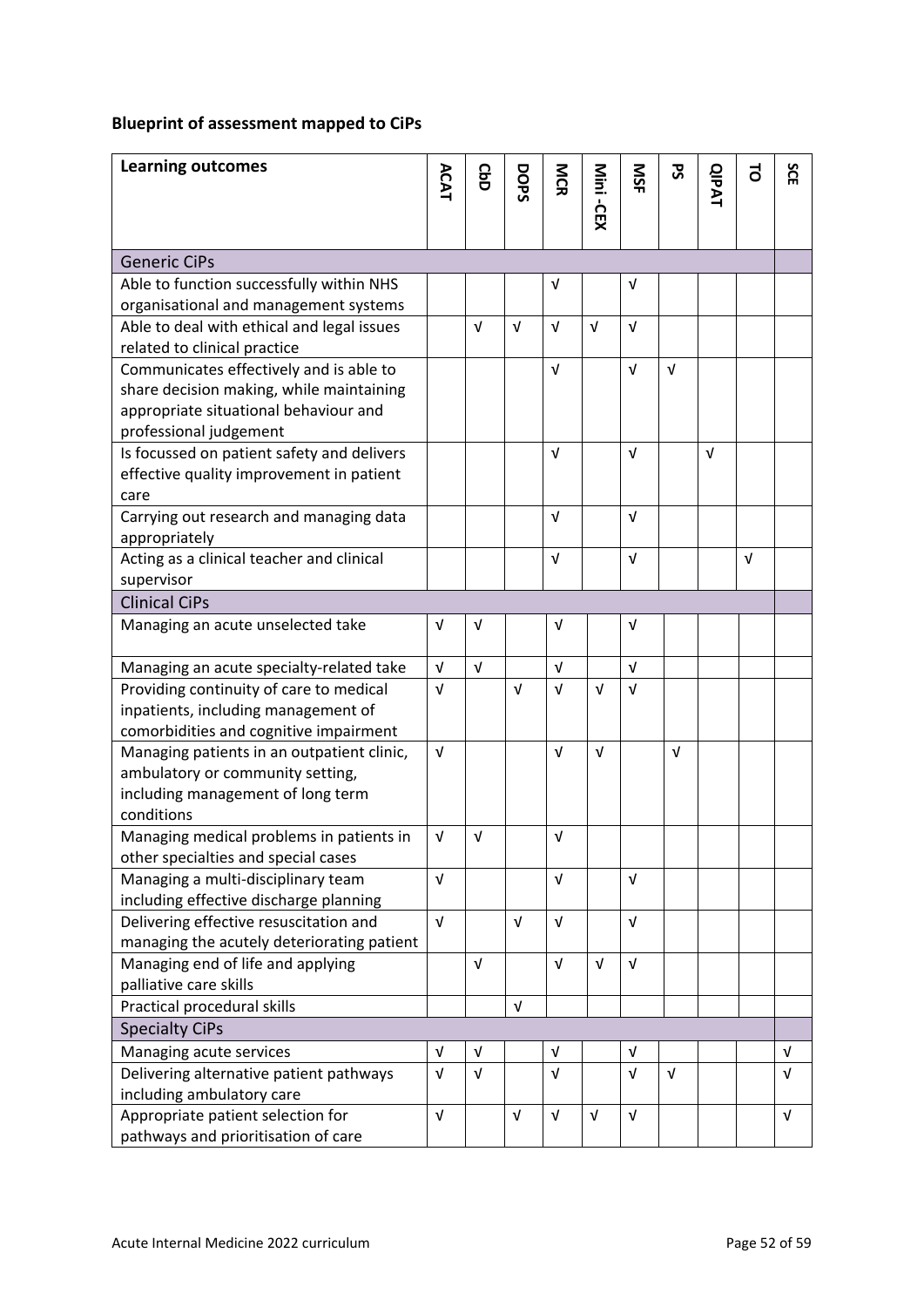**Blueprint of assessment mapped to CiPs**

| Learning outcomes | ACAT | CbD | DOPS | MCR | Mini -CEX | MSF | PS | QIPAT | TO | SCE |
|---|---|---|---|---|---|---|---|---|---|---|
| Generic CiPs | | | | | | | | | | |
| Able to function successfully within NHS organisational and management systems | | | | √ | | √ | | | | |
| Able to deal with ethical and legal issues related to clinical practice | | √ | √ | √ | √ | √ | | | | |
| Communicates effectively and is able to share decision making, while maintaining appropriate situational behaviour and professional judgement | | | | √ | | √ | √ | | | |
| Is focussed on patient safety and delivers effective quality improvement in patient care | | | | √ | | √ | | √ | | |
| Carrying out research and managing data appropriately | | | | √ | | √ | | | | |
| Acting as a clinical teacher and clinical supervisor | | | | √ | | √ | | | √ | |
| Clinical CiPs | | | | | | | | | | |
| Managing an acute unselected take | √ | √ | | √ | | √ | | | | |
| Managing an acute specialty-related take | √ | √ | | √ | | √ | | | | |
| Providing continuity of care to medical inpatients, including management of comorbidities and cognitive impairment | √ | | √ | √ | √ | √ | | | | |
| Managing patients in an outpatient clinic, ambulatory or community setting, including management of long term conditions | √ | | | √ | √ | | √ | | | |
| Managing medical problems in patients in other specialties and special cases | √ | √ | | √ | | | | | | |
| Managing a multi-disciplinary team including effective discharge planning | √ | | | √ | | √ | | | | |
| Delivering effective resuscitation and managing the acutely deteriorating patient | √ | | √ | √ | | √ | | | | |
| Managing end of life and applying palliative care skills | | √ | | √ | √ | √ | | | | |
| Practical procedural skills | | | √ | | | | | | | |
| Specialty CiPs | | | | | | | | | | |
| Managing acute services | √ | √ | | √ | | √ | | | | √ |
| Delivering alternative patient pathways including ambulatory care | √ | √ | | √ | | √ | √ | | | √ |
| Appropriate patient selection for pathways and prioritisation of care | √ | | √ | √ | √ | √ | | | | √ |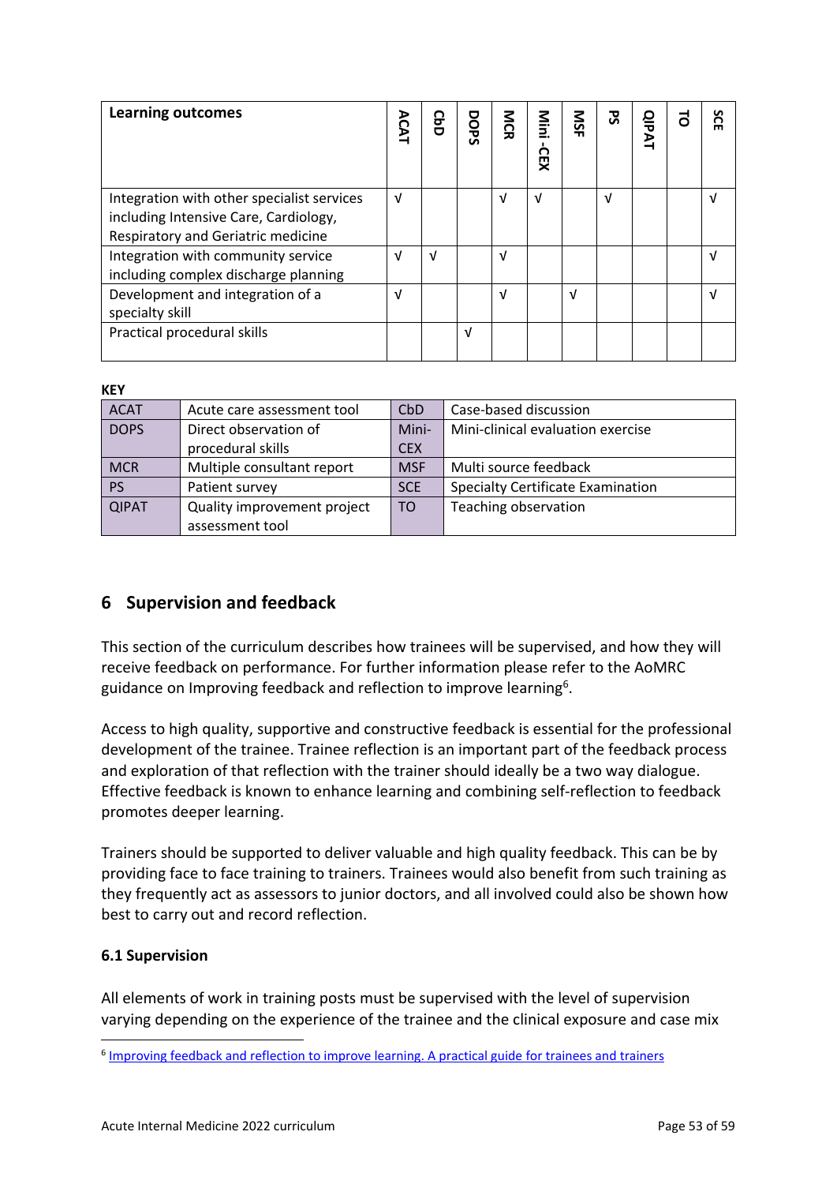| Learning outcomes | ACAT | CbD | DOPS | MCR | Mini -CEX | MSF | PS | QIPAT | TO | SCE |
|---|---|---|---|---|---|---|---|---|---|---|
| Integration with other specialist services including Intensive Care, Cardiology, Respiratory and Geriatric medicine | √ | | | √ | √ | | √ | | | √ |
| Integration with community service including complex discharge planning | √ | √ | | √ | | | | | | √ |
| Development and integration of a specialty skill | √ | | | √ | | √ | | | | √ |
| Practical procedural skills | | | √ | | | | | | | |

**KEY**

| | | | |
|---|---|---|---|
| ACAT | Acute care assessment tool | CbD | Case-based discussion |
| DOPS | Direct observation of procedural skills | Mini-CEX | Mini-clinical evaluation exercise |
| MCR | Multiple consultant report | MSF | Multi source feedback |
| PS | Patient survey | SCE | Specialty Certificate Examination |
| QIPAT | Quality improvement project assessment tool | TO | Teaching observation |

## 6 Supervision and feedback

This section of the curriculum describes how trainees will be supervised, and how they will receive feedback on performance. For further information please refer to the AoMRC guidance on Improving feedback and reflection to improve learning[6].

Access to high quality, supportive and constructive feedback is essential for the professional development of the trainee. Trainee reflection is an important part of the feedback process and exploration of that reflection with the trainer should ideally be a two way dialogue. Effective feedback is known to enhance learning and combining self-reflection to feedback promotes deeper learning.

Trainers should be supported to deliver valuable and high quality feedback. This can be by providing face to face training to trainers. Trainees would also benefit from such training as they frequently act as assessors to junior doctors, and all involved could also be shown how best to carry out and record reflection.

### 6.1 Supervision

All elements of work in training posts must be supervised with the level of supervision varying depending on the experience of the trainee and the clinical exposure and case mix

[6] Improving feedback and reflection to improve learning. A practical guide for trainees and trainers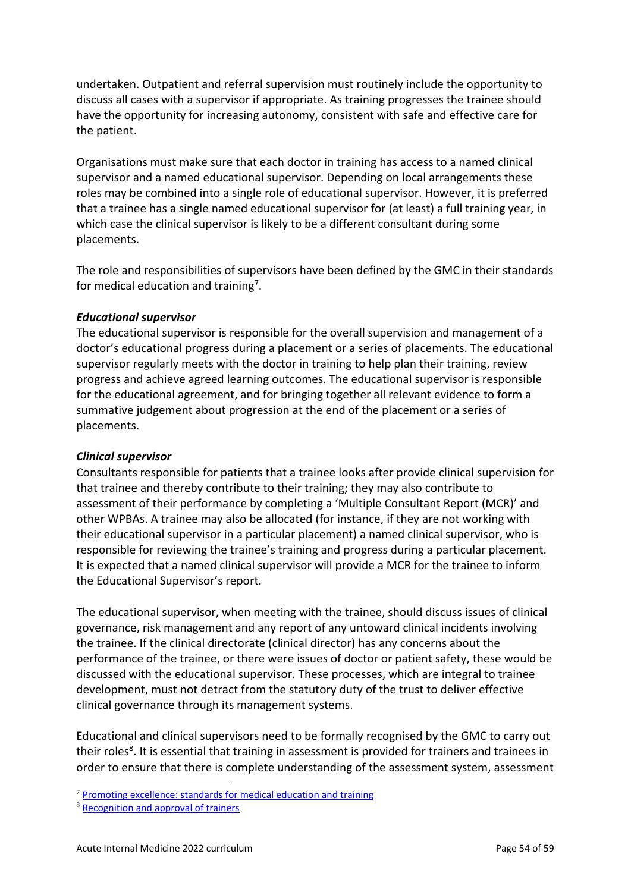undertaken. Outpatient and referral supervision must routinely include the opportunity to discuss all cases with a supervisor if appropriate. As training progresses the trainee should have the opportunity for increasing autonomy, consistent with safe and effective care for the patient.

Organisations must make sure that each doctor in training has access to a named clinical supervisor and a named educational supervisor. Depending on local arrangements these roles may be combined into a single role of educational supervisor. However, it is preferred that a trainee has a single named educational supervisor for (at least) a full training year, in which case the clinical supervisor is likely to be a different consultant during some placements.

The role and responsibilities of supervisors have been defined by the GMC in their standards for medical education and training[7].

***Educational supervisor***
The educational supervisor is responsible for the overall supervision and management of a doctor's educational progress during a placement or a series of placements. The educational supervisor regularly meets with the doctor in training to help plan their training, review progress and achieve agreed learning outcomes. The educational supervisor is responsible for the educational agreement, and for bringing together all relevant evidence to form a summative judgement about progression at the end of the placement or a series of placements.

***Clinical supervisor***
Consultants responsible for patients that a trainee looks after provide clinical supervision for that trainee and thereby contribute to their training; they may also contribute to assessment of their performance by completing a 'Multiple Consultant Report (MCR)' and other WPBAs. A trainee may also be allocated (for instance, if they are not working with their educational supervisor in a particular placement) a named clinical supervisor, who is responsible for reviewing the trainee's training and progress during a particular placement. It is expected that a named clinical supervisor will provide a MCR for the trainee to inform the Educational Supervisor's report.

The educational supervisor, when meeting with the trainee, should discuss issues of clinical governance, risk management and any report of any untoward clinical incidents involving the trainee. If the clinical directorate (clinical director) has any concerns about the performance of the trainee, or there were issues of doctor or patient safety, these would be discussed with the educational supervisor. These processes, which are integral to trainee development, must not detract from the statutory duty of the trust to deliver effective clinical governance through its management systems.

Educational and clinical supervisors need to be formally recognised by the GMC to carry out their roles[8]. It is essential that training in assessment is provided for trainers and trainees in order to ensure that there is complete understanding of the assessment system, assessment

---

[7] Promoting excellence: standards for medical education and training

[8] Recognition and approval of trainers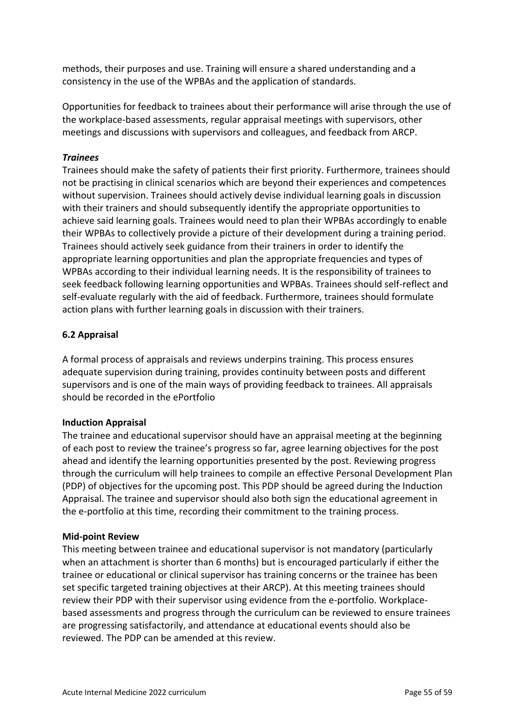methods, their purposes and use. Training will ensure a shared understanding and a consistency in the use of the WPBAs and the application of standards.

Opportunities for feedback to trainees about their performance will arise through the use of the workplace-based assessments, regular appraisal meetings with supervisors, other meetings and discussions with supervisors and colleagues, and feedback from ARCP.

***Trainees***

Trainees should make the safety of patients their first priority. Furthermore, trainees should not be practising in clinical scenarios which are beyond their experiences and competences without supervision. Trainees should actively devise individual learning goals in discussion with their trainers and should subsequently identify the appropriate opportunities to achieve said learning goals. Trainees would need to plan their WPBAs accordingly to enable their WPBAs to collectively provide a picture of their development during a training period. Trainees should actively seek guidance from their trainers in order to identify the appropriate learning opportunities and plan the appropriate frequencies and types of WPBAs according to their individual learning needs. It is the responsibility of trainees to seek feedback following learning opportunities and WPBAs. Trainees should self-reflect and self-evaluate regularly with the aid of feedback. Furthermore, trainees should formulate action plans with further learning goals in discussion with their trainers.

### 6.2 Appraisal

A formal process of appraisals and reviews underpins training. This process ensures adequate supervision during training, provides continuity between posts and different supervisors and is one of the main ways of providing feedback to trainees. All appraisals should be recorded in the ePortfolio

**Induction Appraisal**

The trainee and educational supervisor should have an appraisal meeting at the beginning of each post to review the trainee's progress so far, agree learning objectives for the post ahead and identify the learning opportunities presented by the post. Reviewing progress through the curriculum will help trainees to compile an effective Personal Development Plan (PDP) of objectives for the upcoming post. This PDP should be agreed during the Induction Appraisal. The trainee and supervisor should also both sign the educational agreement in the e-portfolio at this time, recording their commitment to the training process.

**Mid-point Review**

This meeting between trainee and educational supervisor is not mandatory (particularly when an attachment is shorter than 6 months) but is encouraged particularly if either the trainee or educational or clinical supervisor has training concerns or the trainee has been set specific targeted training objectives at their ARCP). At this meeting trainees should review their PDP with their supervisor using evidence from the e-portfolio. Workplace-based assessments and progress through the curriculum can be reviewed to ensure trainees are progressing satisfactorily, and attendance at educational events should also be reviewed. The PDP can be amended at this review.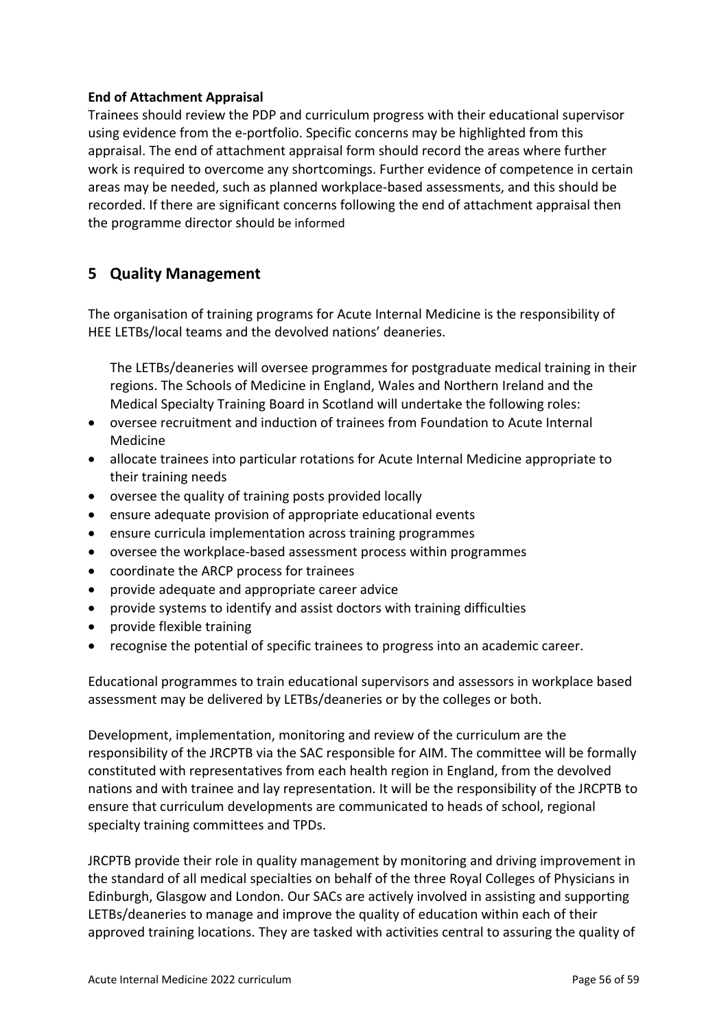**End of Attachment Appraisal**

Trainees should review the PDP and curriculum progress with their educational supervisor using evidence from the e-portfolio. Specific concerns may be highlighted from this appraisal. The end of attachment appraisal form should record the areas where further work is required to overcome any shortcomings. Further evidence of competence in certain areas may be needed, such as planned workplace-based assessments, and this should be recorded. If there are significant concerns following the end of attachment appraisal then the programme director should be informed

## 5 Quality Management

The organisation of training programs for Acute Internal Medicine is the responsibility of HEE LETBs/local teams and the devolved nations' deaneries.

The LETBs/deaneries will oversee programmes for postgraduate medical training in their regions. The Schools of Medicine in England, Wales and Northern Ireland and the Medical Specialty Training Board in Scotland will undertake the following roles:

- oversee recruitment and induction of trainees from Foundation to Acute Internal Medicine
- allocate trainees into particular rotations for Acute Internal Medicine appropriate to their training needs
- oversee the quality of training posts provided locally
- ensure adequate provision of appropriate educational events
- ensure curricula implementation across training programmes
- oversee the workplace-based assessment process within programmes
- coordinate the ARCP process for trainees
- provide adequate and appropriate career advice
- provide systems to identify and assist doctors with training difficulties
- provide flexible training
- recognise the potential of specific trainees to progress into an academic career.

Educational programmes to train educational supervisors and assessors in workplace based assessment may be delivered by LETBs/deaneries or by the colleges or both.

Development, implementation, monitoring and review of the curriculum are the responsibility of the JRCPTB via the SAC responsible for AIM. The committee will be formally constituted with representatives from each health region in England, from the devolved nations and with trainee and lay representation. It will be the responsibility of the JRCPTB to ensure that curriculum developments are communicated to heads of school, regional specialty training committees and TPDs.

JRCPTB provide their role in quality management by monitoring and driving improvement in the standard of all medical specialties on behalf of the three Royal Colleges of Physicians in Edinburgh, Glasgow and London. Our SACs are actively involved in assisting and supporting LETBs/deaneries to manage and improve the quality of education within each of their approved training locations. They are tasked with activities central to assuring the quality of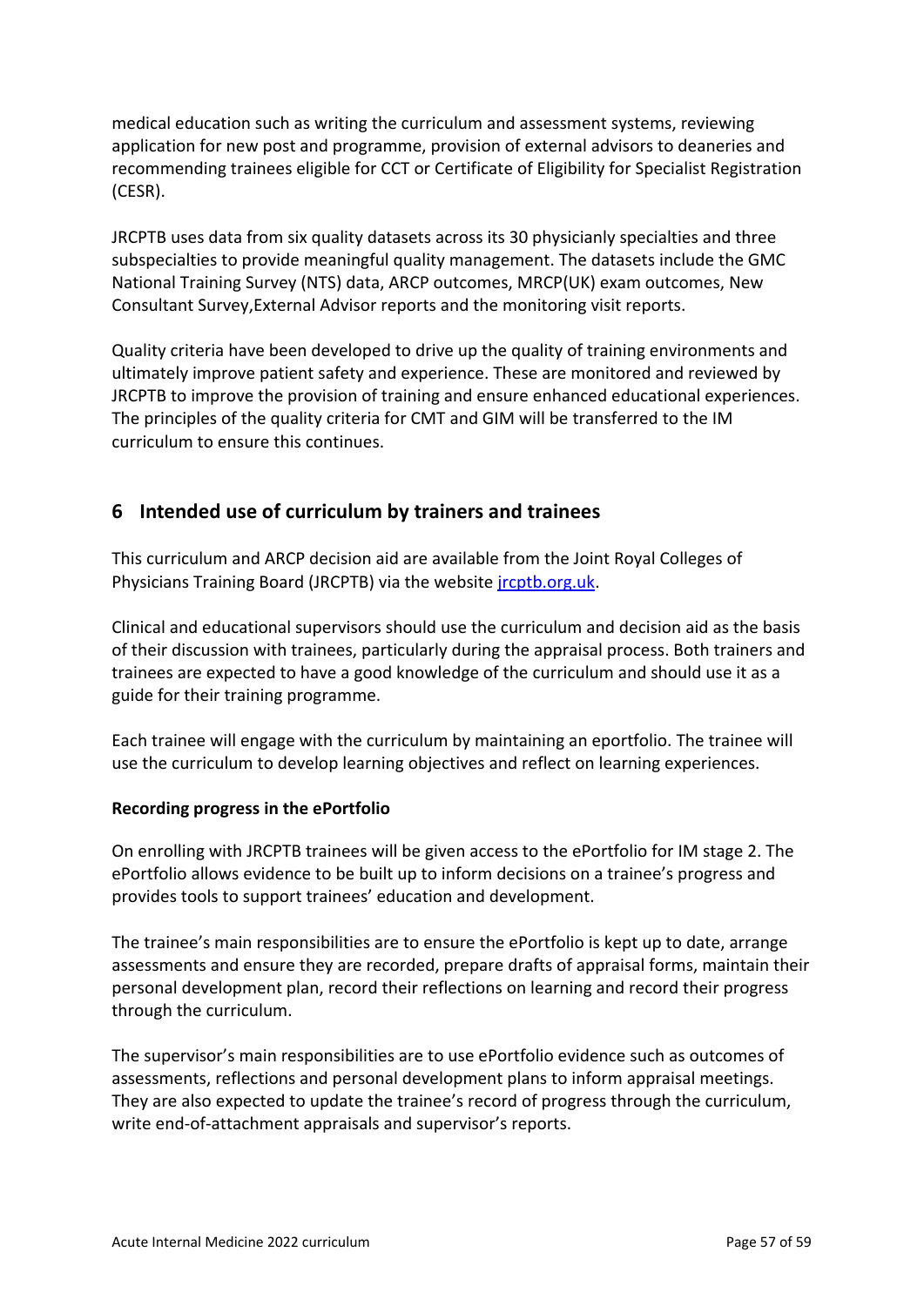medical education such as writing the curriculum and assessment systems, reviewing application for new post and programme, provision of external advisors to deaneries and recommending trainees eligible for CCT or Certificate of Eligibility for Specialist Registration (CESR).

JRCPTB uses data from six quality datasets across its 30 physicianly specialties and three subspecialties to provide meaningful quality management. The datasets include the GMC National Training Survey (NTS) data, ARCP outcomes, MRCP(UK) exam outcomes, New Consultant Survey,External Advisor reports and the monitoring visit reports.

Quality criteria have been developed to drive up the quality of training environments and ultimately improve patient safety and experience. These are monitored and reviewed by JRCPTB to improve the provision of training and ensure enhanced educational experiences. The principles of the quality criteria for CMT and GIM will be transferred to the IM curriculum to ensure this continues.

## 6 Intended use of curriculum by trainers and trainees

This curriculum and ARCP decision aid are available from the Joint Royal Colleges of Physicians Training Board (JRCPTB) via the website [jrcptb.org.uk](jrcptb.org.uk).

Clinical and educational supervisors should use the curriculum and decision aid as the basis of their discussion with trainees, particularly during the appraisal process. Both trainers and trainees are expected to have a good knowledge of the curriculum and should use it as a guide for their training programme.

Each trainee will engage with the curriculum by maintaining an eportfolio. The trainee will use the curriculum to develop learning objectives and reflect on learning experiences.

**Recording progress in the ePortfolio**

On enrolling with JRCPTB trainees will be given access to the ePortfolio for IM stage 2. The ePortfolio allows evidence to be built up to inform decisions on a trainee's progress and provides tools to support trainees' education and development.

The trainee's main responsibilities are to ensure the ePortfolio is kept up to date, arrange assessments and ensure they are recorded, prepare drafts of appraisal forms, maintain their personal development plan, record their reflections on learning and record their progress through the curriculum.

The supervisor's main responsibilities are to use ePortfolio evidence such as outcomes of assessments, reflections and personal development plans to inform appraisal meetings. They are also expected to update the trainee's record of progress through the curriculum, write end-of-attachment appraisals and supervisor's reports.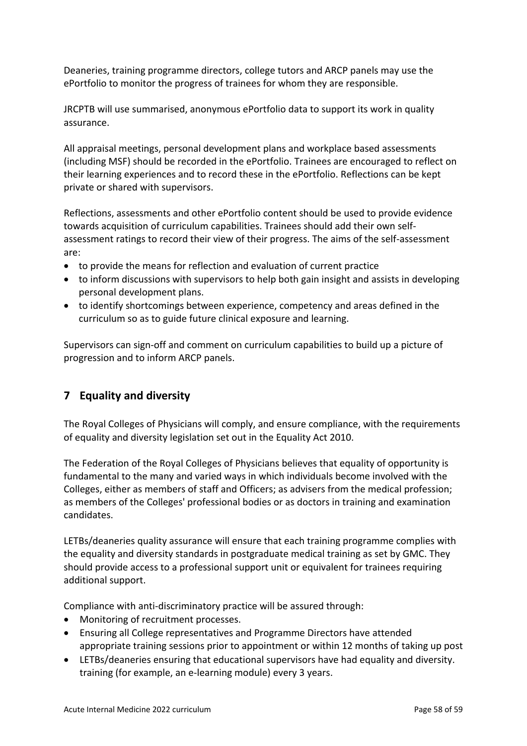Deaneries, training programme directors, college tutors and ARCP panels may use the ePortfolio to monitor the progress of trainees for whom they are responsible.

JRCPTB will use summarised, anonymous ePortfolio data to support its work in quality assurance.

All appraisal meetings, personal development plans and workplace based assessments (including MSF) should be recorded in the ePortfolio. Trainees are encouraged to reflect on their learning experiences and to record these in the ePortfolio. Reflections can be kept private or shared with supervisors.

Reflections, assessments and other ePortfolio content should be used to provide evidence towards acquisition of curriculum capabilities. Trainees should add their own self-assessment ratings to record their view of their progress. The aims of the self-assessment are:

- to provide the means for reflection and evaluation of current practice
- to inform discussions with supervisors to help both gain insight and assists in developing personal development plans.
- to identify shortcomings between experience, competency and areas defined in the curriculum so as to guide future clinical exposure and learning.

Supervisors can sign-off and comment on curriculum capabilities to build up a picture of progression and to inform ARCP panels.

## 7 Equality and diversity

The Royal Colleges of Physicians will comply, and ensure compliance, with the requirements of equality and diversity legislation set out in the Equality Act 2010.

The Federation of the Royal Colleges of Physicians believes that equality of opportunity is fundamental to the many and varied ways in which individuals become involved with the Colleges, either as members of staff and Officers; as advisers from the medical profession; as members of the Colleges' professional bodies or as doctors in training and examination candidates.

LETBs/deaneries quality assurance will ensure that each training programme complies with the equality and diversity standards in postgraduate medical training as set by GMC. They should provide access to a professional support unit or equivalent for trainees requiring additional support.

Compliance with anti-discriminatory practice will be assured through:

- Monitoring of recruitment processes.
- Ensuring all College representatives and Programme Directors have attended appropriate training sessions prior to appointment or within 12 months of taking up post
- LETBs/deaneries ensuring that educational supervisors have had equality and diversity. training (for example, an e-learning module) every 3 years.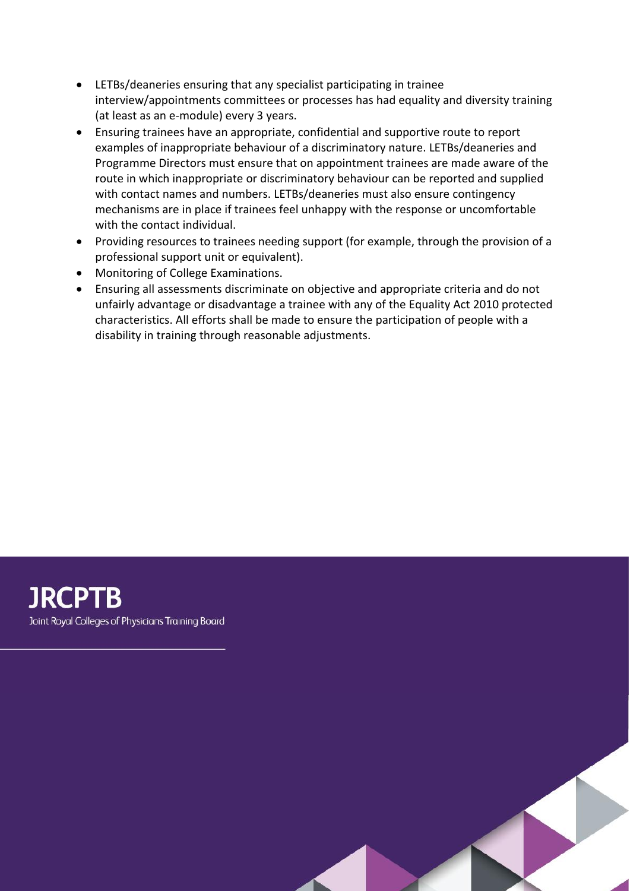- LETBs/deaneries ensuring that any specialist participating in trainee interview/appointments committees or processes has had equality and diversity training (at least as an e-module) every 3 years.
- Ensuring trainees have an appropriate, confidential and supportive route to report examples of inappropriate behaviour of a discriminatory nature. LETBs/deaneries and Programme Directors must ensure that on appointment trainees are made aware of the route in which inappropriate or discriminatory behaviour can be reported and supplied with contact names and numbers. LETBs/deaneries must also ensure contingency mechanisms are in place if trainees feel unhappy with the response or uncomfortable with the contact individual.
- Providing resources to trainees needing support (for example, through the provision of a professional support unit or equivalent).
- Monitoring of College Examinations.
- Ensuring all assessments discriminate on objective and appropriate criteria and do not unfairly advantage or disadvantage a trainee with any of the Equality Act 2010 protected characteristics. All efforts shall be made to ensure the participation of people with a disability in training through reasonable adjustments.

**JRCPTB**
Joint Royal Colleges of Physicians Training Board